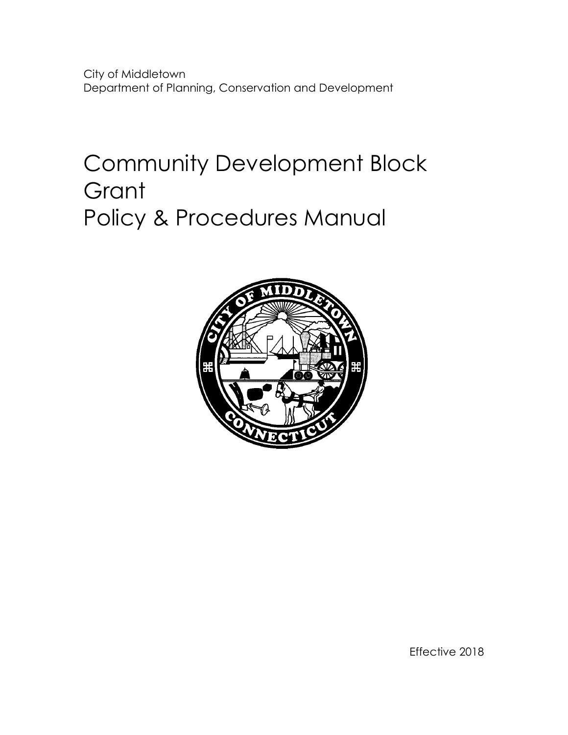City of Middletown
Department of Planning, Conservation and Development

# Community Development Block Grant Policy & Procedures Manual

Effective 2018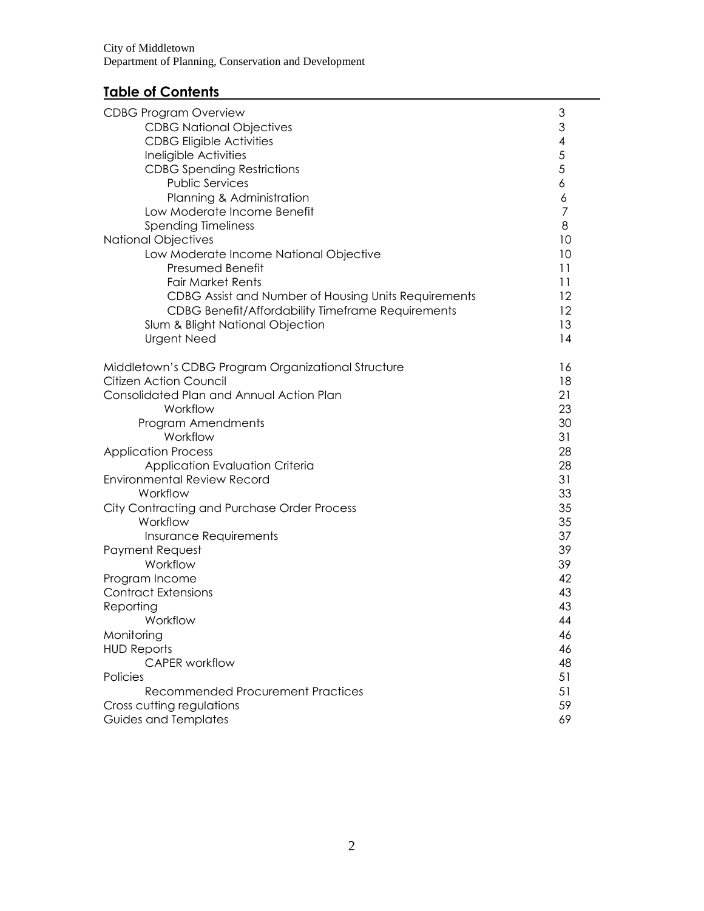City of Middletown
Department of Planning, Conservation and Development

## Table of Contents

| | |
|---|---|
| CDBG Program Overview | 3 |
| &nbsp;&nbsp;&nbsp;&nbsp;CDBG National Objectives | 3 |
| &nbsp;&nbsp;&nbsp;&nbsp;CDBG Eligible Activities | 4 |
| &nbsp;&nbsp;&nbsp;&nbsp;Ineligible Activities | 5 |
| &nbsp;&nbsp;&nbsp;&nbsp;CDBG Spending Restrictions | 5 |
| &nbsp;&nbsp;&nbsp;&nbsp;&nbsp;&nbsp;&nbsp;&nbsp;Public Services | 6 |
| &nbsp;&nbsp;&nbsp;&nbsp;&nbsp;&nbsp;&nbsp;&nbsp;Planning & Administration | 6 |
| &nbsp;&nbsp;&nbsp;&nbsp;Low Moderate Income Benefit | 7 |
| &nbsp;&nbsp;&nbsp;&nbsp;Spending Timeliness | 8 |
| National Objectives | 10 |
| &nbsp;&nbsp;&nbsp;&nbsp;Low Moderate Income National Objective | 10 |
| &nbsp;&nbsp;&nbsp;&nbsp;&nbsp;&nbsp;&nbsp;&nbsp;Presumed Benefit | 11 |
| &nbsp;&nbsp;&nbsp;&nbsp;&nbsp;&nbsp;&nbsp;&nbsp;Fair Market Rents | 11 |
| &nbsp;&nbsp;&nbsp;&nbsp;&nbsp;&nbsp;&nbsp;&nbsp;CDBG Assist and Number of Housing Units Requirements | 12 |
| &nbsp;&nbsp;&nbsp;&nbsp;&nbsp;&nbsp;&nbsp;&nbsp;CDBG Benefit/Affordability Timeframe Requirements | 12 |
| &nbsp;&nbsp;&nbsp;&nbsp;Slum & Blight National Objection | 13 |
| &nbsp;&nbsp;&nbsp;&nbsp;Urgent Need | 14 |
| Middletown's CDBG Program Organizational Structure | 16 |
| Citizen Action Council | 18 |
| Consolidated Plan and Annual Action Plan | 21 |
| &nbsp;&nbsp;&nbsp;&nbsp;&nbsp;&nbsp;&nbsp;&nbsp;Workflow | 23 |
| &nbsp;&nbsp;&nbsp;&nbsp;Program Amendments | 30 |
| &nbsp;&nbsp;&nbsp;&nbsp;&nbsp;&nbsp;&nbsp;&nbsp;Workflow | 31 |
| Application Process | 28 |
| &nbsp;&nbsp;&nbsp;&nbsp;Application Evaluation Criteria | 28 |
| Environmental Review Record | 31 |
| &nbsp;&nbsp;&nbsp;&nbsp;Workflow | 33 |
| City Contracting and Purchase Order Process | 35 |
| &nbsp;&nbsp;&nbsp;&nbsp;Workflow | 35 |
| &nbsp;&nbsp;&nbsp;&nbsp;Insurance Requirements | 37 |
| Payment Request | 39 |
| &nbsp;&nbsp;&nbsp;&nbsp;Workflow | 39 |
| Program Income | 42 |
| Contract Extensions | 43 |
| Reporting | 43 |
| &nbsp;&nbsp;&nbsp;&nbsp;Workflow | 44 |
| Monitoring | 46 |
| HUD Reports | 46 |
| &nbsp;&nbsp;&nbsp;&nbsp;CAPER workflow | 48 |
| Policies | 51 |
| &nbsp;&nbsp;&nbsp;&nbsp;Recommended Procurement Practices | 51 |
| Cross cutting regulations | 59 |
| Guides and Templates | 69 |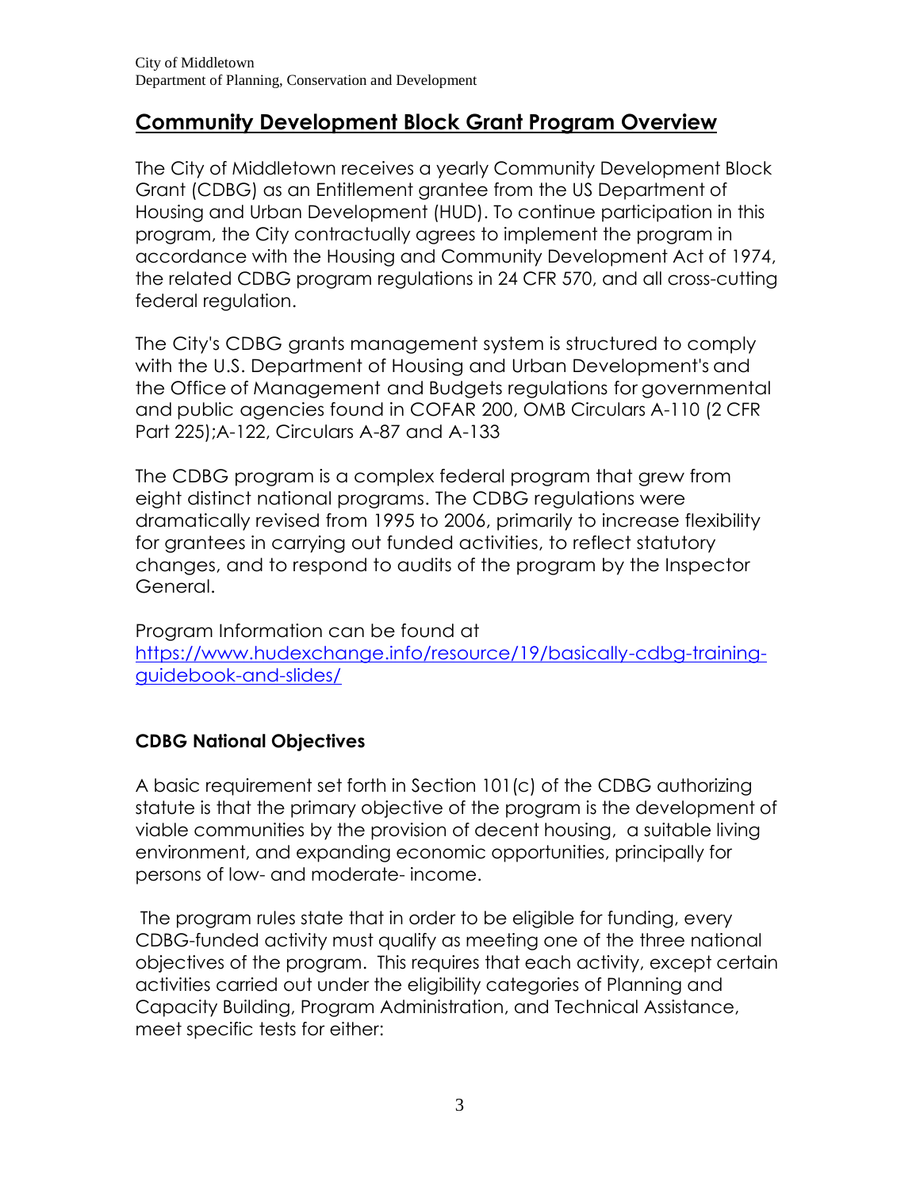City of Middletown
Department of Planning, Conservation and Development

## Community Development Block Grant Program Overview

The City of Middletown receives a yearly Community Development Block Grant (CDBG) as an Entitlement grantee from the US Department of Housing and Urban Development (HUD). To continue participation in this program, the City contractually agrees to implement the program in accordance with the Housing and Community Development Act of 1974, the related CDBG program regulations in 24 CFR 570, and all cross-cutting federal regulation.

The City's CDBG grants management system is structured to comply with the U.S. Department of Housing and Urban Development's and the Office of Management and Budgets regulations for governmental and public agencies found in COFAR 200, OMB Circulars A-110 (2 CFR Part 225);A-122, Circulars A-87 and A-133

The CDBG program is a complex federal program that grew from eight distinct national programs. The CDBG regulations were dramatically revised from 1995 to 2006, primarily to increase flexibility for grantees in carrying out funded activities, to reflect statutory changes, and to respond to audits of the program by the Inspector General.

Program Information can be found at
https://www.hudexchange.info/resource/19/basically-cdbg-training-guidebook-and-slides/

### CDBG National Objectives

A basic requirement set forth in Section 101(c) of the CDBG authorizing statute is that the primary objective of the program is the development of viable communities by the provision of decent housing, a suitable living environment, and expanding economic opportunities, principally for persons of low- and moderate- income.

The program rules state that in order to be eligible for funding, every CDBG-funded activity must qualify as meeting one of the three national objectives of the program. This requires that each activity, except certain activities carried out under the eligibility categories of Planning and Capacity Building, Program Administration, and Technical Assistance, meet specific tests for either: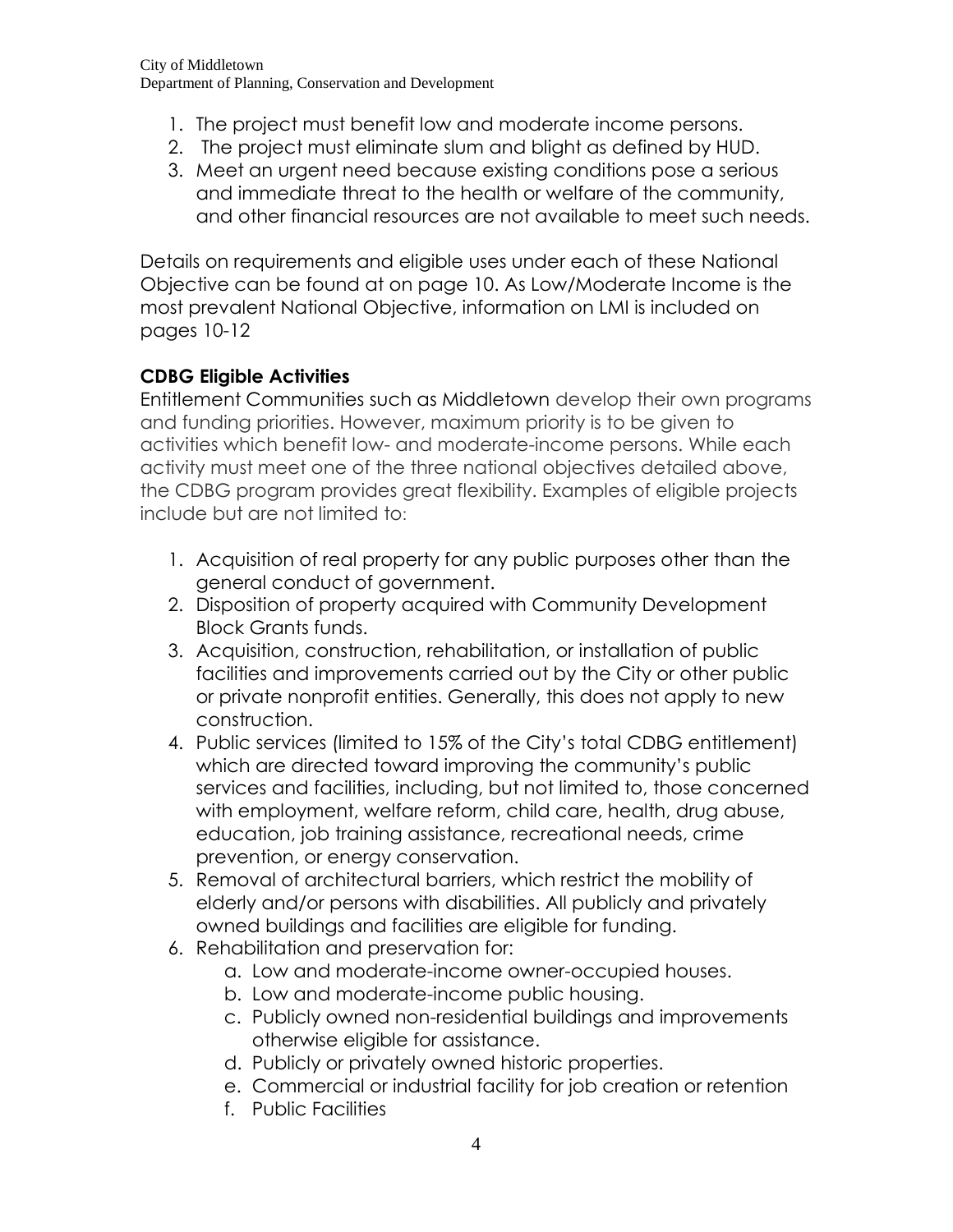1. The project must benefit low and moderate income persons.
2. The project must eliminate slum and blight as defined by HUD.
3. Meet an urgent need because existing conditions pose a serious and immediate threat to the health or welfare of the community, and other financial resources are not available to meet such needs.

Details on requirements and eligible uses under each of these National Objective can be found at on page 10. As Low/Moderate Income is the most prevalent National Objective, information on LMI is included on pages 10-12

**CDBG Eligible Activities**

Entitlement Communities such as Middletown develop their own programs and funding priorities. However, maximum priority is to be given to activities which benefit low- and moderate-income persons. While each activity must meet one of the three national objectives detailed above, the CDBG program provides great flexibility. Examples of eligible projects include but are not limited to:

1. Acquisition of real property for any public purposes other than the general conduct of government.
2. Disposition of property acquired with Community Development Block Grants funds.
3. Acquisition, construction, rehabilitation, or installation of public facilities and improvements carried out by the City or other public or private nonprofit entities. Generally, this does not apply to new construction.
4. Public services (limited to 15% of the City's total CDBG entitlement) which are directed toward improving the community's public services and facilities, including, but not limited to, those concerned with employment, welfare reform, child care, health, drug abuse, education, job training assistance, recreational needs, crime prevention, or energy conservation.
5. Removal of architectural barriers, which restrict the mobility of elderly and/or persons with disabilities. All publicly and privately owned buildings and facilities are eligible for funding.
6. Rehabilitation and preservation for:
   a. Low and moderate-income owner-occupied houses.
   b. Low and moderate-income public housing.
   c. Publicly owned non-residential buildings and improvements otherwise eligible for assistance.
   d. Publicly or privately owned historic properties.
   e. Commercial or industrial facility for job creation or retention
   f. Public Facilities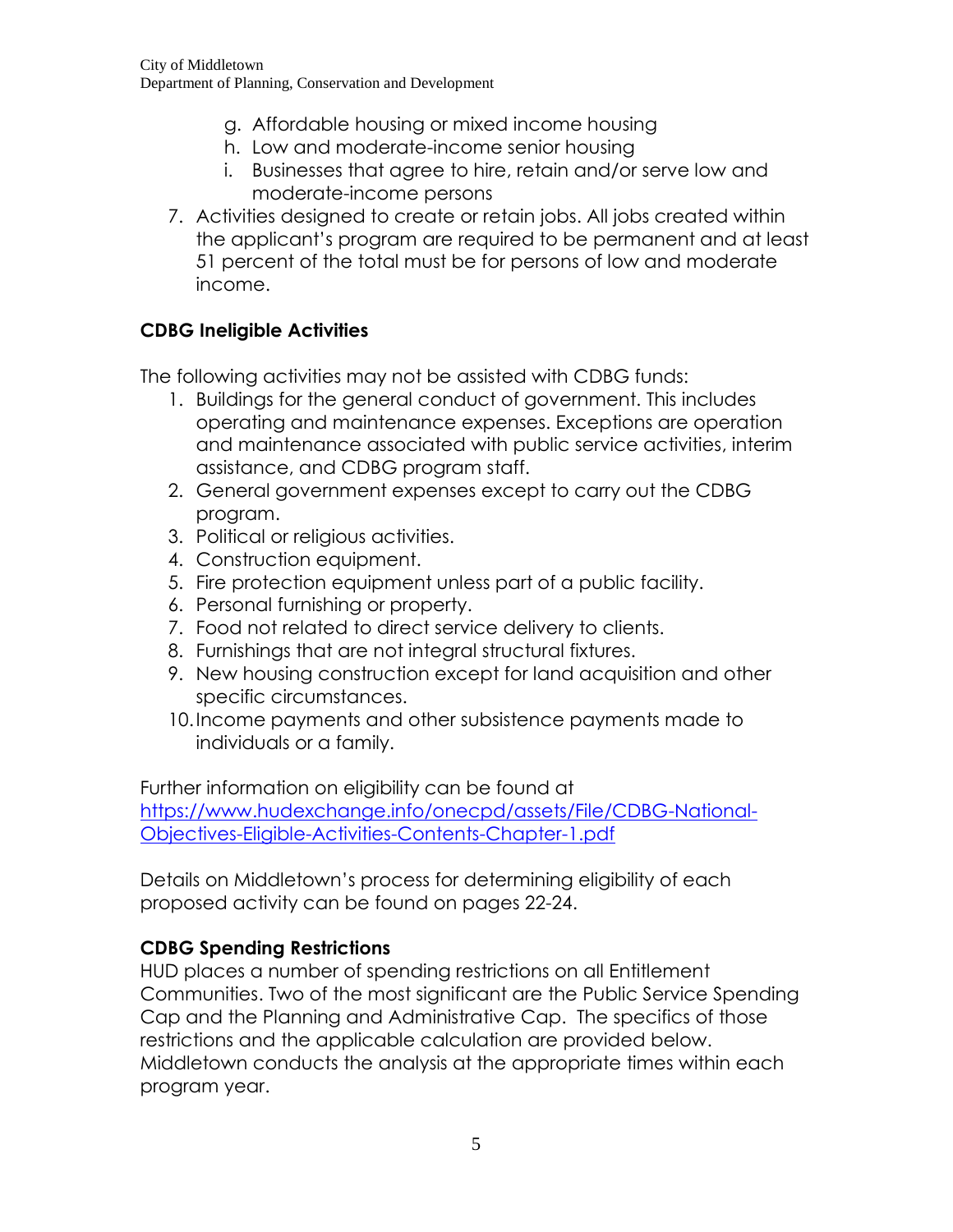g. Affordable housing or mixed income housing
   h. Low and moderate-income senior housing
   i. Businesses that agree to hire, retain and/or serve low and moderate-income persons

7. Activities designed to create or retain jobs. All jobs created within the applicant's program are required to be permanent and at least 51 percent of the total must be for persons of low and moderate income.

**CDBG Ineligible Activities**

The following activities may not be assisted with CDBG funds:

1. Buildings for the general conduct of government. This includes operating and maintenance expenses. Exceptions are operation and maintenance associated with public service activities, interim assistance, and CDBG program staff.
2. General government expenses except to carry out the CDBG program.
3. Political or religious activities.
4. Construction equipment.
5. Fire protection equipment unless part of a public facility.
6. Personal furnishing or property.
7. Food not related to direct service delivery to clients.
8. Furnishings that are not integral structural fixtures.
9. New housing construction except for land acquisition and other specific circumstances.
10. Income payments and other subsistence payments made to individuals or a family.

Further information on eligibility can be found at https://www.hudexchange.info/onecpd/assets/File/CDBG-National-Objectives-Eligible-Activities-Contents-Chapter-1.pdf

Details on Middletown's process for determining eligibility of each proposed activity can be found on pages 22-24.

**CDBG Spending Restrictions**

HUD places a number of spending restrictions on all Entitlement Communities. Two of the most significant are the Public Service Spending Cap and the Planning and Administrative Cap. The specifics of those restrictions and the applicable calculation are provided below. Middletown conducts the analysis at the appropriate times within each program year.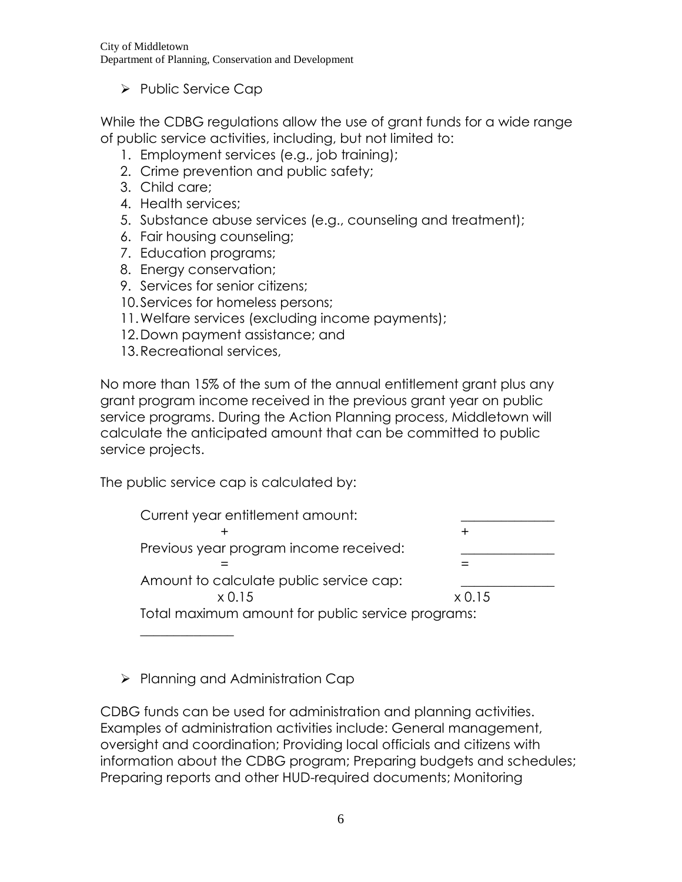- Public Service Cap

While the CDBG regulations allow the use of grant funds for a wide range of public service activities, including, but not limited to:

1. Employment services (e.g., job training);
2. Crime prevention and public safety;
3. Child care;
4. Health services;
5. Substance abuse services (e.g., counseling and treatment);
6. Fair housing counseling;
7. Education programs;
8. Energy conservation;
9. Services for senior citizens;
10. Services for homeless persons;
11. Welfare services (excluding income payments);
12. Down payment assistance; and
13. Recreational services,

No more than 15% of the sum of the annual entitlement grant plus any grant program income received in the previous grant year on public service programs. During the Action Planning process, Middletown will calculate the anticipated amount that can be committed to public service projects.

The public service cap is calculated by:

| | |
|---|---|
| Current year entitlement amount: | ______________ |
| + | + |
| Previous year program income received: | ______________ |
| = | = |
| Amount to calculate public service cap: | ______________ |
| x 0.15 | x 0.15 |
| Total maximum amount for public service programs: | |
| ______________ | |

- Planning and Administration Cap

CDBG funds can be used for administration and planning activities. Examples of administration activities include: General management, oversight and coordination; Providing local officials and citizens with information about the CDBG program; Preparing budgets and schedules; Preparing reports and other HUD-required documents; Monitoring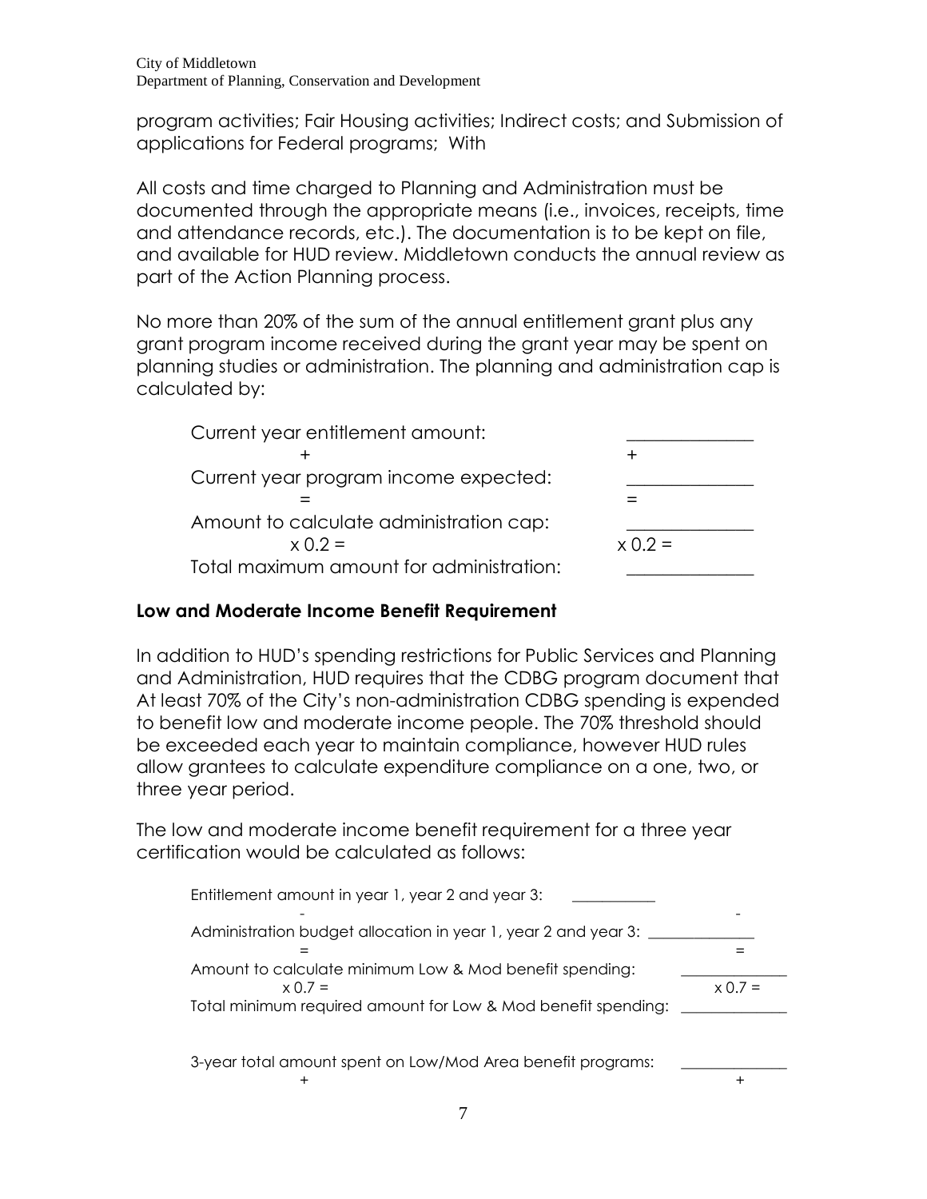program activities; Fair Housing activities; Indirect costs; and Submission of applications for Federal programs; With

All costs and time charged to Planning and Administration must be documented through the appropriate means (i.e., invoices, receipts, time and attendance records, etc.). The documentation is to be kept on file, and available for HUD review. Middletown conducts the annual review as part of the Action Planning process.

No more than 20% of the sum of the annual entitlement grant plus any grant program income received during the grant year may be spent on planning studies or administration. The planning and administration cap is calculated by:

| | |
|---|---|
| Current year entitlement amount: | ______________ |
| + | + |
| Current year program income expected: | ______________ |
| = | = |
| Amount to calculate administration cap: | ______________ |
| x 0.2 = | x 0.2 = |
| Total maximum amount for administration: | ______________ |

**Low and Moderate Income Benefit Requirement**

In addition to HUD's spending restrictions for Public Services and Planning and Administration, HUD requires that the CDBG program document that At least 70% of the City's non-administration CDBG spending is expended to benefit low and moderate income people. The 70% threshold should be exceeded each year to maintain compliance, however HUD rules allow grantees to calculate expenditure compliance on a one, two, or three year period.

The low and moderate income benefit requirement for a three year certification would be calculated as follows:

| | |
|---|---|
| Entitlement amount in year 1, year 2 and year 3: ___________ | |
| - | - |
| Administration budget allocation in year 1, year 2 and year 3: | ______________ |
| = | = |
| Amount to calculate minimum Low & Mod benefit spending: | ______________ |
| x 0.7 = | x 0.7 = |
| Total minimum required amount for Low & Mod benefit spending: | ______________ |
| | |
| 3-year total amount spent on Low/Mod Area benefit programs: | ______________ |
| + | + |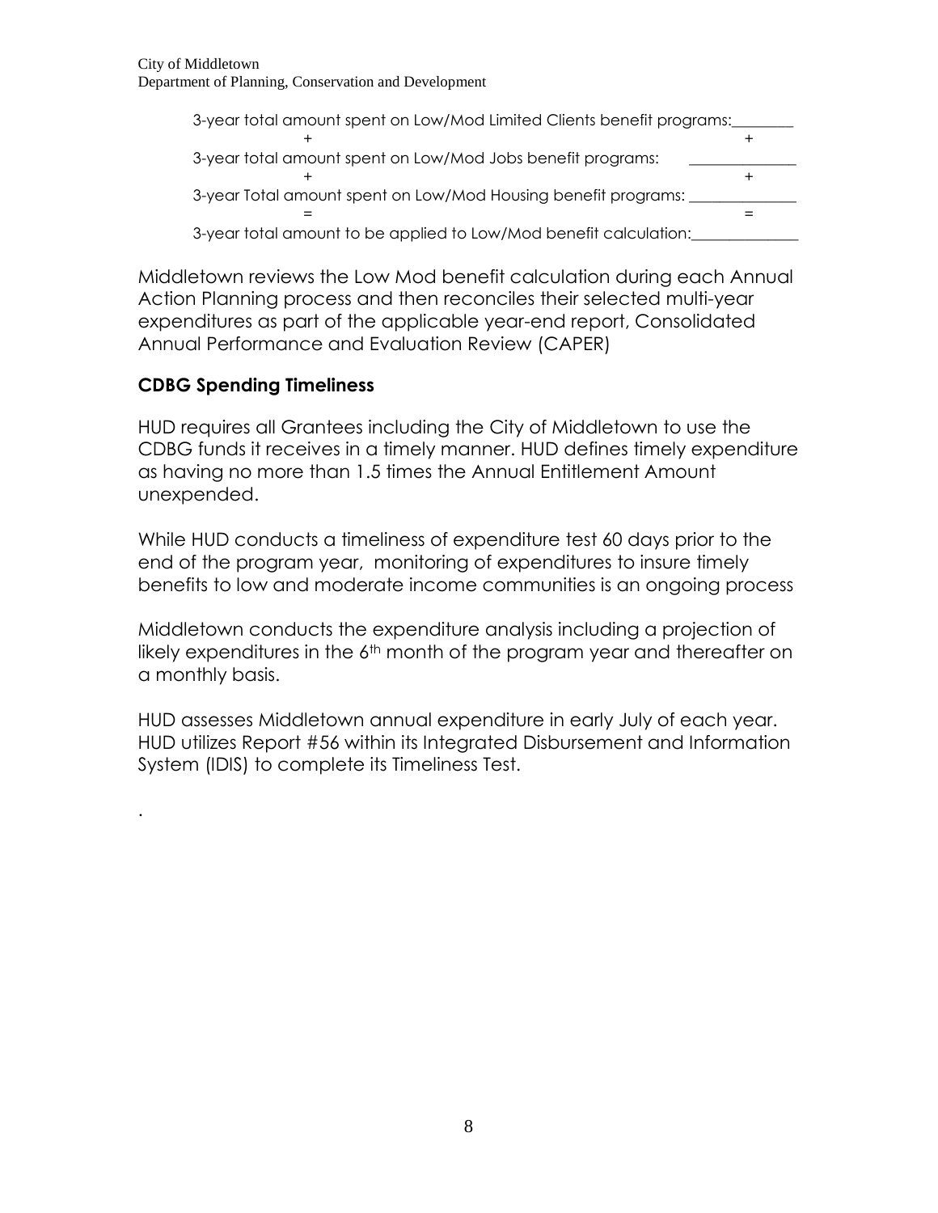3-year total amount spent on Low/Mod Limited Clients benefit programs:________

+ +

3-year total amount spent on Low/Mod Jobs benefit programs: ______________

+ +

3-year Total amount spent on Low/Mod Housing benefit programs: ______________

= =

3-year total amount to be applied to Low/Mod benefit calculation:______________

Middletown reviews the Low Mod benefit calculation during each Annual Action Planning process and then reconciles their selected multi-year expenditures as part of the applicable year-end report, Consolidated Annual Performance and Evaluation Review (CAPER)

**CDBG Spending Timeliness**

HUD requires all Grantees including the City of Middletown to use the CDBG funds it receives in a timely manner. HUD defines timely expenditure as having no more than 1.5 times the Annual Entitlement Amount unexpended.

While HUD conducts a timeliness of expenditure test 60 days prior to the end of the program year, monitoring of expenditures to insure timely benefits to low and moderate income communities is an ongoing process

Middletown conducts the expenditure analysis including a projection of likely expenditures in the 6th month of the program year and thereafter on a monthly basis.

HUD assesses Middletown annual expenditure in early July of each year. HUD utilizes Report #56 within its Integrated Disbursement and Information System (IDIS) to complete its Timeliness Test.

.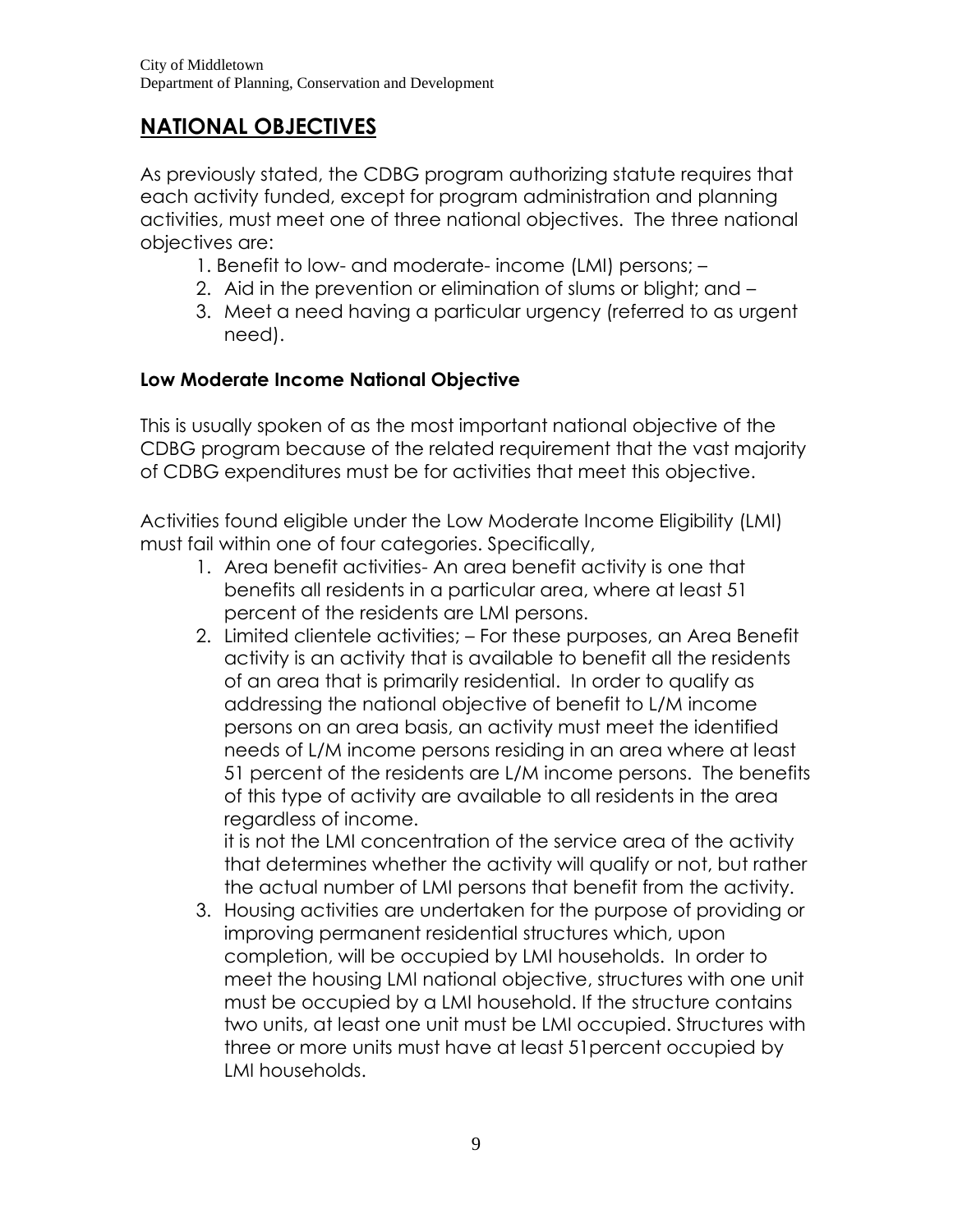# NATIONAL OBJECTIVES

As previously stated, the CDBG program authorizing statute requires that each activity funded, except for program administration and planning activities, must meet one of three national objectives. The three national objectives are:

1. Benefit to low- and moderate- income (LMI) persons; –
2. Aid in the prevention or elimination of slums or blight; and –
3. Meet a need having a particular urgency (referred to as urgent need).

### Low Moderate Income National Objective

This is usually spoken of as the most important national objective of the CDBG program because of the related requirement that the vast majority of CDBG expenditures must be for activities that meet this objective.

Activities found eligible under the Low Moderate Income Eligibility (LMI) must fail within one of four categories. Specifically,

1. Area benefit activities- An area benefit activity is one that benefits all residents in a particular area, where at least 51 percent of the residents are LMI persons.
2. Limited clientele activities; – For these purposes, an Area Benefit activity is an activity that is available to benefit all the residents of an area that is primarily residential. In order to qualify as addressing the national objective of benefit to L/M income persons on an area basis, an activity must meet the identified needs of L/M income persons residing in an area where at least 51 percent of the residents are L/M income persons. The benefits of this type of activity are available to all residents in the area regardless of income.

   it is not the LMI concentration of the service area of the activity that determines whether the activity will qualify or not, but rather the actual number of LMI persons that benefit from the activity.
3. Housing activities are undertaken for the purpose of providing or improving permanent residential structures which, upon completion, will be occupied by LMI households. In order to meet the housing LMI national objective, structures with one unit must be occupied by a LMI household. If the structure contains two units, at least one unit must be LMI occupied. Structures with three or more units must have at least 51percent occupied by LMI households.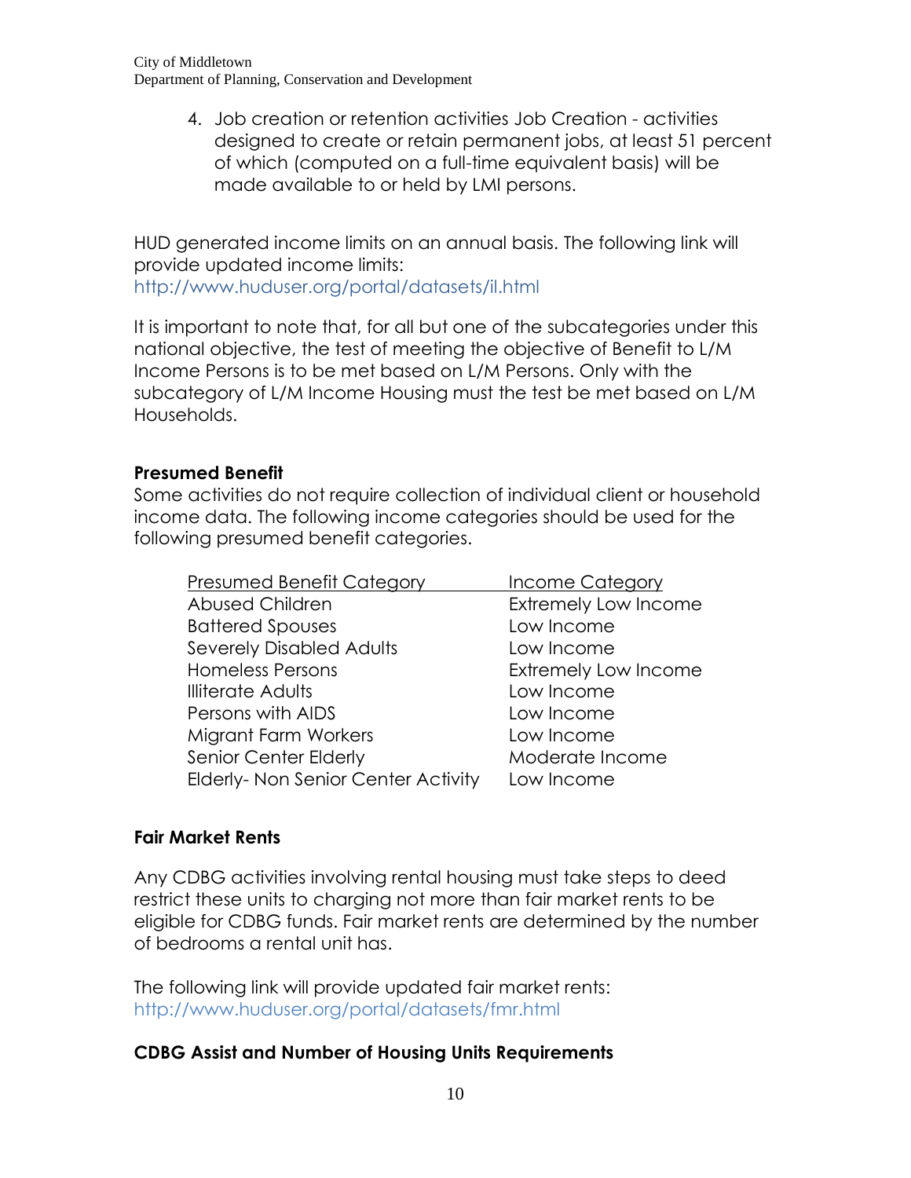4. Job creation or retention activities Job Creation - activities designed to create or retain permanent jobs, at least 51 percent of which (computed on a full-time equivalent basis) will be made available to or held by LMI persons.

HUD generated income limits on an annual basis. The following link will provide updated income limits: http://www.huduser.org/portal/datasets/il.html

It is important to note that, for all but one of the subcategories under this national objective, the test of meeting the objective of Benefit to L/M Income Persons is to be met based on L/M Persons. Only with the subcategory of L/M Income Housing must the test be met based on L/M Households.

**Presumed Benefit**
Some activities do not require collection of individual client or household income data. The following income categories should be used for the following presumed benefit categories.

| Presumed Benefit Category | Income Category |
|---|---|
| Abused Children | Extremely Low Income |
| Battered Spouses | Low Income |
| Severely Disabled Adults | Low Income |
| Homeless Persons | Extremely Low Income |
| Illiterate Adults | Low Income |
| Persons with AIDS | Low Income |
| Migrant Farm Workers | Low Income |
| Senior Center Elderly | Moderate Income |
| Elderly- Non Senior Center Activity | Low Income |

**Fair Market Rents**

Any CDBG activities involving rental housing must take steps to deed restrict these units to charging not more than fair market rents to be eligible for CDBG funds. Fair market rents are determined by the number of bedrooms a rental unit has.

The following link will provide updated fair market rents: http://www.huduser.org/portal/datasets/fmr.html

**CDBG Assist and Number of Housing Units Requirements**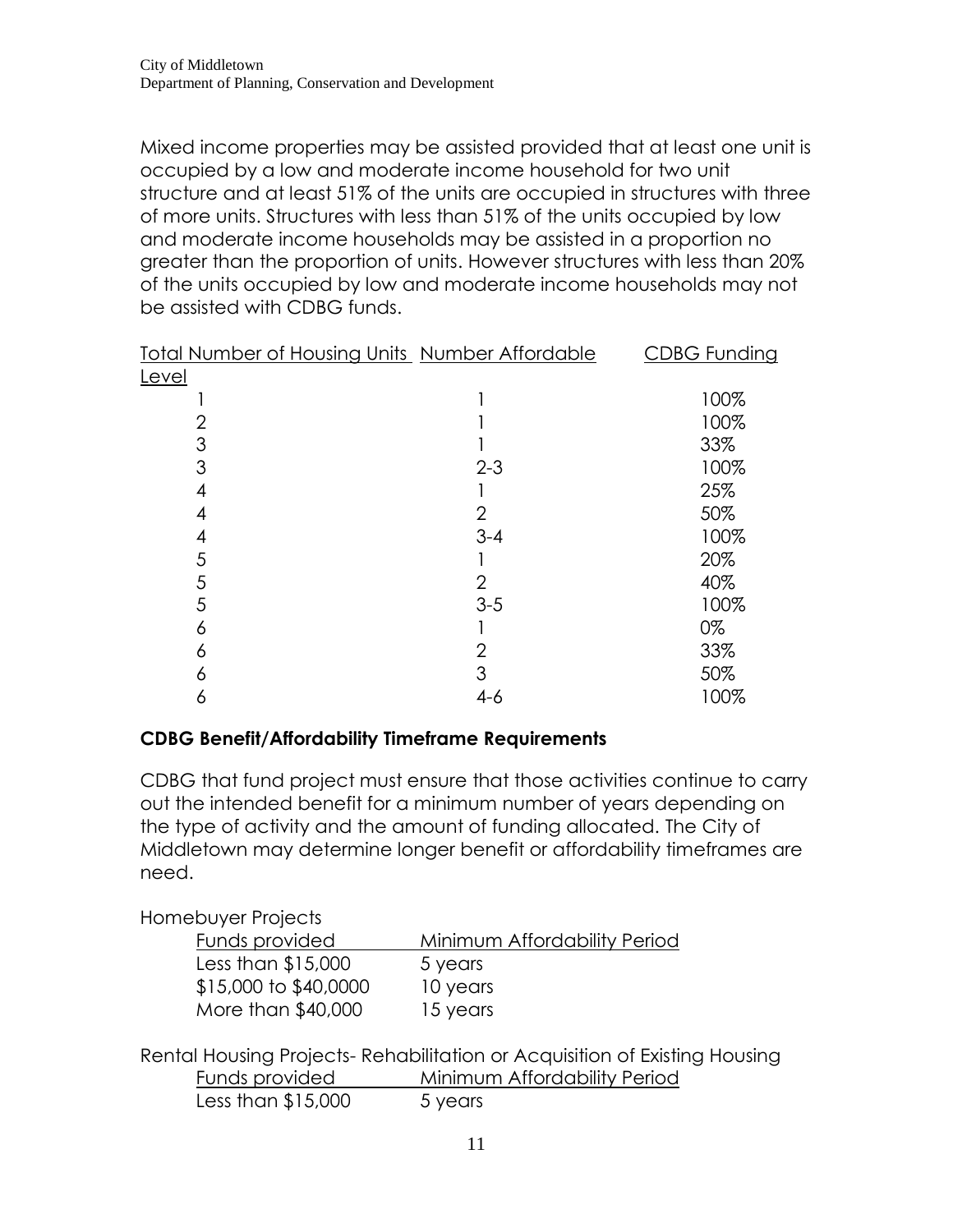Mixed income properties may be assisted provided that at least one unit is occupied by a low and moderate income household for two unit structure and at least 51% of the units are occupied in structures with three of more units. Structures with less than 51% of the units occupied by low and moderate income households may be assisted in a proportion no greater than the proportion of units. However structures with less than 20% of the units occupied by low and moderate income households may not be assisted with CDBG funds.

| Total Number of Housing Units | Number Affordable | CDBG Funding Level |
|---|---|---|
| 1 | 1 | 100% |
| 2 | 1 | 100% |
| 3 | 1 | 33% |
| 3 | 2-3 | 100% |
| 4 | 1 | 25% |
| 4 | 2 | 50% |
| 4 | 3-4 | 100% |
| 5 | 1 | 20% |
| 5 | 2 | 40% |
| 5 | 3-5 | 100% |
| 6 | 1 | 0% |
| 6 | 2 | 33% |
| 6 | 3 | 50% |
| 6 | 4-6 | 100% |

**CDBG Benefit/Affordability Timeframe Requirements**

CDBG that fund project must ensure that those activities continue to carry out the intended benefit for a minimum number of years depending on the type of activity and the amount of funding allocated. The City of Middletown may determine longer benefit or affordability timeframes are need.

Homebuyer Projects

| Funds provided | Minimum Affordability Period |
|---|---|
| Less than $15,000 | 5 years |
| $15,000 to $40,0000 | 10 years |
| More than $40,000 | 15 years |

Rental Housing Projects- Rehabilitation or Acquisition of Existing Housing

| Funds provided | Minimum Affordability Period |
|---|---|
| Less than $15,000 | 5 years |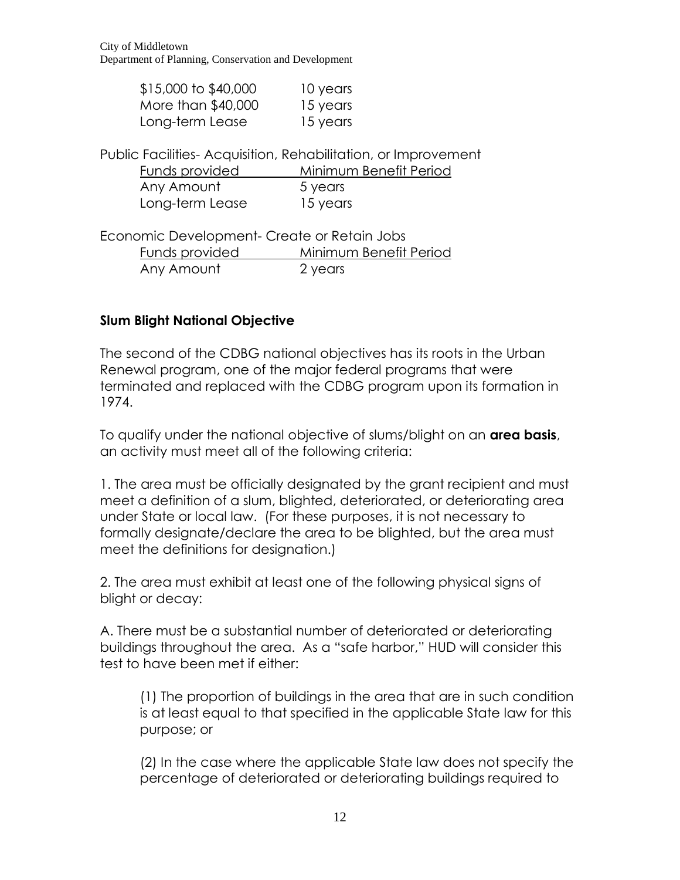| | |
|---|---|
| $15,000 to $40,000 | 10 years |
| More than $40,000 | 15 years |
| Long-term Lease | 15 years |

Public Facilities- Acquisition, Rehabilitation, or Improvement

| Funds provided | Minimum Benefit Period |
|---|---|
| Any Amount | 5 years |
| Long-term Lease | 15 years |

Economic Development- Create or Retain Jobs

| Funds provided | Minimum Benefit Period |
|---|---|
| Any Amount | 2 years |

**Slum Blight National Objective**

The second of the CDBG national objectives has its roots in the Urban Renewal program, one of the major federal programs that were terminated and replaced with the CDBG program upon its formation in 1974.

To qualify under the national objective of slums/blight on an **area basis**, an activity must meet all of the following criteria:

1. The area must be officially designated by the grant recipient and must meet a definition of a slum, blighted, deteriorated, or deteriorating area under State or local law. (For these purposes, it is not necessary to formally designate/declare the area to be blighted, but the area must meet the definitions for designation.)

2. The area must exhibit at least one of the following physical signs of blight or decay:

A. There must be a substantial number of deteriorated or deteriorating buildings throughout the area. As a "safe harbor," HUD will consider this test to have been met if either:

(1) The proportion of buildings in the area that are in such condition is at least equal to that specified in the applicable State law for this purpose; or

(2) In the case where the applicable State law does not specify the percentage of deteriorated or deteriorating buildings required to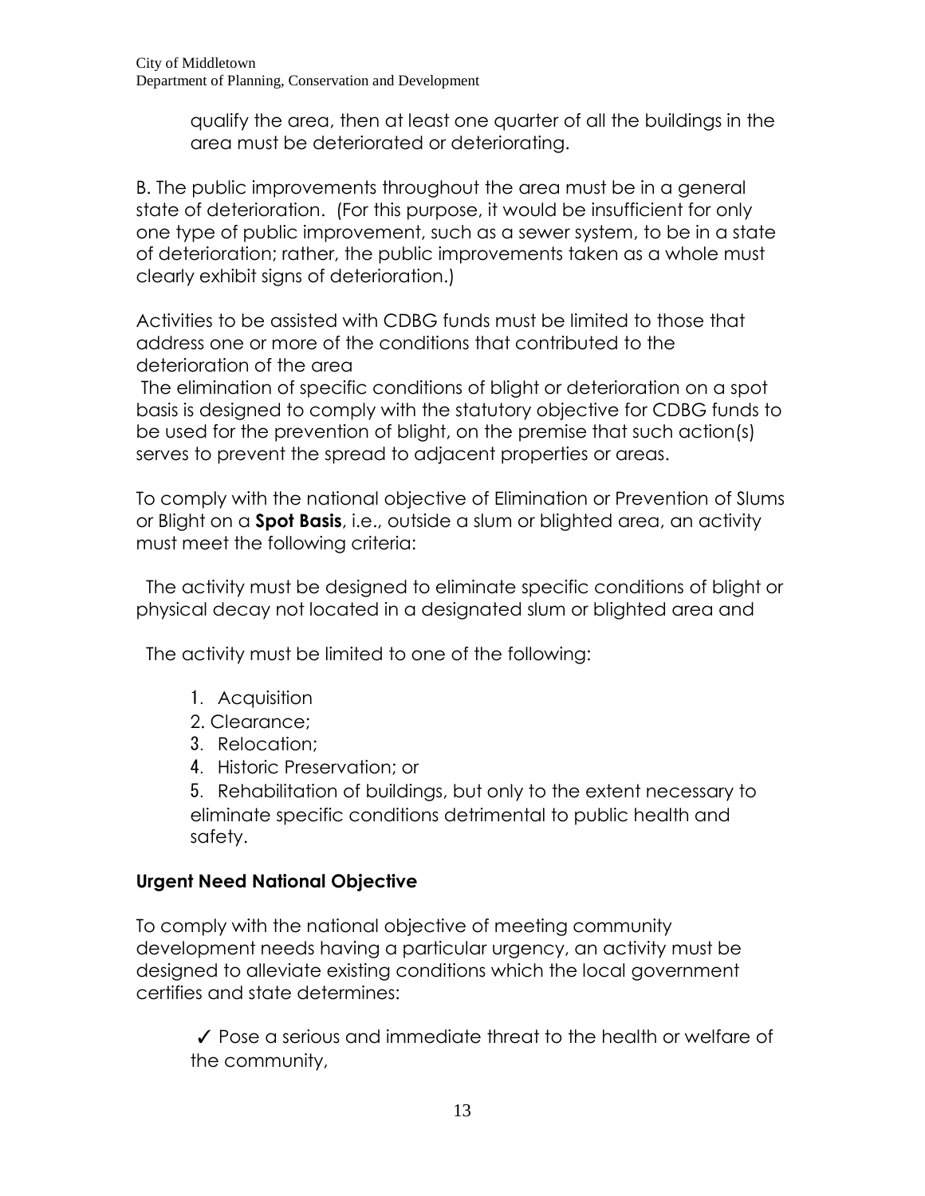qualify the area, then at least one quarter of all the buildings in the area must be deteriorated or deteriorating.

B. The public improvements throughout the area must be in a general state of deterioration. (For this purpose, it would be insufficient for only one type of public improvement, such as a sewer system, to be in a state of deterioration; rather, the public improvements taken as a whole must clearly exhibit signs of deterioration.)

Activities to be assisted with CDBG funds must be limited to those that address one or more of the conditions that contributed to the deterioration of the area

The elimination of specific conditions of blight or deterioration on a spot basis is designed to comply with the statutory objective for CDBG funds to be used for the prevention of blight, on the premise that such action(s) serves to prevent the spread to adjacent properties or areas.

To comply with the national objective of Elimination or Prevention of Slums or Blight on a **Spot Basis**, i.e., outside a slum or blighted area, an activity must meet the following criteria:

The activity must be designed to eliminate specific conditions of blight or physical decay not located in a designated slum or blighted area and

The activity must be limited to one of the following:

1. Acquisition
2. Clearance;
3. Relocation;
4. Historic Preservation; or
5. Rehabilitation of buildings, but only to the extent necessary to eliminate specific conditions detrimental to public health and safety.

**Urgent Need National Objective**

To comply with the national objective of meeting community development needs having a particular urgency, an activity must be designed to alleviate existing conditions which the local government certifies and state determines:

✓ Pose a serious and immediate threat to the health or welfare of the community,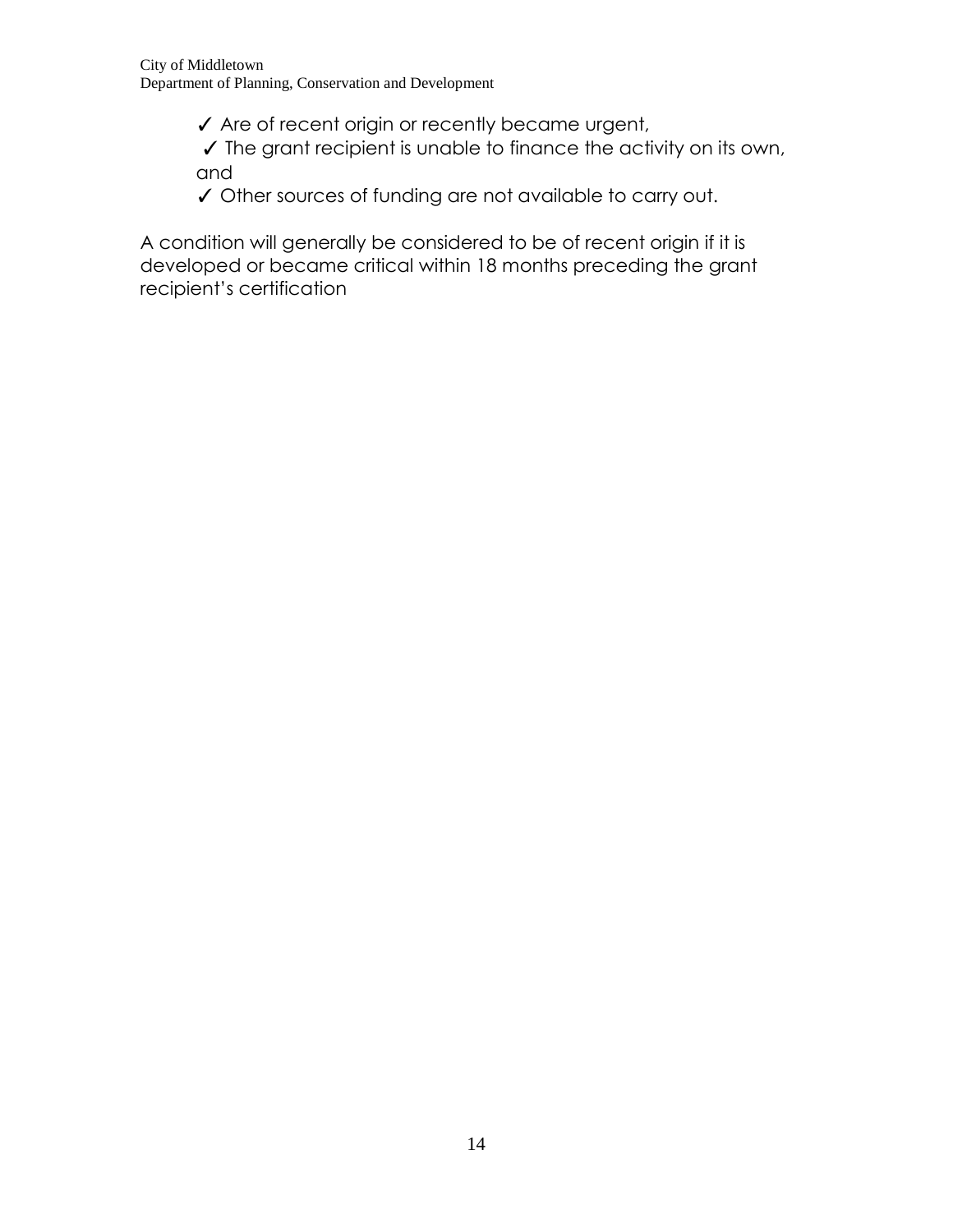- ✓ Are of recent origin or recently became urgent,
- ✓ The grant recipient is unable to finance the activity on its own, and
- ✓ Other sources of funding are not available to carry out.

A condition will generally be considered to be of recent origin if it is developed or became critical within 18 months preceding the grant recipient's certification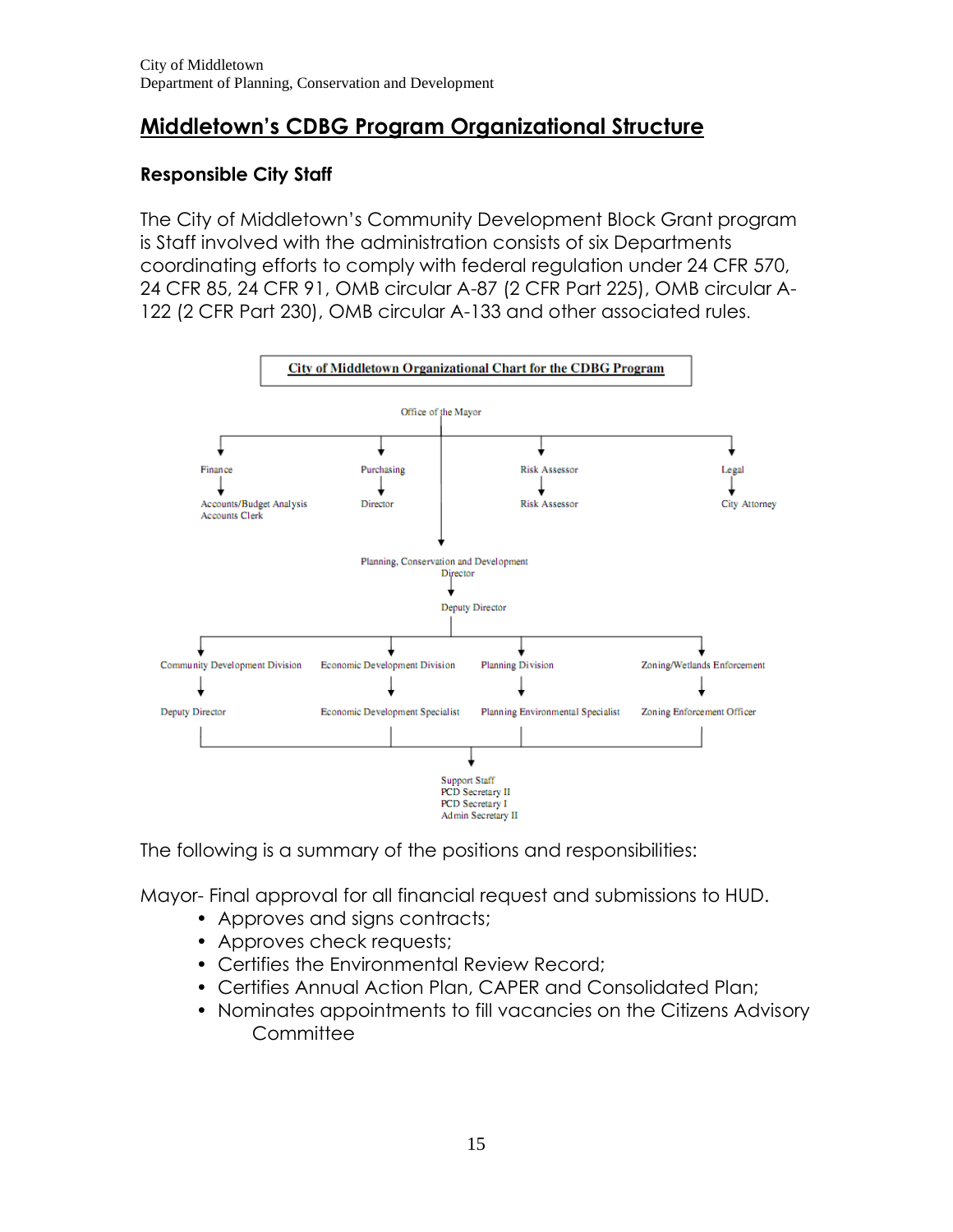City of Middletown
Department of Planning, Conservation and Development

# Middletown's CDBG Program Organizational Structure

## Responsible City Staff

The City of Middletown's Community Development Block Grant program is Staff involved with the administration consists of six Departments coordinating efforts to comply with federal regulation under 24 CFR 570, 24 CFR 85, 24 CFR 91, OMB circular A-87 (2 CFR Part 225), OMB circular A-122 (2 CFR Part 230), OMB circular A-133 and other associated rules.

**City of Middletown Organizational Chart for the CDBG Program**

Office of the Mayor

- Finance
  - Accounts/Budget Analysis
  - Accounts Clerk
- Purchasing
  - Director
- Risk Assessor
  - Risk Assessor
- Legal
  - City Attorney
- Planning, Conservation and Development Director
  - Deputy Director
    - Community Development Division
      - Deputy Director
    - Economic Development Division
      - Economic Development Specialist
    - Planning Division
      - Planning Environmental Specialist
    - Zoning/Wetlands Enforcement
      - Zoning Enforcement Officer
    - Support Staff
      - PCD Secretary II
      - PCD Secretary I
      - Admin Secretary II

The following is a summary of the positions and responsibilities:

Mayor- Final approval for all financial request and submissions to HUD.

- Approves and signs contracts;
- Approves check requests;
- Certifies the Environmental Review Record;
- Certifies Annual Action Plan, CAPER and Consolidated Plan;
- Nominates appointments to fill vacancies on the Citizens Advisory Committee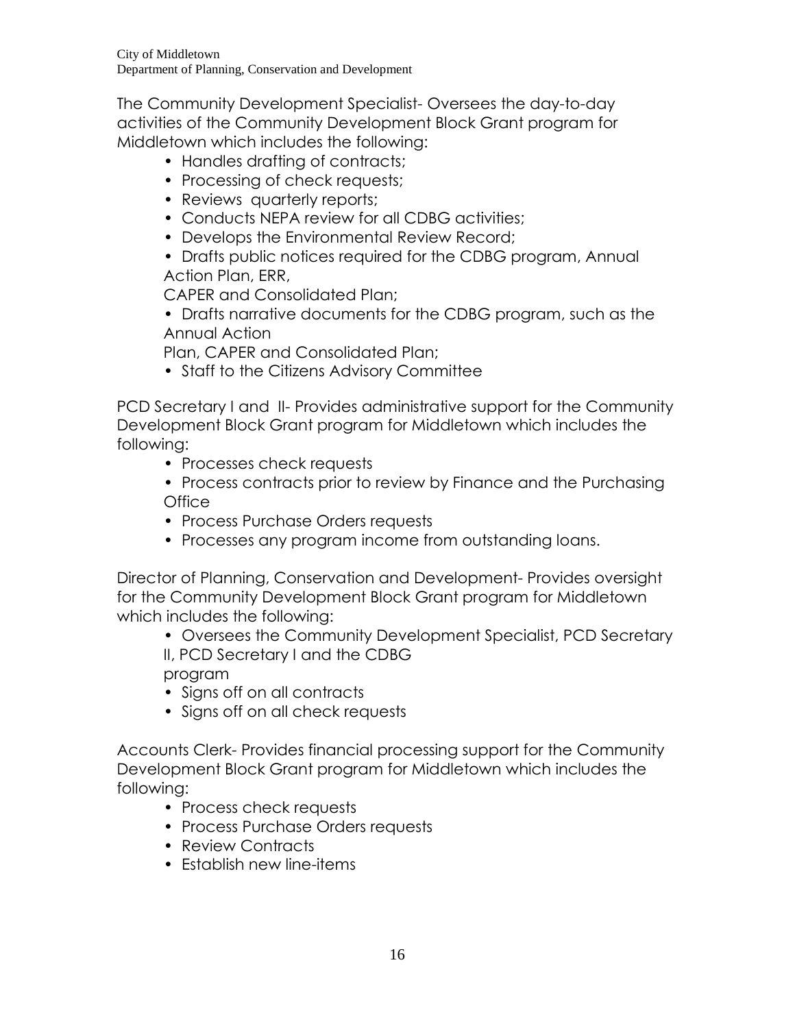The Community Development Specialist- Oversees the day-to-day activities of the Community Development Block Grant program for Middletown which includes the following:

- Handles drafting of contracts;
- Processing of check requests;
- Reviews quarterly reports;
- Conducts NEPA review for all CDBG activities;
- Develops the Environmental Review Record;
- Drafts public notices required for the CDBG program, Annual Action Plan, ERR, CAPER and Consolidated Plan;
- Drafts narrative documents for the CDBG program, such as the Annual Action Plan, CAPER and Consolidated Plan;
- Staff to the Citizens Advisory Committee

PCD Secretary I and II- Provides administrative support for the Community Development Block Grant program for Middletown which includes the following:

- Processes check requests
- Process contracts prior to review by Finance and the Purchasing Office
- Process Purchase Orders requests
- Processes any program income from outstanding loans.

Director of Planning, Conservation and Development- Provides oversight for the Community Development Block Grant program for Middletown which includes the following:

- Oversees the Community Development Specialist, PCD Secretary II, PCD Secretary I and the CDBG program
- Signs off on all contracts
- Signs off on all check requests

Accounts Clerk- Provides financial processing support for the Community Development Block Grant program for Middletown which includes the following:

- Process check requests
- Process Purchase Orders requests
- Review Contracts
- Establish new line-items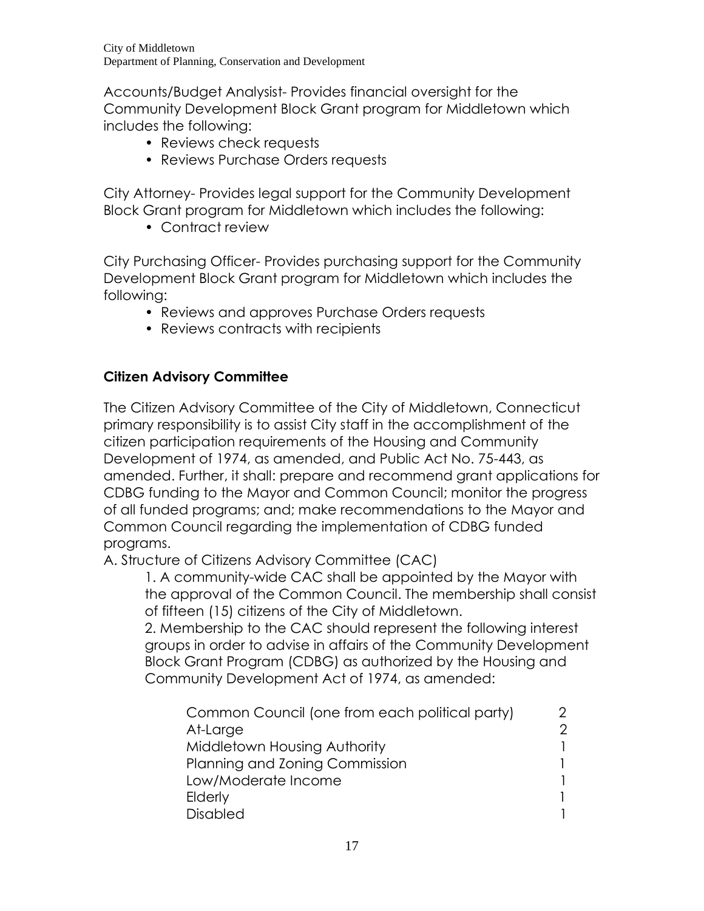Accounts/Budget Analysist- Provides financial oversight for the Community Development Block Grant program for Middletown which includes the following:

- Reviews check requests
- Reviews Purchase Orders requests

City Attorney- Provides legal support for the Community Development Block Grant program for Middletown which includes the following:

- Contract review

City Purchasing Officer- Provides purchasing support for the Community Development Block Grant program for Middletown which includes the following:

- Reviews and approves Purchase Orders requests
- Reviews contracts with recipients

**Citizen Advisory Committee**

The Citizen Advisory Committee of the City of Middletown, Connecticut primary responsibility is to assist City staff in the accomplishment of the citizen participation requirements of the Housing and Community Development of 1974, as amended, and Public Act No. 75-443, as amended. Further, it shall: prepare and recommend grant applications for CDBG funding to the Mayor and Common Council; monitor the progress of all funded programs; and; make recommendations to the Mayor and Common Council regarding the implementation of CDBG funded programs.

A. Structure of Citizens Advisory Committee (CAC)

1. A community-wide CAC shall be appointed by the Mayor with the approval of the Common Council. The membership shall consist of fifteen (15) citizens of the City of Middletown.
2. Membership to the CAC should represent the following interest groups in order to advise in affairs of the Community Development Block Grant Program (CDBG) as authorized by the Housing and Community Development Act of 1974, as amended:

| | |
|---|---|
| Common Council (one from each political party) | 2 |
| At-Large | 2 |
| Middletown Housing Authority | 1 |
| Planning and Zoning Commission | 1 |
| Low/Moderate Income | 1 |
| Elderly | 1 |
| Disabled | 1 |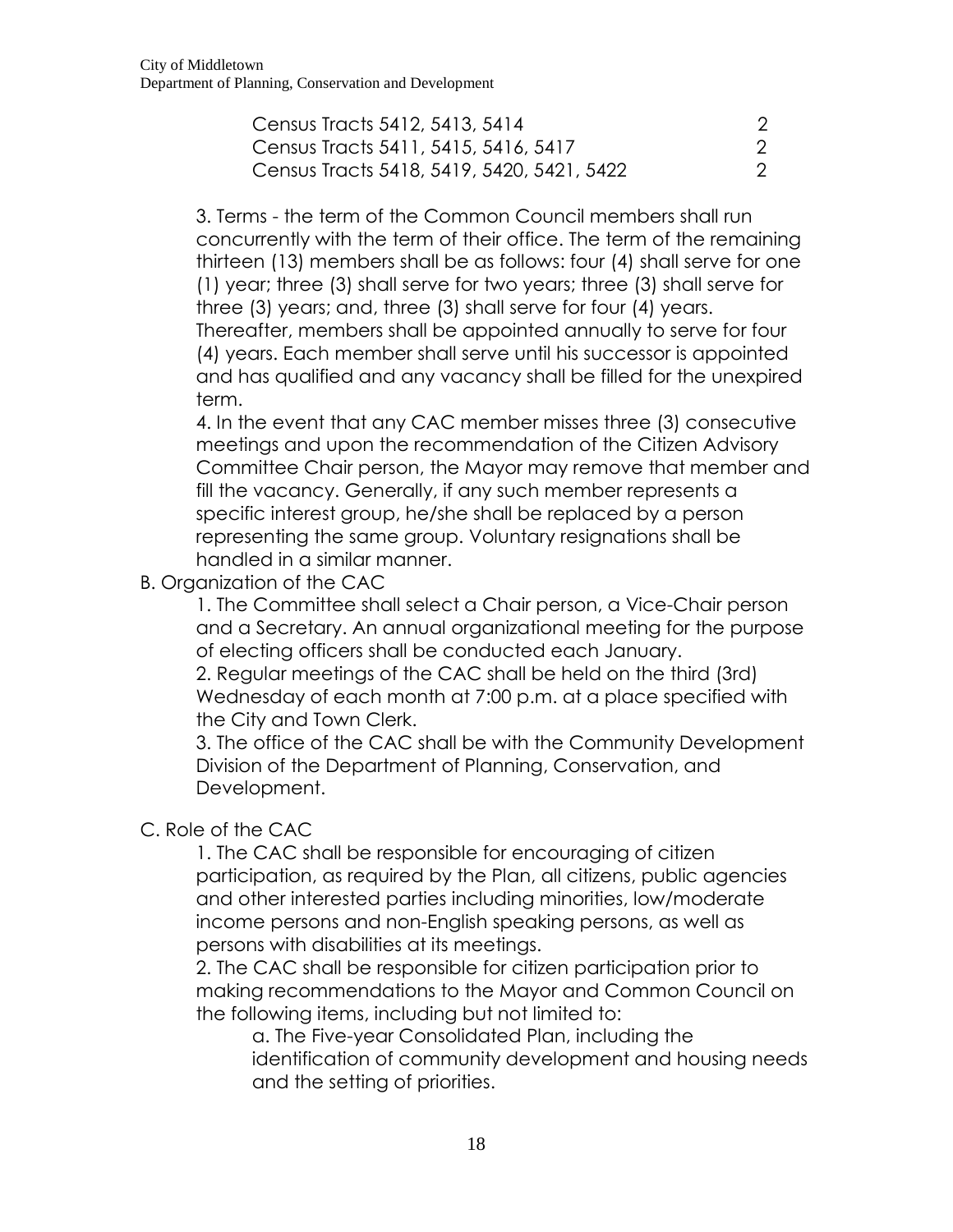| Census Tracts | Members |
|---|---|
| Census Tracts 5412, 5413, 5414 | 2 |
| Census Tracts 5411, 5415, 5416, 5417 | 2 |
| Census Tracts 5418, 5419, 5420, 5421, 5422 | 2 |

3. Terms - the term of the Common Council members shall run concurrently with the term of their office. The term of the remaining thirteen (13) members shall be as follows: four (4) shall serve for one (1) year; three (3) shall serve for two years; three (3) shall serve for three (3) years; and, three (3) shall serve for four (4) years. Thereafter, members shall be appointed annually to serve for four (4) years. Each member shall serve until his successor is appointed and has qualified and any vacancy shall be filled for the unexpired term.

4. In the event that any CAC member misses three (3) consecutive meetings and upon the recommendation of the Citizen Advisory Committee Chair person, the Mayor may remove that member and fill the vacancy. Generally, if any such member represents a specific interest group, he/she shall be replaced by a person representing the same group. Voluntary resignations shall be handled in a similar manner.

B. Organization of the CAC

1. The Committee shall select a Chair person, a Vice-Chair person and a Secretary. An annual organizational meeting for the purpose of electing officers shall be conducted each January.

2. Regular meetings of the CAC shall be held on the third (3rd) Wednesday of each month at 7:00 p.m. at a place specified with the City and Town Clerk.

3. The office of the CAC shall be with the Community Development Division of the Department of Planning, Conservation, and Development.

C. Role of the CAC

1. The CAC shall be responsible for encouraging of citizen participation, as required by the Plan, all citizens, public agencies and other interested parties including minorities, low/moderate income persons and non-English speaking persons, as well as persons with disabilities at its meetings.

2. The CAC shall be responsible for citizen participation prior to making recommendations to the Mayor and Common Council on the following items, including but not limited to:

a. The Five-year Consolidated Plan, including the identification of community development and housing needs and the setting of priorities.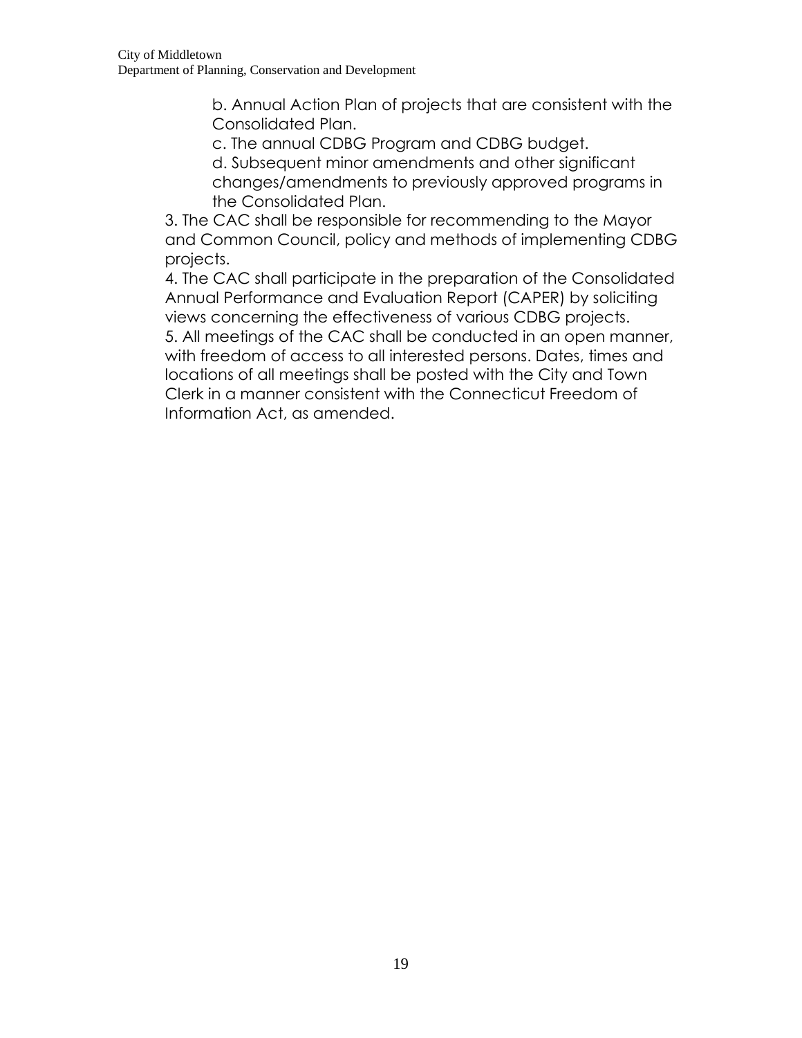b. Annual Action Plan of projects that are consistent with the Consolidated Plan.
   c. The annual CDBG Program and CDBG budget.
   d. Subsequent minor amendments and other significant changes/amendments to previously approved programs in the Consolidated Plan.

3. The CAC shall be responsible for recommending to the Mayor and Common Council, policy and methods of implementing CDBG projects.
4. The CAC shall participate in the preparation of the Consolidated Annual Performance and Evaluation Report (CAPER) by soliciting views concerning the effectiveness of various CDBG projects.
5. All meetings of the CAC shall be conducted in an open manner, with freedom of access to all interested persons. Dates, times and locations of all meetings shall be posted with the City and Town Clerk in a manner consistent with the Connecticut Freedom of Information Act, as amended.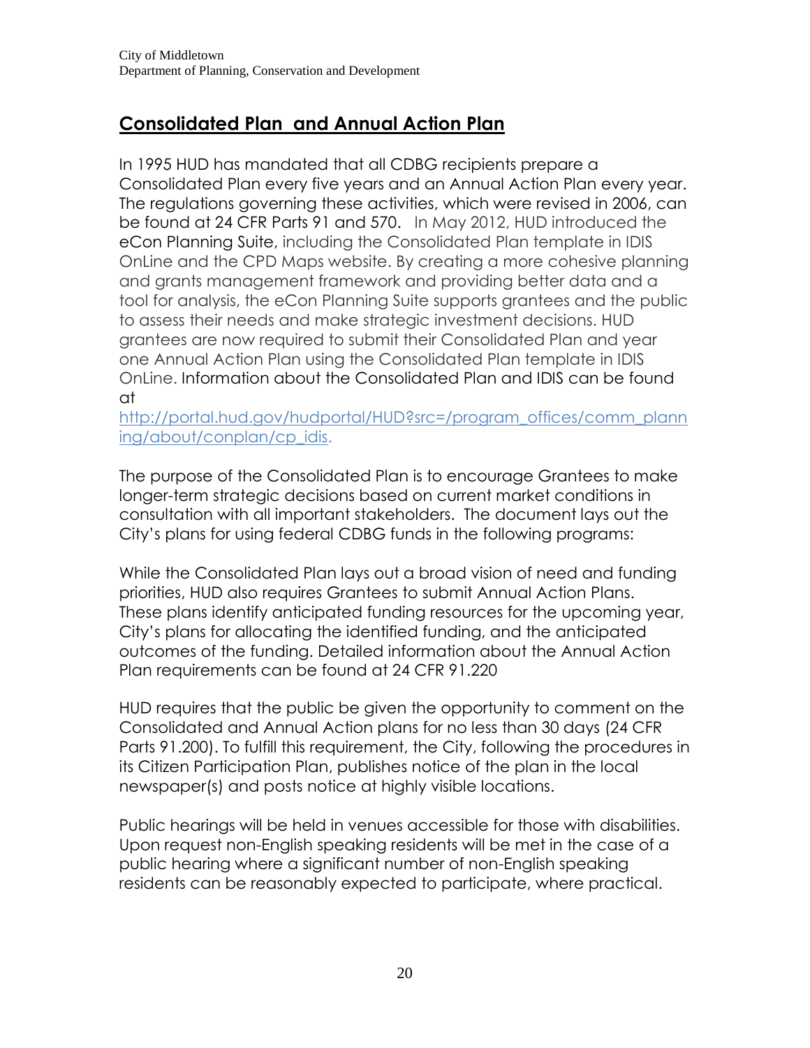## Consolidated Plan and Annual Action Plan

In 1995 HUD has mandated that all CDBG recipients prepare a Consolidated Plan every five years and an Annual Action Plan every year. The regulations governing these activities, which were revised in 2006, can be found at 24 CFR Parts 91 and 570. In May 2012, HUD introduced the eCon Planning Suite, including the Consolidated Plan template in IDIS OnLine and the CPD Maps website. By creating a more cohesive planning and grants management framework and providing better data and a tool for analysis, the eCon Planning Suite supports grantees and the public to assess their needs and make strategic investment decisions. HUD grantees are now required to submit their Consolidated Plan and year one Annual Action Plan using the Consolidated Plan template in IDIS OnLine. Information about the Consolidated Plan and IDIS can be found at http://portal.hud.gov/hudportal/HUD?src=/program_offices/comm_planning/about/conplan/cp_idis.

The purpose of the Consolidated Plan is to encourage Grantees to make longer-term strategic decisions based on current market conditions in consultation with all important stakeholders. The document lays out the City's plans for using federal CDBG funds in the following programs:

While the Consolidated Plan lays out a broad vision of need and funding priorities, HUD also requires Grantees to submit Annual Action Plans. These plans identify anticipated funding resources for the upcoming year, City's plans for allocating the identified funding, and the anticipated outcomes of the funding. Detailed information about the Annual Action Plan requirements can be found at 24 CFR 91.220

HUD requires that the public be given the opportunity to comment on the Consolidated and Annual Action plans for no less than 30 days (24 CFR Parts 91.200). To fulfill this requirement, the City, following the procedures in its Citizen Participation Plan, publishes notice of the plan in the local newspaper(s) and posts notice at highly visible locations.

Public hearings will be held in venues accessible for those with disabilities. Upon request non-English speaking residents will be met in the case of a public hearing where a significant number of non-English speaking residents can be reasonably expected to participate, where practical.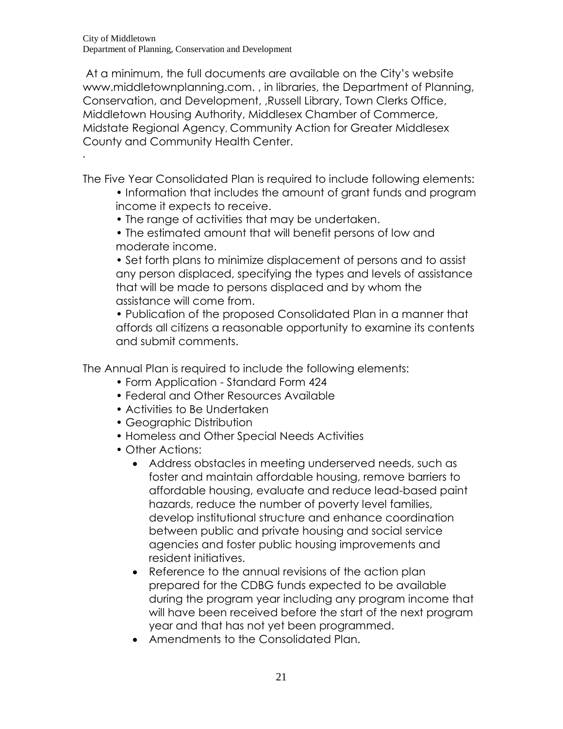At a minimum, the full documents are available on the City's website www.middletownplanning.com. , in libraries, the Department of Planning, Conservation, and Development, ,Russell Library, Town Clerks Office, Middletown Housing Authority, Middlesex Chamber of Commerce, Midstate Regional Agency, Community Action for Greater Middlesex County and Community Health Center.

.

The Five Year Consolidated Plan is required to include following elements:

- Information that includes the amount of grant funds and program income it expects to receive.
- The range of activities that may be undertaken.
- The estimated amount that will benefit persons of low and moderate income.
- Set forth plans to minimize displacement of persons and to assist any person displaced, specifying the types and levels of assistance that will be made to persons displaced and by whom the assistance will come from.
- Publication of the proposed Consolidated Plan in a manner that affords all citizens a reasonable opportunity to examine its contents and submit comments.

The Annual Plan is required to include the following elements:

- Form Application - Standard Form 424
- Federal and Other Resources Available
- Activities to Be Undertaken
- Geographic Distribution
- Homeless and Other Special Needs Activities
- Other Actions:
  - Address obstacles in meeting underserved needs, such as foster and maintain affordable housing, remove barriers to affordable housing, evaluate and reduce lead-based paint hazards, reduce the number of poverty level families, develop institutional structure and enhance coordination between public and private housing and social service agencies and foster public housing improvements and resident initiatives.
  - Reference to the annual revisions of the action plan prepared for the CDBG funds expected to be available during the program year including any program income that will have been received before the start of the next program year and that has not yet been programmed.
  - Amendments to the Consolidated Plan.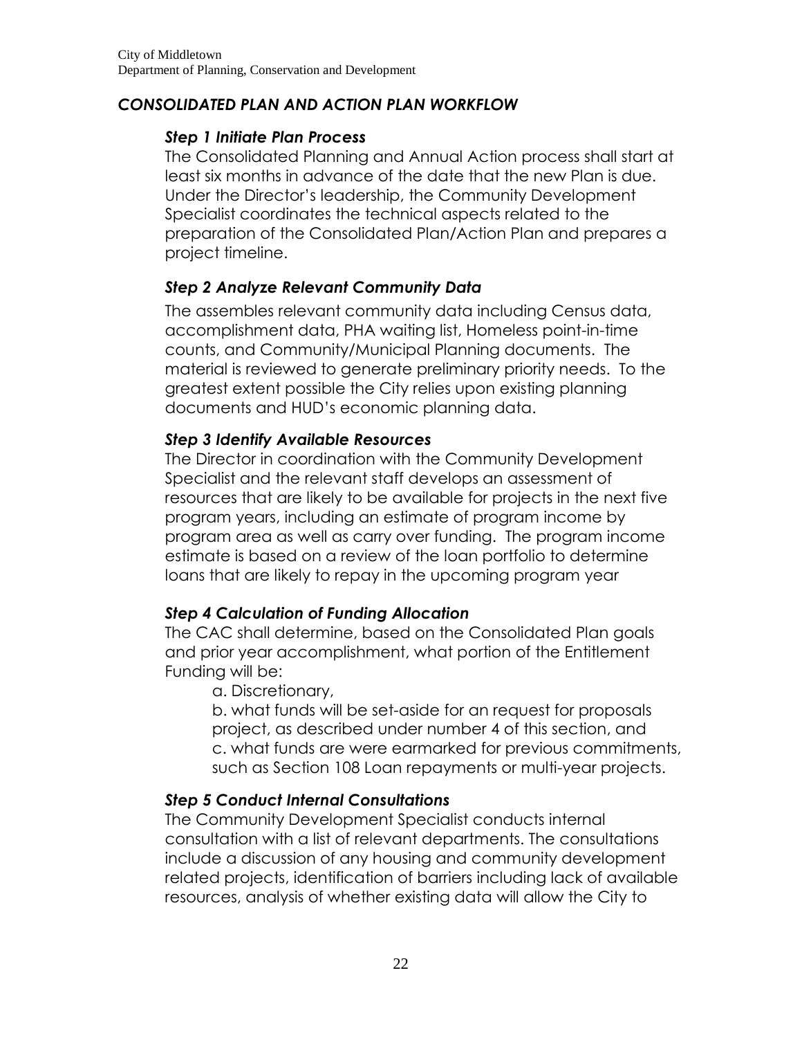## *CONSOLIDATED PLAN AND ACTION PLAN WORKFLOW*

### *Step 1 Initiate Plan Process*

The Consolidated Planning and Annual Action process shall start at least six months in advance of the date that the new Plan is due. Under the Director's leadership, the Community Development Specialist coordinates the technical aspects related to the preparation of the Consolidated Plan/Action Plan and prepares a project timeline.

### *Step 2 Analyze Relevant Community Data*

The assembles relevant community data including Census data, accomplishment data, PHA waiting list, Homeless point-in-time counts, and Community/Municipal Planning documents. The material is reviewed to generate preliminary priority needs. To the greatest extent possible the City relies upon existing planning documents and HUD's economic planning data.

### *Step 3 Identify Available Resources*

The Director in coordination with the Community Development Specialist and the relevant staff develops an assessment of resources that are likely to be available for projects in the next five program years, including an estimate of program income by program area as well as carry over funding. The program income estimate is based on a review of the loan portfolio to determine loans that are likely to repay in the upcoming program year

### *Step 4 Calculation of Funding Allocation*

The CAC shall determine, based on the Consolidated Plan goals and prior year accomplishment, what portion of the Entitlement Funding will be:

a. Discretionary,

b. what funds will be set-aside for an request for proposals project, as described under number 4 of this section, and

c. what funds are were earmarked for previous commitments, such as Section 108 Loan repayments or multi-year projects.

### *Step 5 Conduct Internal Consultations*

The Community Development Specialist conducts internal consultation with a list of relevant departments. The consultations include a discussion of any housing and community development related projects, identification of barriers including lack of available resources, analysis of whether existing data will allow the City to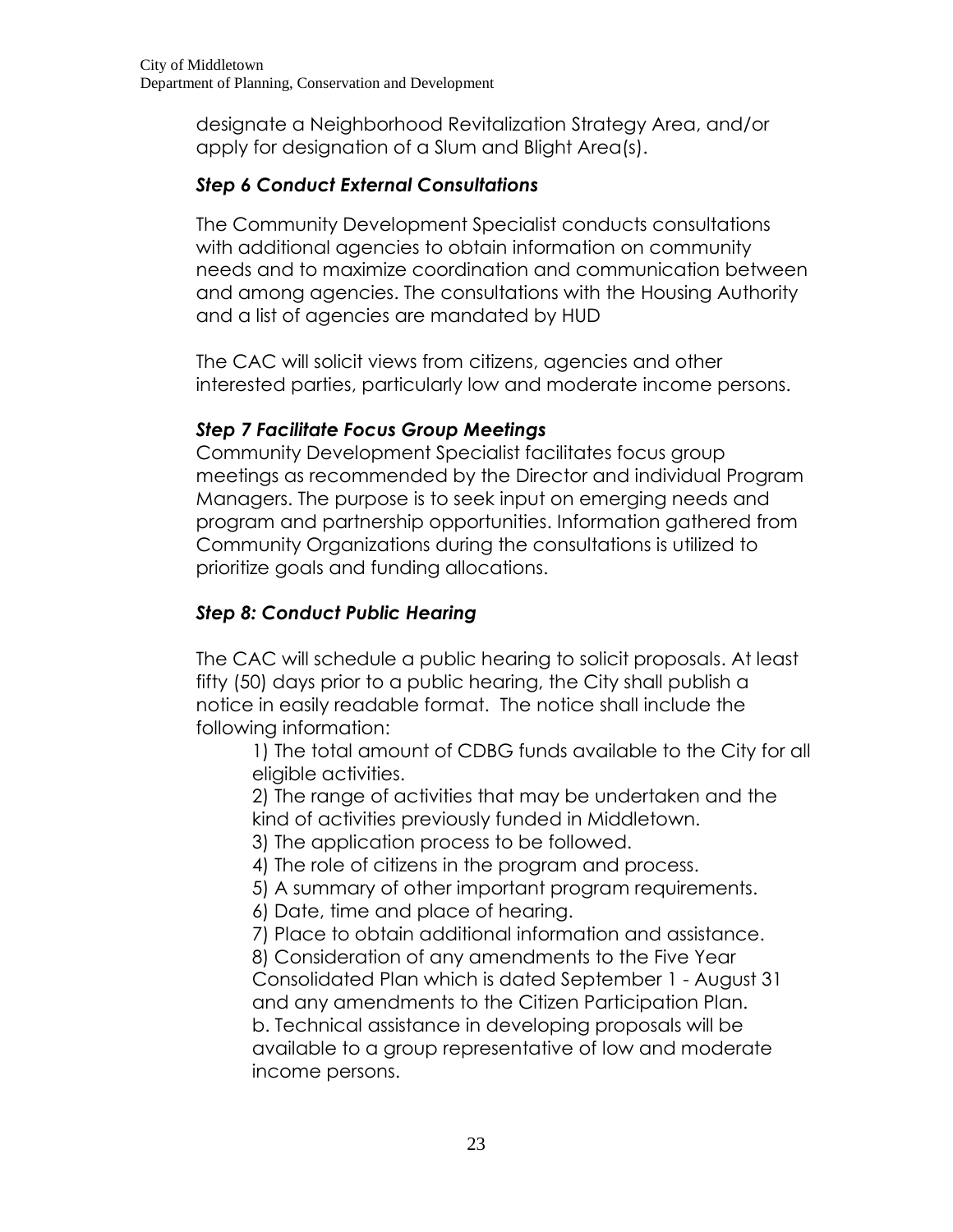designate a Neighborhood Revitalization Strategy Area, and/or apply for designation of a Slum and Blight Area(s).

### *Step 6 Conduct External Consultations*

The Community Development Specialist conducts consultations with additional agencies to obtain information on community needs and to maximize coordination and communication between and among agencies. The consultations with the Housing Authority and a list of agencies are mandated by HUD

The CAC will solicit views from citizens, agencies and other interested parties, particularly low and moderate income persons.

### *Step 7 Facilitate Focus Group Meetings*

Community Development Specialist facilitates focus group meetings as recommended by the Director and individual Program Managers. The purpose is to seek input on emerging needs and program and partnership opportunities. Information gathered from Community Organizations during the consultations is utilized to prioritize goals and funding allocations.

### *Step 8: Conduct Public Hearing*

The CAC will schedule a public hearing to solicit proposals. At least fifty (50) days prior to a public hearing, the City shall publish a notice in easily readable format. The notice shall include the following information:

1) The total amount of CDBG funds available to the City for all eligible activities.
2) The range of activities that may be undertaken and the kind of activities previously funded in Middletown.
3) The application process to be followed.
4) The role of citizens in the program and process.
5) A summary of other important program requirements.
6) Date, time and place of hearing.
7) Place to obtain additional information and assistance.
8) Consideration of any amendments to the Five Year Consolidated Plan which is dated September 1 - August 31 and any amendments to the Citizen Participation Plan.

b. Technical assistance in developing proposals will be available to a group representative of low and moderate income persons.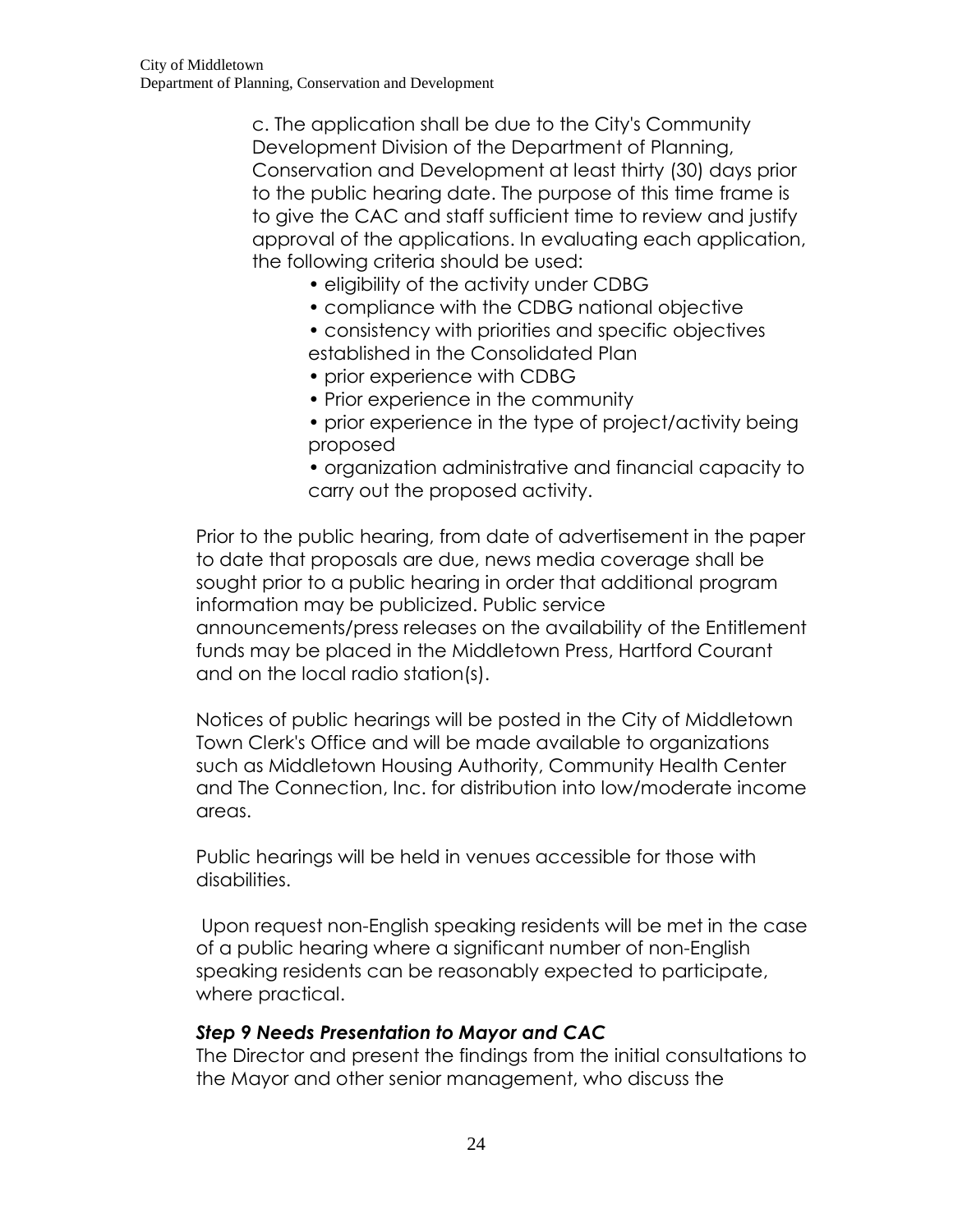c. The application shall be due to the City's Community Development Division of the Department of Planning, Conservation and Development at least thirty (30) days prior to the public hearing date. The purpose of this time frame is to give the CAC and staff sufficient time to review and justify approval of the applications. In evaluating each application, the following criteria should be used:

- eligibility of the activity under CDBG
- compliance with the CDBG national objective
- consistency with priorities and specific objectives established in the Consolidated Plan
- prior experience with CDBG
- Prior experience in the community
- prior experience in the type of project/activity being proposed
- organization administrative and financial capacity to carry out the proposed activity.

Prior to the public hearing, from date of advertisement in the paper to date that proposals are due, news media coverage shall be sought prior to a public hearing in order that additional program information may be publicized. Public service announcements/press releases on the availability of the Entitlement funds may be placed in the Middletown Press, Hartford Courant and on the local radio station(s).

Notices of public hearings will be posted in the City of Middletown Town Clerk's Office and will be made available to organizations such as Middletown Housing Authority, Community Health Center and The Connection, Inc. for distribution into low/moderate income areas.

Public hearings will be held in venues accessible for those with disabilities.

Upon request non-English speaking residents will be met in the case of a public hearing where a significant number of non-English speaking residents can be reasonably expected to participate, where practical.

***Step 9 Needs Presentation to Mayor and CAC***

The Director and present the findings from the initial consultations to the Mayor and other senior management, who discuss the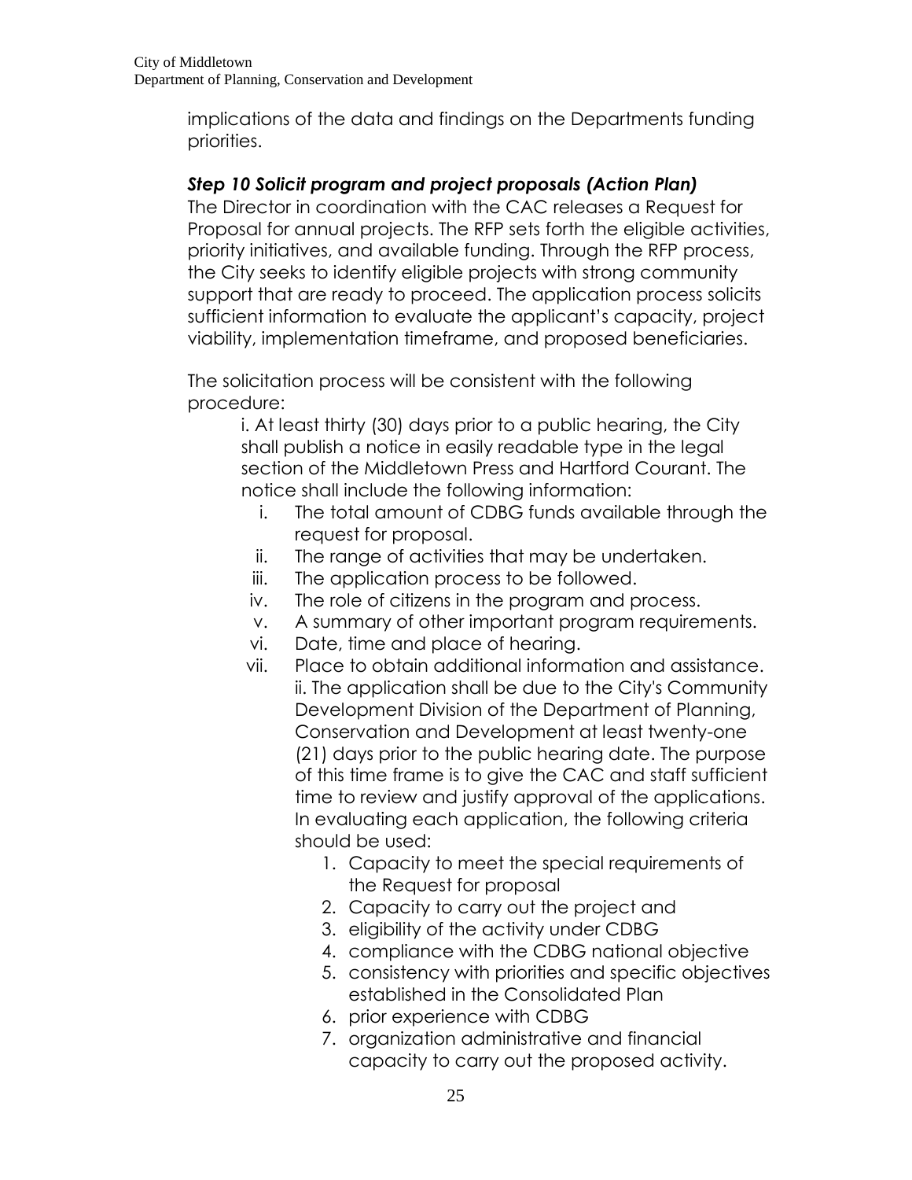implications of the data and findings on the Departments funding priorities.

### *Step 10 Solicit program and project proposals (Action Plan)*

The Director in coordination with the CAC releases a Request for Proposal for annual projects. The RFP sets forth the eligible activities, priority initiatives, and available funding. Through the RFP process, the City seeks to identify eligible projects with strong community support that are ready to proceed. The application process solicits sufficient information to evaluate the applicant's capacity, project viability, implementation timeframe, and proposed beneficiaries.

The solicitation process will be consistent with the following procedure:

i. At least thirty (30) days prior to a public hearing, the City shall publish a notice in easily readable type in the legal section of the Middletown Press and Hartford Courant. The notice shall include the following information:

- i. The total amount of CDBG funds available through the request for proposal.
- ii. The range of activities that may be undertaken.
- iii. The application process to be followed.
- iv. The role of citizens in the program and process.
- v. A summary of other important program requirements.
- vi. Date, time and place of hearing.
- vii. Place to obtain additional information and assistance.

ii. The application shall be due to the City's Community Development Division of the Department of Planning, Conservation and Development at least twenty-one (21) days prior to the public hearing date. The purpose of this time frame is to give the CAC and staff sufficient time to review and justify approval of the applications. In evaluating each application, the following criteria should be used:

1. Capacity to meet the special requirements of the Request for proposal
2. Capacity to carry out the project and
3. eligibility of the activity under CDBG
4. compliance with the CDBG national objective
5. consistency with priorities and specific objectives established in the Consolidated Plan
6. prior experience with CDBG
7. organization administrative and financial capacity to carry out the proposed activity.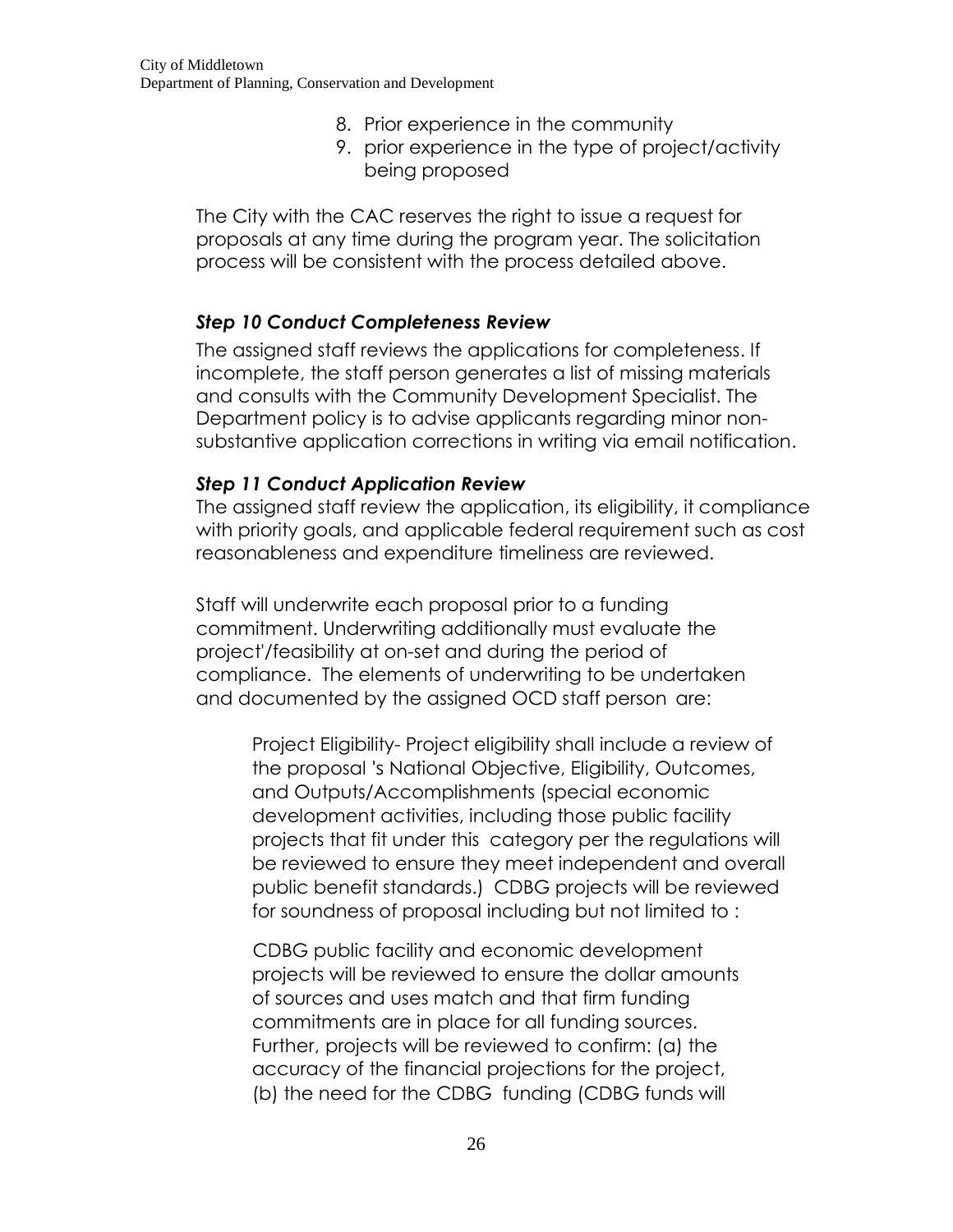8. Prior experience in the community
9. prior experience in the type of project/activity being proposed

The City with the CAC reserves the right to issue a request for proposals at any time during the program year. The solicitation process will be consistent with the process detailed above.

### *Step 10 Conduct Completeness Review*

The assigned staff reviews the applications for completeness. If incomplete, the staff person generates a list of missing materials and consults with the Community Development Specialist. The Department policy is to advise applicants regarding minor non-substantive application corrections in writing via email notification.

### *Step 11 Conduct Application Review*

The assigned staff review the application, its eligibility, it compliance with priority goals, and applicable federal requirement such as cost reasonableness and expenditure timeliness are reviewed.

Staff will underwrite each proposal prior to a funding commitment. Underwriting additionally must evaluate the project'/feasibility at on-set and during the period of compliance. The elements of underwriting to be undertaken and documented by the assigned OCD staff person are:

Project Eligibility- Project eligibility shall include a review of the proposal 's National Objective, Eligibility, Outcomes, and Outputs/Accomplishments (special economic development activities, including those public facility projects that fit under this category per the regulations will be reviewed to ensure they meet independent and overall public benefit standards.) CDBG projects will be reviewed for soundness of proposal including but not limited to :

CDBG public facility and economic development projects will be reviewed to ensure the dollar amounts of sources and uses match and that firm funding commitments are in place for all funding sources. Further, projects will be reviewed to confirm: (a) the accuracy of the financial projections for the project, (b) the need for the CDBG funding (CDBG funds will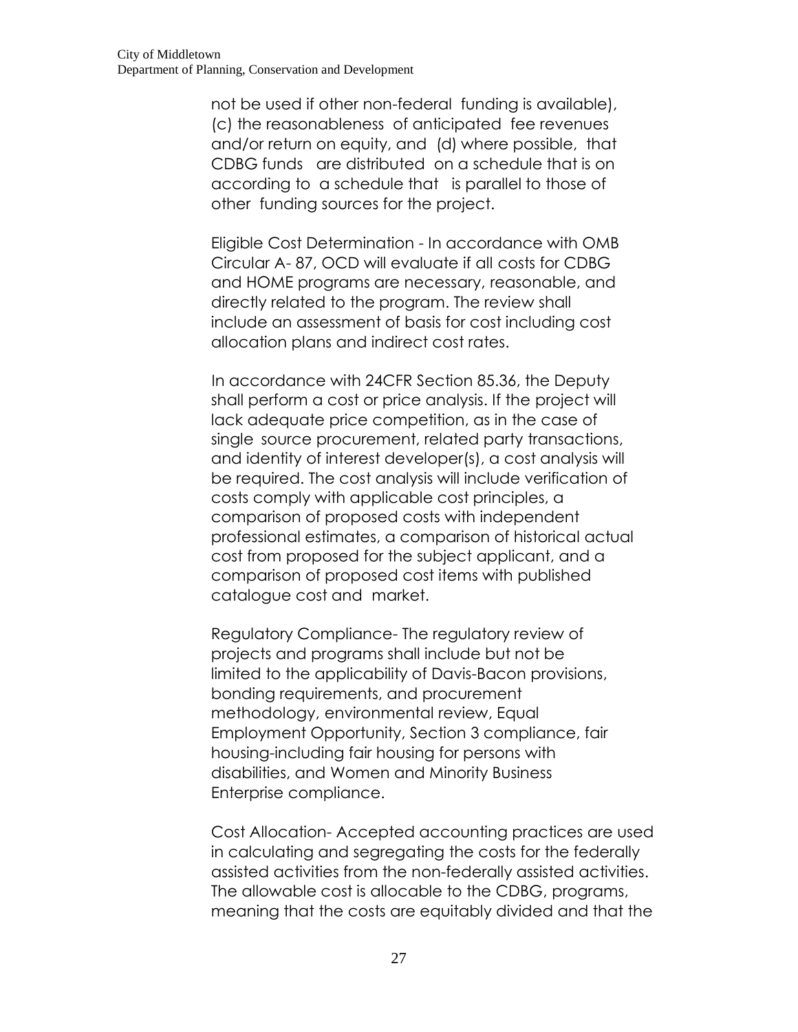not be used if other non-federal funding is available), (c) the reasonableness of anticipated fee revenues and/or return on equity, and (d) where possible, that CDBG funds are distributed on a schedule that is on according to a schedule that is parallel to those of other funding sources for the project.

Eligible Cost Determination - In accordance with OMB Circular A- 87, OCD will evaluate if all costs for CDBG and HOME programs are necessary, reasonable, and directly related to the program. The review shall include an assessment of basis for cost including cost allocation plans and indirect cost rates.

In accordance with 24CFR Section 85.36, the Deputy shall perform a cost or price analysis. If the project will lack adequate price competition, as in the case of single source procurement, related party transactions, and identity of interest developer(s), a cost analysis will be required. The cost analysis will include verification of costs comply with applicable cost principles, a comparison of proposed costs with independent professional estimates, a comparison of historical actual cost from proposed for the subject applicant, and a comparison of proposed cost items with published catalogue cost and market.

Regulatory Compliance- The regulatory review of projects and programs shall include but not be limited to the applicability of Davis-Bacon provisions, bonding requirements, and procurement methodology, environmental review, Equal Employment Opportunity, Section 3 compliance, fair housing-including fair housing for persons with disabilities, and Women and Minority Business Enterprise compliance.

Cost Allocation- Accepted accounting practices are used in calculating and segregating the costs for the federally assisted activities from the non-federally assisted activities. The allowable cost is allocable to the CDBG, programs, meaning that the costs are equitably divided and that the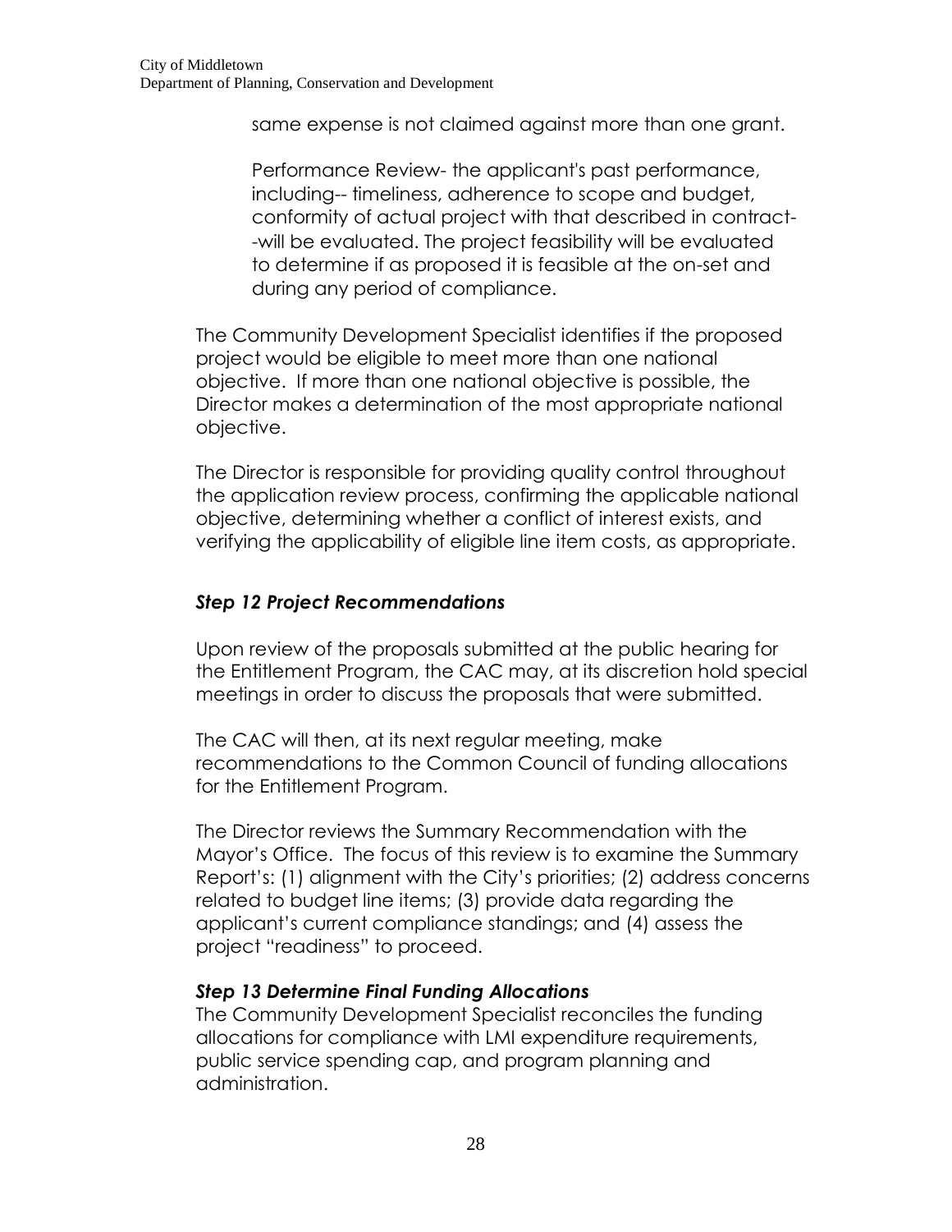same expense is not claimed against more than one grant.

Performance Review- the applicant's past performance, including-- timeliness, adherence to scope and budget, conformity of actual project with that described in contract--will be evaluated. The project feasibility will be evaluated to determine if as proposed it is feasible at the on-set and during any period of compliance.

The Community Development Specialist identifies if the proposed project would be eligible to meet more than one national objective. If more than one national objective is possible, the Director makes a determination of the most appropriate national objective.

The Director is responsible for providing quality control throughout the application review process, confirming the applicable national objective, determining whether a conflict of interest exists, and verifying the applicability of eligible line item costs, as appropriate.

### *Step 12 Project Recommendations*

Upon review of the proposals submitted at the public hearing for the Entitlement Program, the CAC may, at its discretion hold special meetings in order to discuss the proposals that were submitted.

The CAC will then, at its next regular meeting, make recommendations to the Common Council of funding allocations for the Entitlement Program.

The Director reviews the Summary Recommendation with the Mayor's Office. The focus of this review is to examine the Summary Report's: (1) alignment with the City's priorities; (2) address concerns related to budget line items; (3) provide data regarding the applicant's current compliance standings; and (4) assess the project "readiness" to proceed.

### *Step 13 Determine Final Funding Allocations*

The Community Development Specialist reconciles the funding allocations for compliance with LMI expenditure requirements, public service spending cap, and program planning and administration.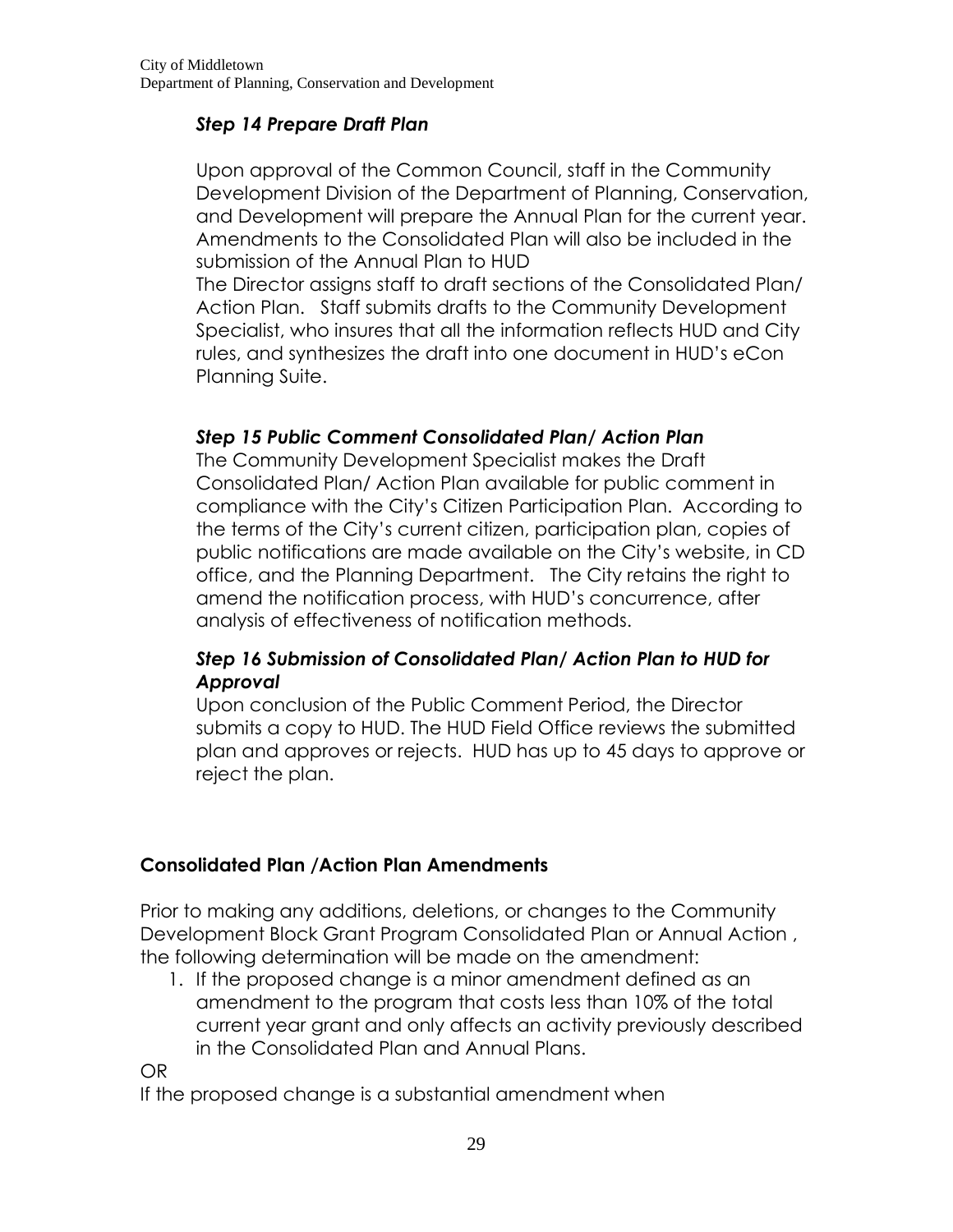### *Step 14 Prepare Draft Plan*

Upon approval of the Common Council, staff in the Community Development Division of the Department of Planning, Conservation, and Development will prepare the Annual Plan for the current year. Amendments to the Consolidated Plan will also be included in the submission of the Annual Plan to HUD
The Director assigns staff to draft sections of the Consolidated Plan/ Action Plan. Staff submits drafts to the Community Development Specialist, who insures that all the information reflects HUD and City rules, and synthesizes the draft into one document in HUD's eCon Planning Suite.

### *Step 15 Public Comment Consolidated Plan/ Action Plan*

The Community Development Specialist makes the Draft Consolidated Plan/ Action Plan available for public comment in compliance with the City's Citizen Participation Plan. According to the terms of the City's current citizen, participation plan, copies of public notifications are made available on the City's website, in CD office, and the Planning Department. The City retains the right to amend the notification process, with HUD's concurrence, after analysis of effectiveness of notification methods.

### *Step 16 Submission of Consolidated Plan/ Action Plan to HUD for Approval*

Upon conclusion of the Public Comment Period, the Director submits a copy to HUD. The HUD Field Office reviews the submitted plan and approves or rejects. HUD has up to 45 days to approve or reject the plan.

## **Consolidated Plan /Action Plan Amendments**

Prior to making any additions, deletions, or changes to the Community Development Block Grant Program Consolidated Plan or Annual Action , the following determination will be made on the amendment:

1. If the proposed change is a minor amendment defined as an amendment to the program that costs less than 10% of the total current year grant and only affects an activity previously described in the Consolidated Plan and Annual Plans.

OR

If the proposed change is a substantial amendment when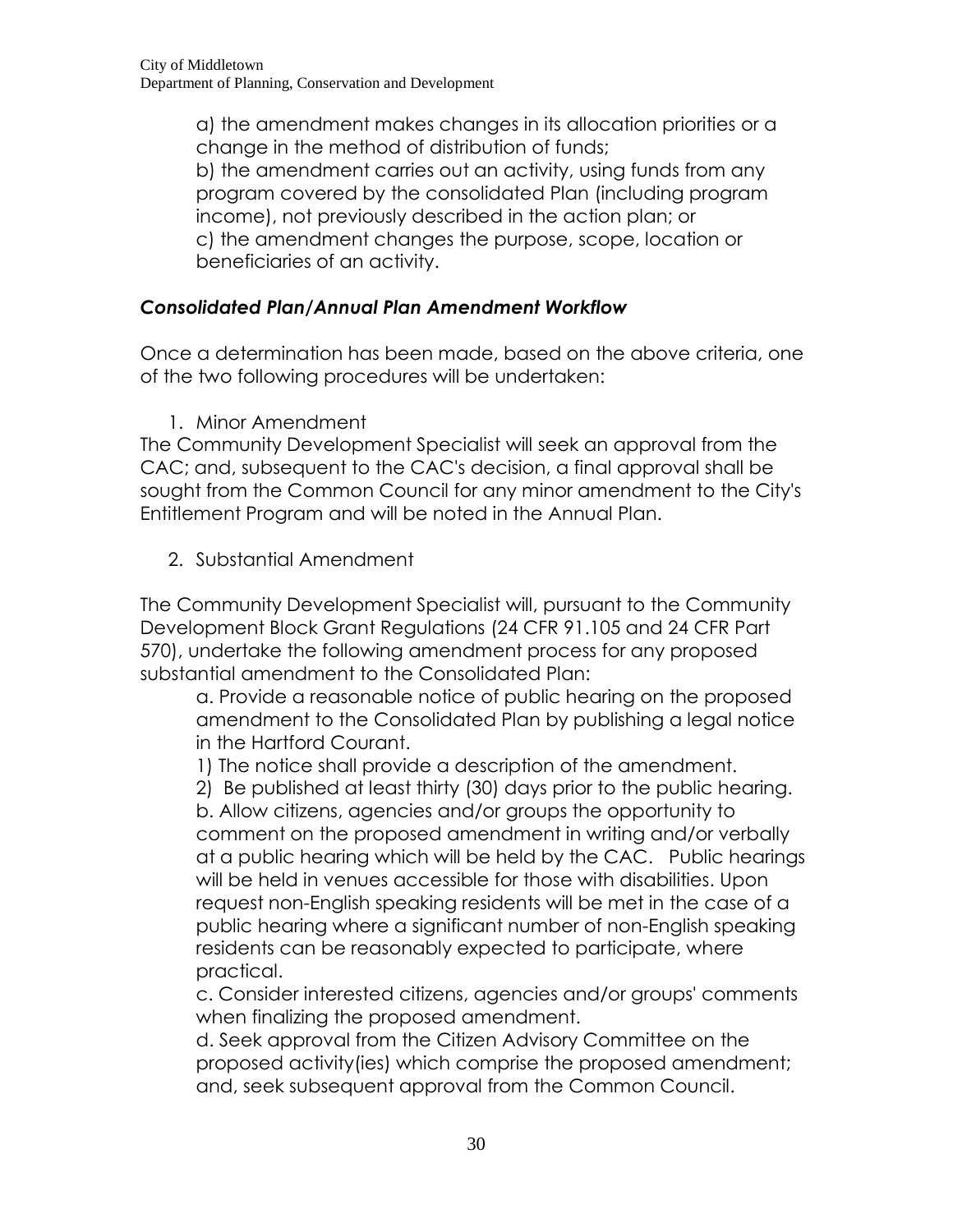a) the amendment makes changes in its allocation priorities or a change in the method of distribution of funds;
b) the amendment carries out an activity, using funds from any program covered by the consolidated Plan (including program income), not previously described in the action plan; or
c) the amendment changes the purpose, scope, location or beneficiaries of an activity.

### *Consolidated Plan/Annual Plan Amendment Workflow*

Once a determination has been made, based on the above criteria, one of the two following procedures will be undertaken:

1. Minor Amendment

The Community Development Specialist will seek an approval from the CAC; and, subsequent to the CAC's decision, a final approval shall be sought from the Common Council for any minor amendment to the City's Entitlement Program and will be noted in the Annual Plan.

2. Substantial Amendment

The Community Development Specialist will, pursuant to the Community Development Block Grant Regulations (24 CFR 91.105 and 24 CFR Part 570), undertake the following amendment process for any proposed substantial amendment to the Consolidated Plan:

a. Provide a reasonable notice of public hearing on the proposed amendment to the Consolidated Plan by publishing a legal notice in the Hartford Courant.
1) The notice shall provide a description of the amendment.
2) Be published at least thirty (30) days prior to the public hearing.
b. Allow citizens, agencies and/or groups the opportunity to comment on the proposed amendment in writing and/or verbally at a public hearing which will be held by the CAC. Public hearings will be held in venues accessible for those with disabilities. Upon request non-English speaking residents will be met in the case of a public hearing where a significant number of non-English speaking residents can be reasonably expected to participate, where practical.
c. Consider interested citizens, agencies and/or groups' comments when finalizing the proposed amendment.
d. Seek approval from the Citizen Advisory Committee on the proposed activity(ies) which comprise the proposed amendment; and, seek subsequent approval from the Common Council.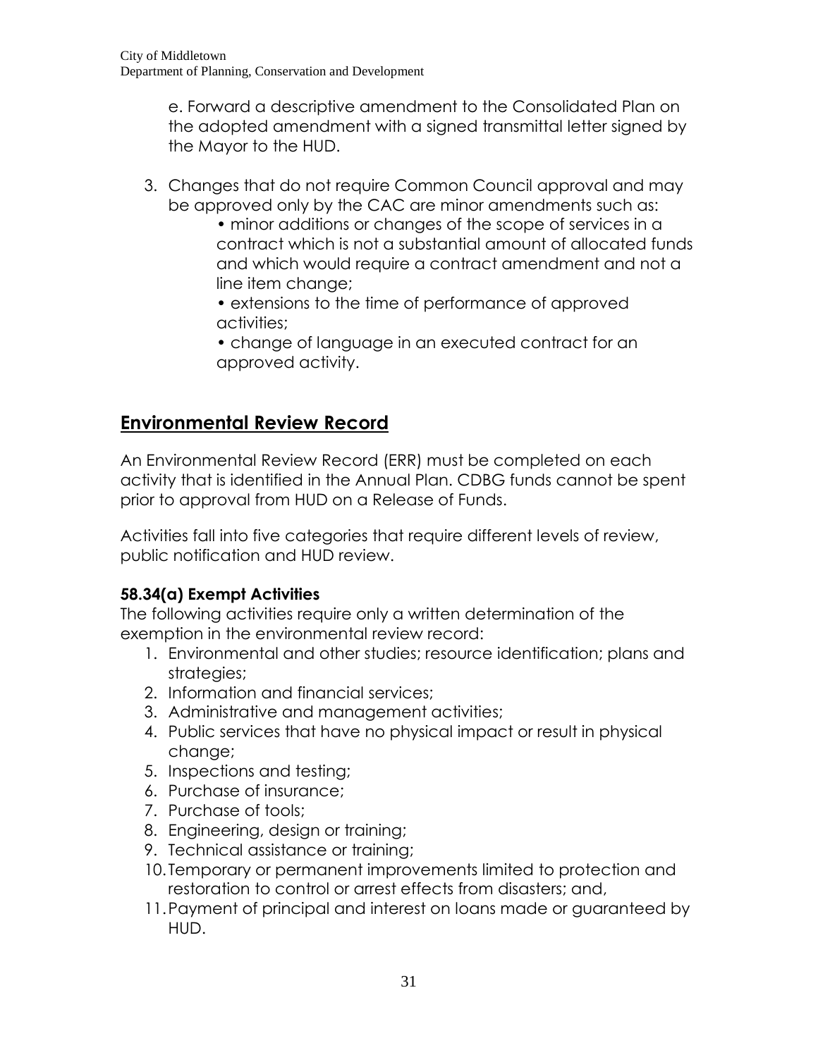e. Forward a descriptive amendment to the Consolidated Plan on the adopted amendment with a signed transmittal letter signed by the Mayor to the HUD.

3. Changes that do not require Common Council approval and may be approved only by the CAC are minor amendments such as:
   - minor additions or changes of the scope of services in a contract which is not a substantial amount of allocated funds and which would require a contract amendment and not a line item change;
   - extensions to the time of performance of approved activities;
   - change of language in an executed contract for an approved activity.

## Environmental Review Record

An Environmental Review Record (ERR) must be completed on each activity that is identified in the Annual Plan. CDBG funds cannot be spent prior to approval from HUD on a Release of Funds.

Activities fall into five categories that require different levels of review, public notification and HUD review.

### 58.34(a) Exempt Activities

The following activities require only a written determination of the exemption in the environmental review record:

1. Environmental and other studies; resource identification; plans and strategies;
2. Information and financial services;
3. Administrative and management activities;
4. Public services that have no physical impact or result in physical change;
5. Inspections and testing;
6. Purchase of insurance;
7. Purchase of tools;
8. Engineering, design or training;
9. Technical assistance or training;
10. Temporary or permanent improvements limited to protection and restoration to control or arrest effects from disasters; and,
11. Payment of principal and interest on loans made or guaranteed by HUD.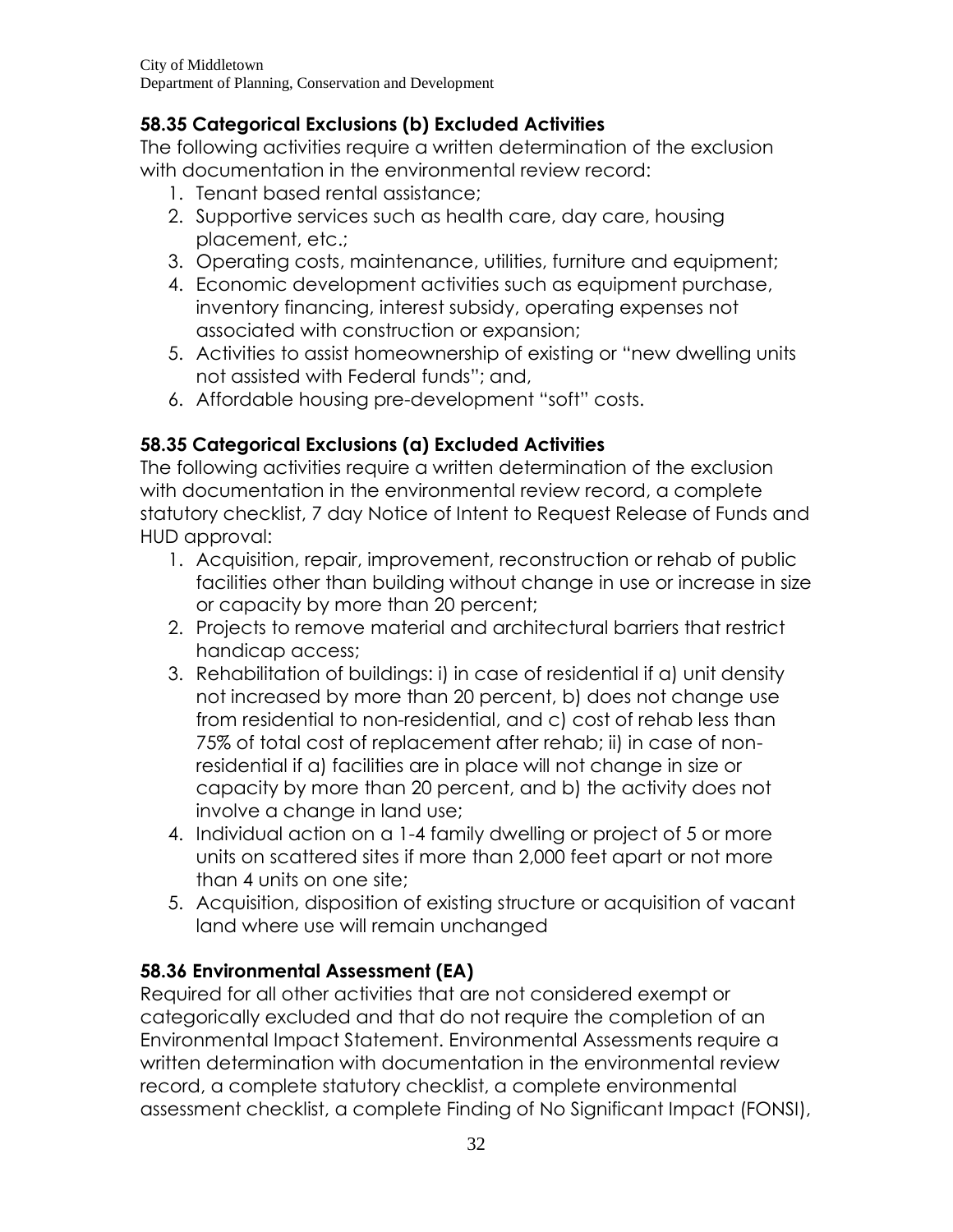### 58.35 Categorical Exclusions (b) Excluded Activities

The following activities require a written determination of the exclusion with documentation in the environmental review record:

1. Tenant based rental assistance;
2. Supportive services such as health care, day care, housing placement, etc.;
3. Operating costs, maintenance, utilities, furniture and equipment;
4. Economic development activities such as equipment purchase, inventory financing, interest subsidy, operating expenses not associated with construction or expansion;
5. Activities to assist homeownership of existing or "new dwelling units not assisted with Federal funds"; and,
6. Affordable housing pre-development "soft" costs.

### 58.35 Categorical Exclusions (a) Excluded Activities

The following activities require a written determination of the exclusion with documentation in the environmental review record, a complete statutory checklist, 7 day Notice of Intent to Request Release of Funds and HUD approval:

1. Acquisition, repair, improvement, reconstruction or rehab of public facilities other than building without change in use or increase in size or capacity by more than 20 percent;
2. Projects to remove material and architectural barriers that restrict handicap access;
3. Rehabilitation of buildings: i) in case of residential if a) unit density not increased by more than 20 percent, b) does not change use from residential to non-residential, and c) cost of rehab less than 75% of total cost of replacement after rehab; ii) in case of non-residential if a) facilities are in place will not change in size or capacity by more than 20 percent, and b) the activity does not involve a change in land use;
4. Individual action on a 1-4 family dwelling or project of 5 or more units on scattered sites if more than 2,000 feet apart or not more than 4 units on one site;
5. Acquisition, disposition of existing structure or acquisition of vacant land where use will remain unchanged

### 58.36 Environmental Assessment (EA)

Required for all other activities that are not considered exempt or categorically excluded and that do not require the completion of an Environmental Impact Statement. Environmental Assessments require a written determination with documentation in the environmental review record, a complete statutory checklist, a complete environmental assessment checklist, a complete Finding of No Significant Impact (FONSI),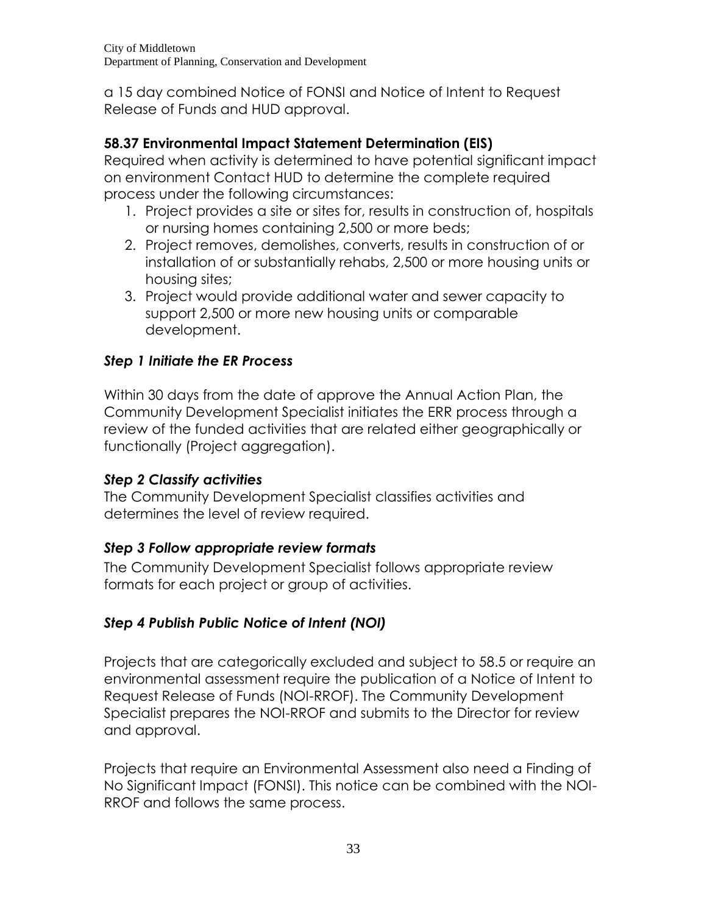a 15 day combined Notice of FONSI and Notice of Intent to Request Release of Funds and HUD approval.

### 58.37 Environmental Impact Statement Determination (EIS)

Required when activity is determined to have potential significant impact on environment Contact HUD to determine the complete required process under the following circumstances:

1. Project provides a site or sites for, results in construction of, hospitals or nursing homes containing 2,500 or more beds;
2. Project removes, demolishes, converts, results in construction of or installation of or substantially rehabs, 2,500 or more housing units or housing sites;
3. Project would provide additional water and sewer capacity to support 2,500 or more new housing units or comparable development.

### *Step 1 Initiate the ER Process*

Within 30 days from the date of approve the Annual Action Plan, the Community Development Specialist initiates the ERR process through a review of the funded activities that are related either geographically or functionally (Project aggregation).

### *Step 2 Classify activities*

The Community Development Specialist classifies activities and determines the level of review required.

### *Step 3 Follow appropriate review formats*

The Community Development Specialist follows appropriate review formats for each project or group of activities.

### *Step 4 Publish Public Notice of Intent (NOI)*

Projects that are categorically excluded and subject to 58.5 or require an environmental assessment require the publication of a Notice of Intent to Request Release of Funds (NOI-RROF). The Community Development Specialist prepares the NOI-RROF and submits to the Director for review and approval.

Projects that require an Environmental Assessment also need a Finding of No Significant Impact (FONSI). This notice can be combined with the NOI-RROF and follows the same process.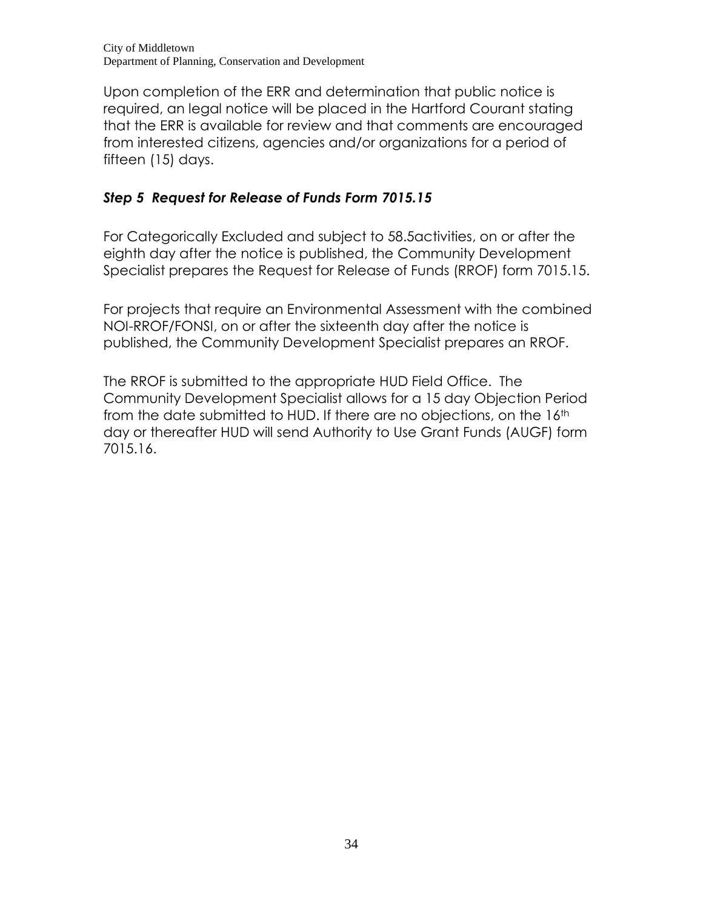Upon completion of the ERR and determination that public notice is required, an legal notice will be placed in the Hartford Courant stating that the ERR is available for review and that comments are encouraged from interested citizens, agencies and/or organizations for a period of fifteen (15) days.

### ***Step 5  Request for Release of Funds Form 7015.15***

For Categorically Excluded and subject to 58.5activities, on or after the eighth day after the notice is published, the Community Development Specialist prepares the Request for Release of Funds (RROF) form 7015.15.

For projects that require an Environmental Assessment with the combined NOI-RROF/FONSI, on or after the sixteenth day after the notice is published, the Community Development Specialist prepares an RROF.

The RROF is submitted to the appropriate HUD Field Office.  The Community Development Specialist allows for a 15 day Objection Period from the date submitted to HUD. If there are no objections, on the 16th day or thereafter HUD will send Authority to Use Grant Funds (AUGF) form 7015.16.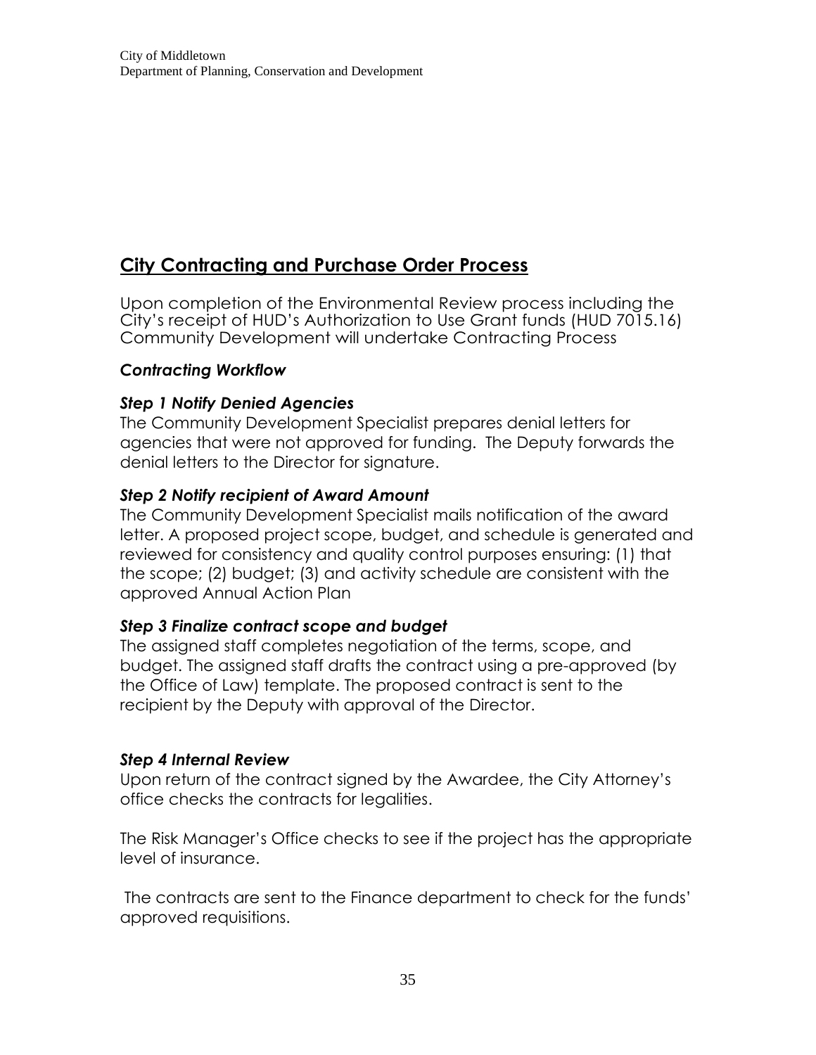## City Contracting and Purchase Order Process

Upon completion of the Environmental Review process including the City's receipt of HUD's Authorization to Use Grant funds (HUD 7015.16) Community Development will undertake Contracting Process

### *Contracting Workflow*

### *Step 1 Notify Denied Agencies*

The Community Development Specialist prepares denial letters for agencies that were not approved for funding. The Deputy forwards the denial letters to the Director for signature.

### *Step 2 Notify recipient of Award Amount*

The Community Development Specialist mails notification of the award letter. A proposed project scope, budget, and schedule is generated and reviewed for consistency and quality control purposes ensuring: (1) that the scope; (2) budget; (3) and activity schedule are consistent with the approved Annual Action Plan

### *Step 3 Finalize contract scope and budget*

The assigned staff completes negotiation of the terms, scope, and budget. The assigned staff drafts the contract using a pre-approved (by the Office of Law) template. The proposed contract is sent to the recipient by the Deputy with approval of the Director.

### *Step 4 Internal Review*

Upon return of the contract signed by the Awardee, the City Attorney's office checks the contracts for legalities.

The Risk Manager's Office checks to see if the project has the appropriate level of insurance.

The contracts are sent to the Finance department to check for the funds' approved requisitions.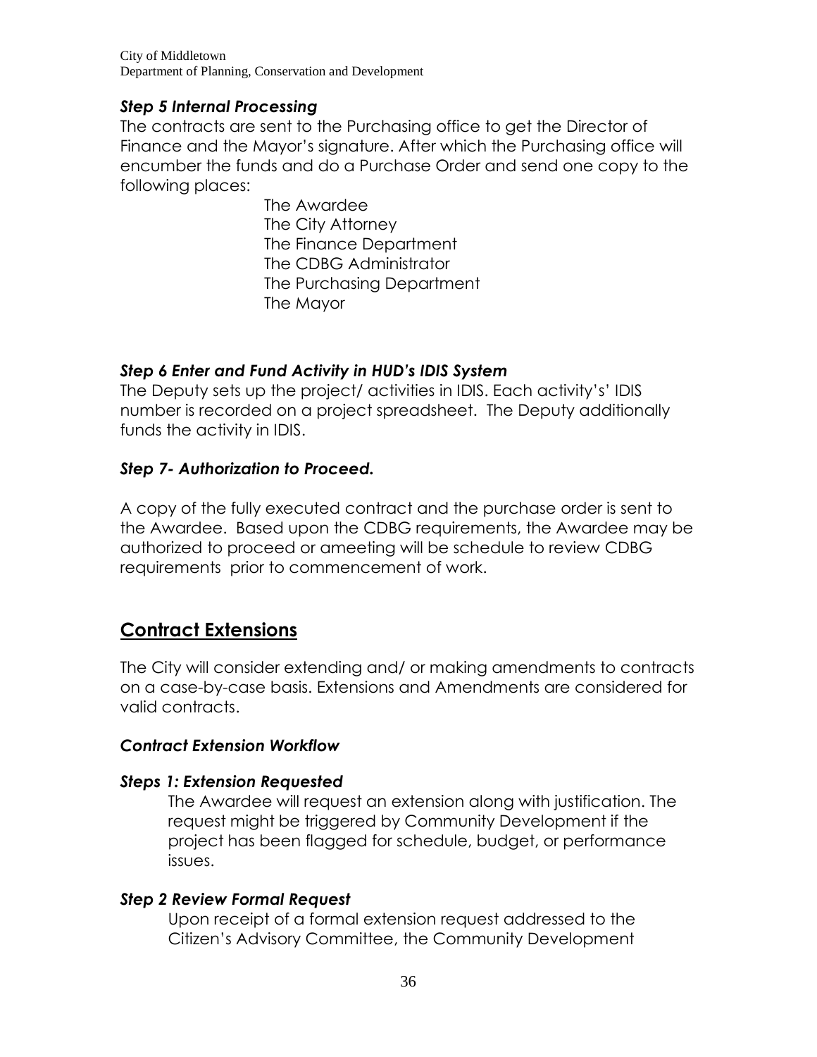### *Step 5 Internal Processing*

The contracts are sent to the Purchasing office to get the Director of Finance and the Mayor's signature. After which the Purchasing office will encumber the funds and do a Purchase Order and send one copy to the following places:

The Awardee
The City Attorney
The Finance Department
The CDBG Administrator
The Purchasing Department
The Mayor

### *Step 6 Enter and Fund Activity in HUD's IDIS System*

The Deputy sets up the project/ activities in IDIS. Each activity's' IDIS number is recorded on a project spreadsheet. The Deputy additionally funds the activity in IDIS.

### *Step 7- Authorization to Proceed.*

A copy of the fully executed contract and the purchase order is sent to the Awardee. Based upon the CDBG requirements, the Awardee may be authorized to proceed or ameeting will be schedule to review CDBG requirements prior to commencement of work.

## Contract Extensions

The City will consider extending and/ or making amendments to contracts on a case-by-case basis. Extensions and Amendments are considered for valid contracts.

### *Contract Extension Workflow*

### *Steps 1: Extension Requested*

The Awardee will request an extension along with justification. The request might be triggered by Community Development if the project has been flagged for schedule, budget, or performance issues.

### *Step 2 Review Formal Request*

Upon receipt of a formal extension request addressed to the Citizen's Advisory Committee, the Community Development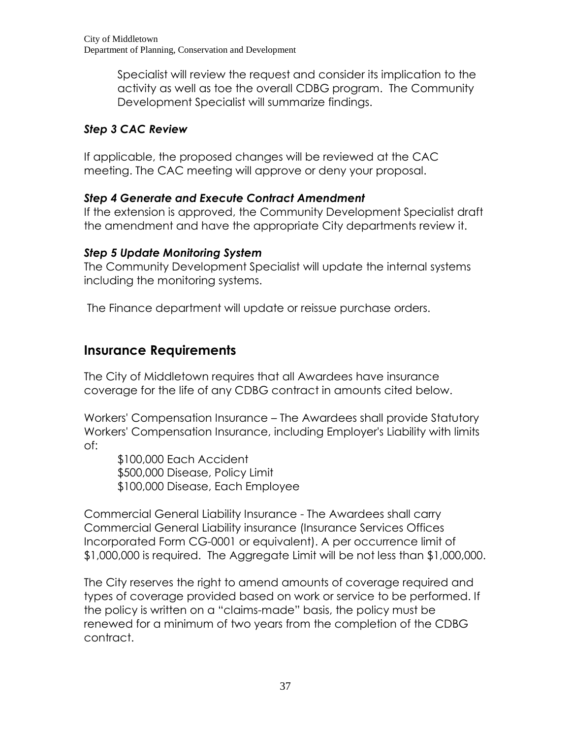Specialist will review the request and consider its implication to the activity as well as toe the overall CDBG program. The Community Development Specialist will summarize findings.

### *Step 3 CAC Review*

If applicable, the proposed changes will be reviewed at the CAC meeting. The CAC meeting will approve or deny your proposal.

### *Step 4 Generate and Execute Contract Amendment*

If the extension is approved, the Community Development Specialist draft the amendment and have the appropriate City departments review it.

### *Step 5 Update Monitoring System*

The Community Development Specialist will update the internal systems including the monitoring systems.

The Finance department will update or reissue purchase orders.

## Insurance Requirements

The City of Middletown requires that all Awardees have insurance coverage for the life of any CDBG contract in amounts cited below.

Workers' Compensation Insurance – The Awardees shall provide Statutory Workers' Compensation Insurance, including Employer's Liability with limits of:

$100,000 Each Accident
$500,000 Disease, Policy Limit
$100,000 Disease, Each Employee

Commercial General Liability Insurance - The Awardees shall carry Commercial General Liability insurance (Insurance Services Offices Incorporated Form CG-0001 or equivalent). A per occurrence limit of $1,000,000 is required. The Aggregate Limit will be not less than $1,000,000.

The City reserves the right to amend amounts of coverage required and types of coverage provided based on work or service to be performed. If the policy is written on a "claims-made" basis, the policy must be renewed for a minimum of two years from the completion of the CDBG contract.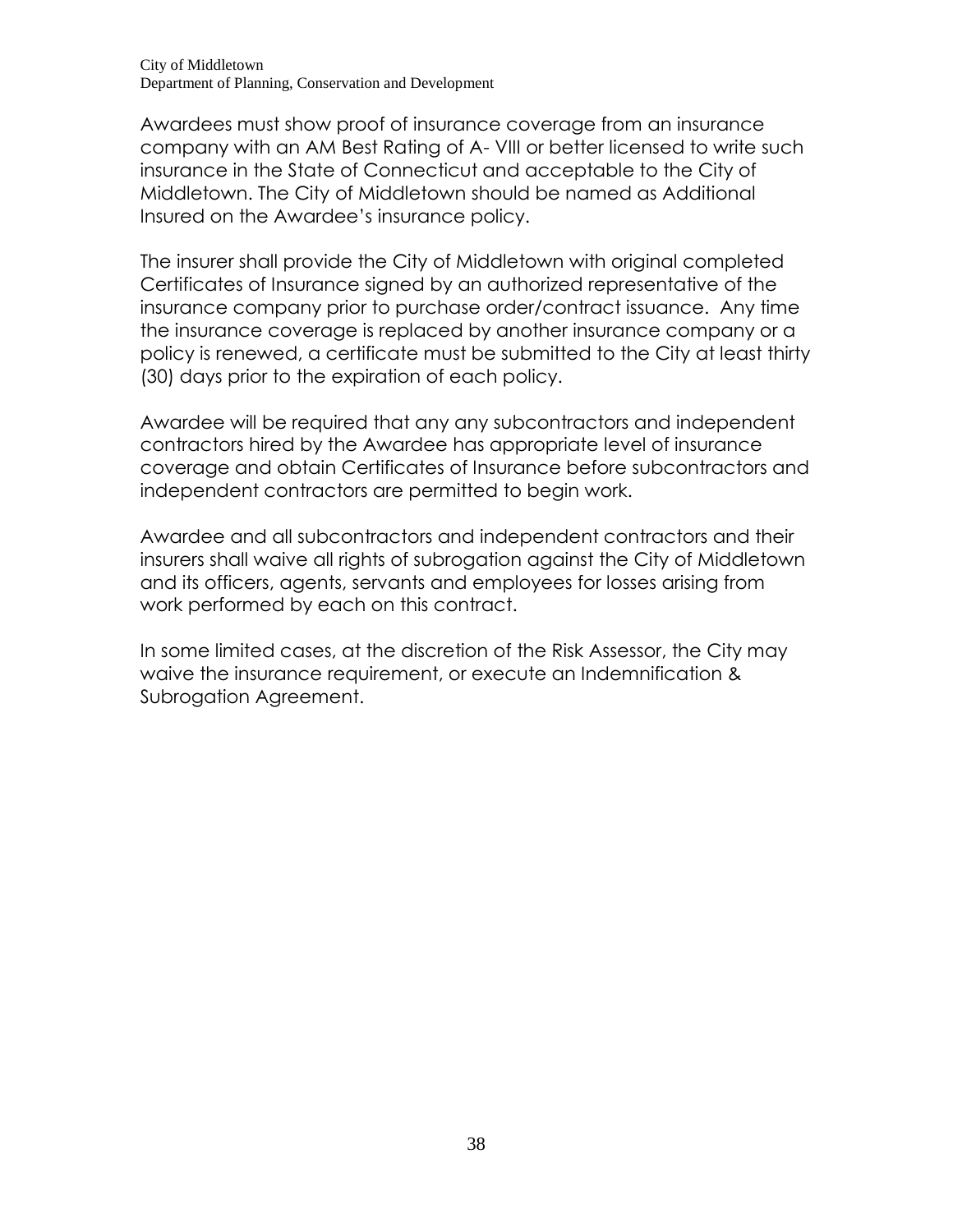Awardees must show proof of insurance coverage from an insurance company with an AM Best Rating of A- VIII or better licensed to write such insurance in the State of Connecticut and acceptable to the City of Middletown. The City of Middletown should be named as Additional Insured on the Awardee's insurance policy.

The insurer shall provide the City of Middletown with original completed Certificates of Insurance signed by an authorized representative of the insurance company prior to purchase order/contract issuance. Any time the insurance coverage is replaced by another insurance company or a policy is renewed, a certificate must be submitted to the City at least thirty (30) days prior to the expiration of each policy.

Awardee will be required that any any subcontractors and independent contractors hired by the Awardee has appropriate level of insurance coverage and obtain Certificates of Insurance before subcontractors and independent contractors are permitted to begin work.

Awardee and all subcontractors and independent contractors and their insurers shall waive all rights of subrogation against the City of Middletown and its officers, agents, servants and employees for losses arising from work performed by each on this contract.

In some limited cases, at the discretion of the Risk Assessor, the City may waive the insurance requirement, or execute an Indemnification & Subrogation Agreement.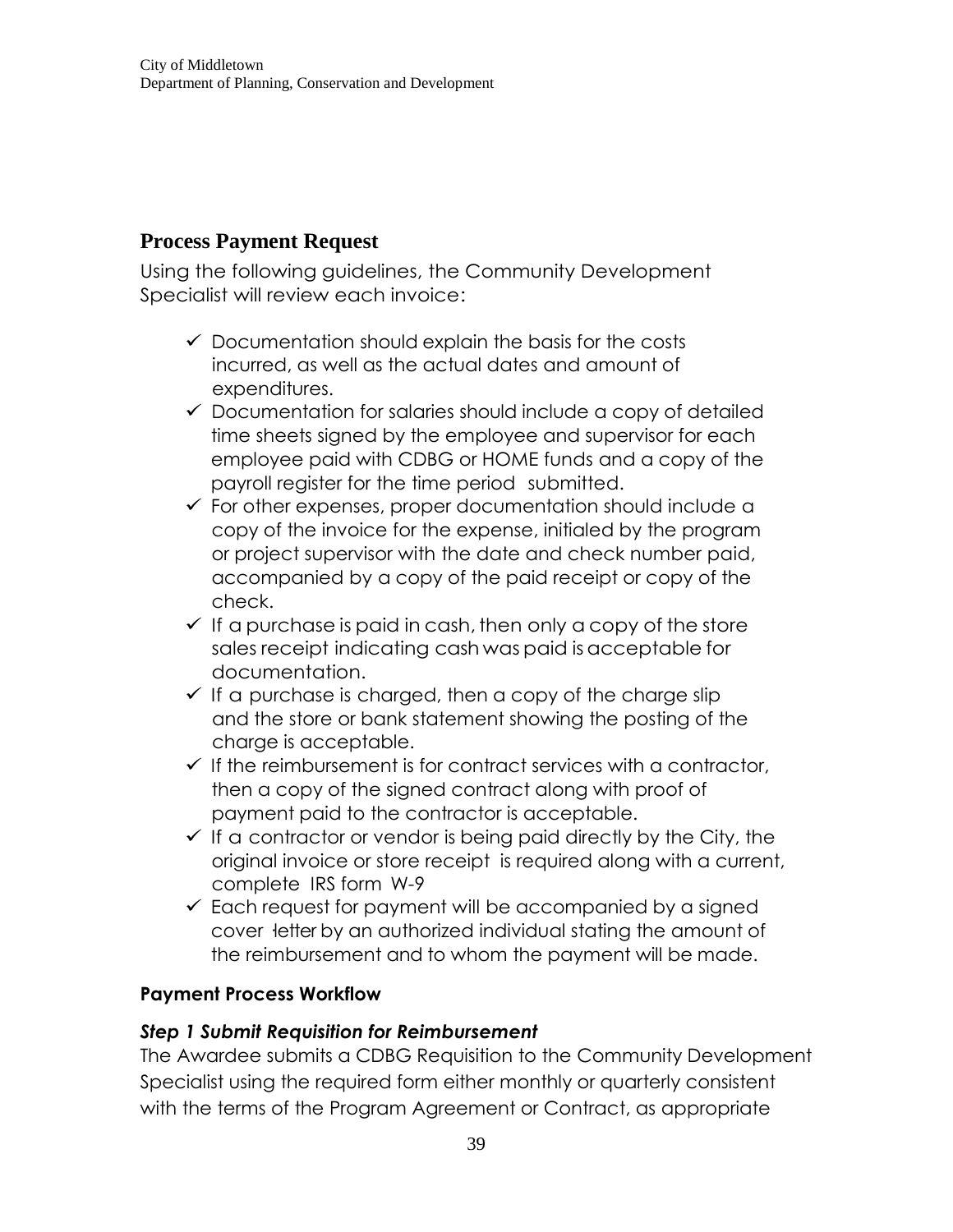## Process Payment Request

Using the following guidelines, the Community Development Specialist will review each invoice:

- ✓ Documentation should explain the basis for the costs incurred, as well as the actual dates and amount of expenditures.
- ✓ Documentation for salaries should include a copy of detailed time sheets signed by the employee and supervisor for each employee paid with CDBG or HOME funds and a copy of the payroll register for the time period submitted.
- ✓ For other expenses, proper documentation should include a copy of the invoice for the expense, initialed by the program or project supervisor with the date and check number paid, accompanied by a copy of the paid receipt or copy of the check.
- ✓ If a purchase is paid in cash, then only a copy of the store sales receipt indicating cash was paid is acceptable for documentation.
- ✓ If a purchase is charged, then a copy of the charge slip and the store or bank statement showing the posting of the charge is acceptable.
- ✓ If the reimbursement is for contract services with a contractor, then a copy of the signed contract along with proof of payment paid to the contractor is acceptable.
- ✓ If a contractor or vendor is being paid directly by the City, the original invoice or store receipt is required along with a current, complete IRS form W-9
- ✓ Each request for payment will be accompanied by a signed cover letter by an authorized individual stating the amount of the reimbursement and to whom the payment will be made.

### Payment Process Workflow

#### *Step 1 Submit Requisition for Reimbursement*

The Awardee submits a CDBG Requisition to the Community Development Specialist using the required form either monthly or quarterly consistent with the terms of the Program Agreement or Contract, as appropriate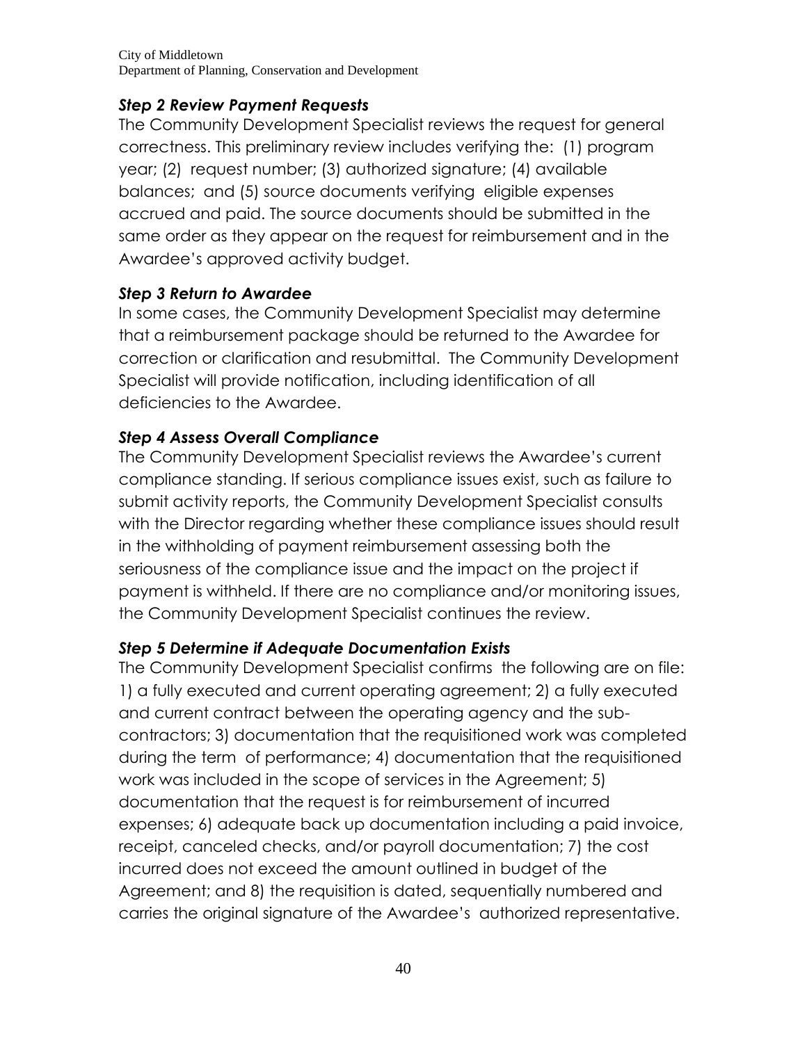### *Step 2 Review Payment Requests*

The Community Development Specialist reviews the request for general correctness. This preliminary review includes verifying the: (1) program year; (2) request number; (3) authorized signature; (4) available balances; and (5) source documents verifying eligible expenses accrued and paid. The source documents should be submitted in the same order as they appear on the request for reimbursement and in the Awardee's approved activity budget.

### *Step 3 Return to Awardee*

In some cases, the Community Development Specialist may determine that a reimbursement package should be returned to the Awardee for correction or clarification and resubmittal. The Community Development Specialist will provide notification, including identification of all deficiencies to the Awardee.

### *Step 4 Assess Overall Compliance*

The Community Development Specialist reviews the Awardee's current compliance standing. If serious compliance issues exist, such as failure to submit activity reports, the Community Development Specialist consults with the Director regarding whether these compliance issues should result in the withholding of payment reimbursement assessing both the seriousness of the compliance issue and the impact on the project if payment is withheld. If there are no compliance and/or monitoring issues, the Community Development Specialist continues the review.

### *Step 5 Determine if Adequate Documentation Exists*

The Community Development Specialist confirms the following are on file: 1) a fully executed and current operating agreement; 2) a fully executed and current contract between the operating agency and the sub-contractors; 3) documentation that the requisitioned work was completed during the term of performance; 4) documentation that the requisitioned work was included in the scope of services in the Agreement; 5) documentation that the request is for reimbursement of incurred expenses; 6) adequate back up documentation including a paid invoice, receipt, canceled checks, and/or payroll documentation; 7) the cost incurred does not exceed the amount outlined in budget of the Agreement; and 8) the requisition is dated, sequentially numbered and carries the original signature of the Awardee's authorized representative.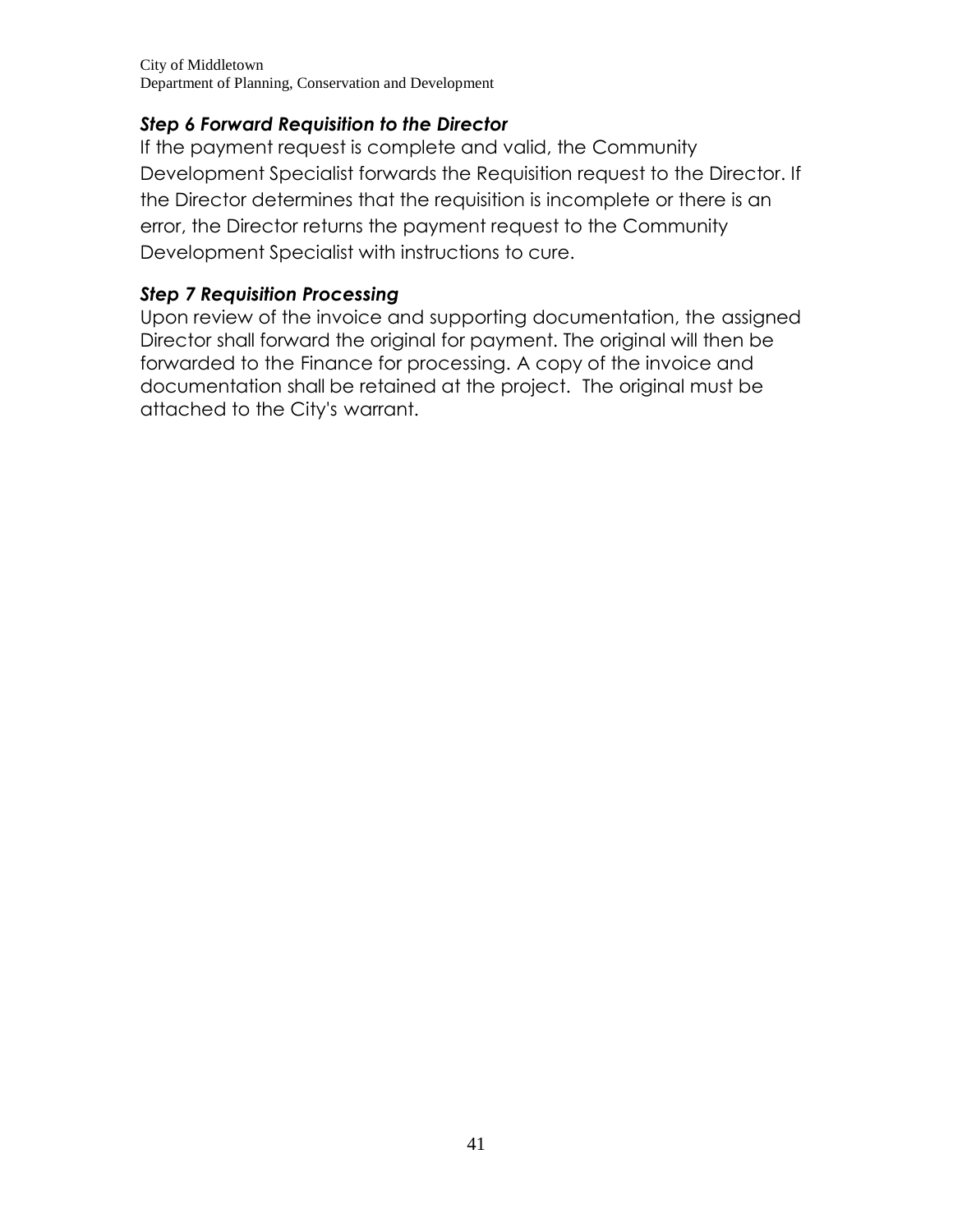### *Step 6 Forward Requisition to the Director*

If the payment request is complete and valid, the Community Development Specialist forwards the Requisition request to the Director. If the Director determines that the requisition is incomplete or there is an error, the Director returns the payment request to the Community Development Specialist with instructions to cure.

### *Step 7 Requisition Processing*

Upon review of the invoice and supporting documentation, the assigned Director shall forward the original for payment. The original will then be forwarded to the Finance for processing. A copy of the invoice and documentation shall be retained at the project. The original must be attached to the City's warrant.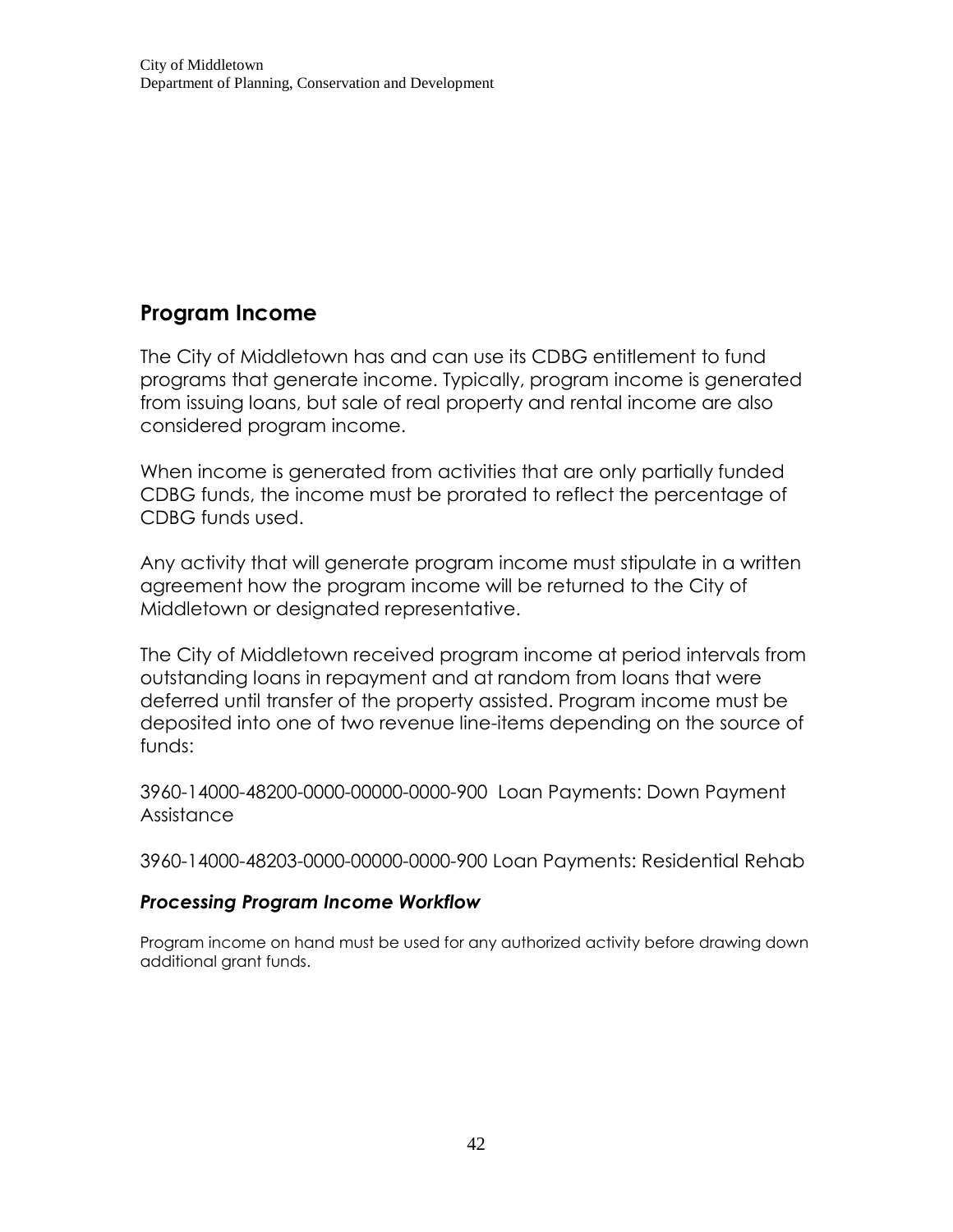## Program Income

The City of Middletown has and can use its CDBG entitlement to fund programs that generate income. Typically, program income is generated from issuing loans, but sale of real property and rental income are also considered program income.

When income is generated from activities that are only partially funded CDBG funds, the income must be prorated to reflect the percentage of CDBG funds used.

Any activity that will generate program income must stipulate in a written agreement how the program income will be returned to the City of Middletown or designated representative.

The City of Middletown received program income at period intervals from outstanding loans in repayment and at random from loans that were deferred until transfer of the property assisted. Program income must be deposited into one of two revenue line-items depending on the source of funds:

3960-14000-48200-0000-00000-0000-900 Loan Payments: Down Payment Assistance

3960-14000-48203-0000-00000-0000-900 Loan Payments: Residential Rehab

### *Processing Program Income Workflow*

Program income on hand must be used for any authorized activity before drawing down additional grant funds.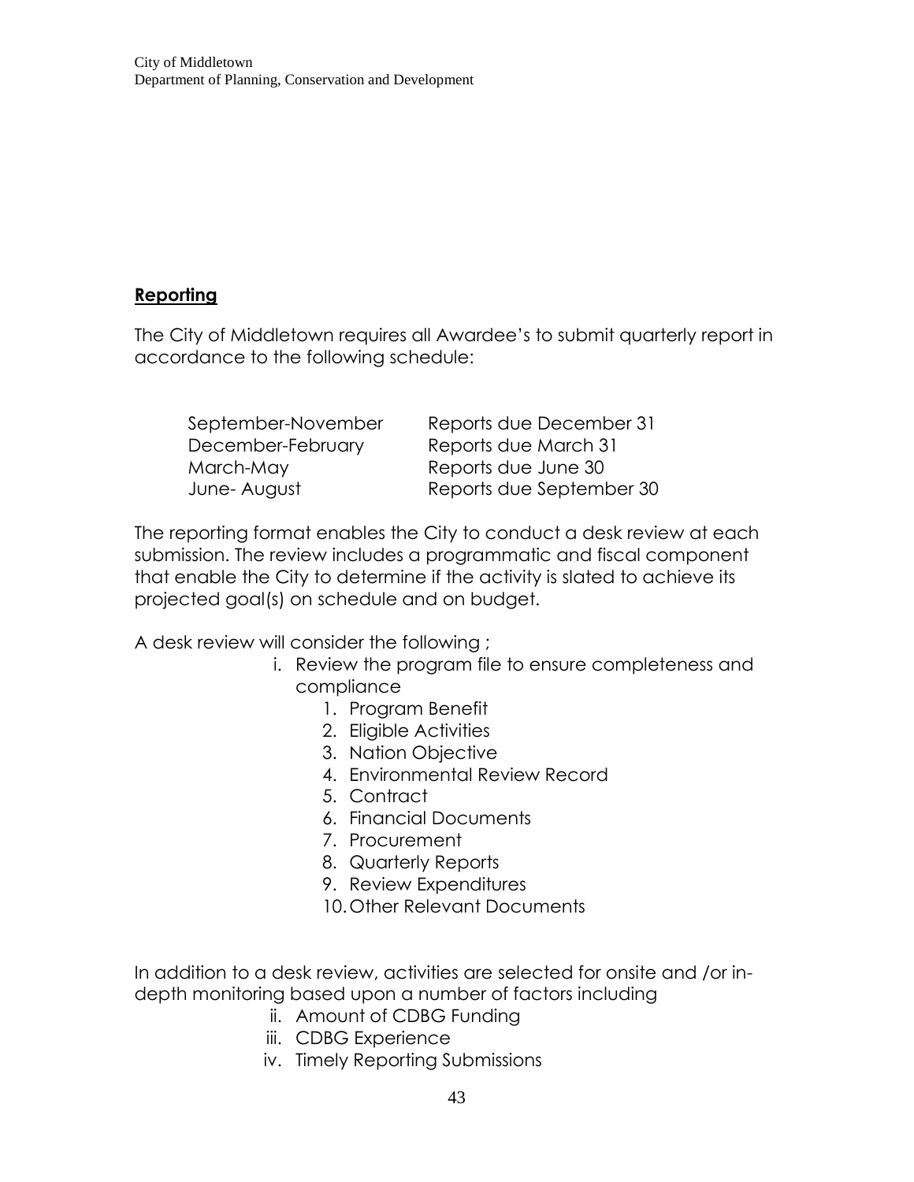## Reporting

The City of Middletown requires all Awardee's to submit quarterly report in accordance to the following schedule:

| | |
|---|---|
| September-November | Reports due December 31 |
| December-February | Reports due March 31 |
| March-May | Reports due June 30 |
| June- August | Reports due September 30 |

The reporting format enables the City to conduct a desk review at each submission. The review includes a programmatic and fiscal component that enable the City to determine if the activity is slated to achieve its projected goal(s) on schedule and on budget.

A desk review will consider the following ;

i. Review the program file to ensure completeness and compliance
   1. Program Benefit
   2. Eligible Activities
   3. Nation Objective
   4. Environmental Review Record
   5. Contract
   6. Financial Documents
   7. Procurement
   8. Quarterly Reports
   9. Review Expenditures
   10. Other Relevant Documents

In addition to a desk review, activities are selected for onsite and /or in-depth monitoring based upon a number of factors including

ii. Amount of CDBG Funding
iii. CDBG Experience
iv. Timely Reporting Submissions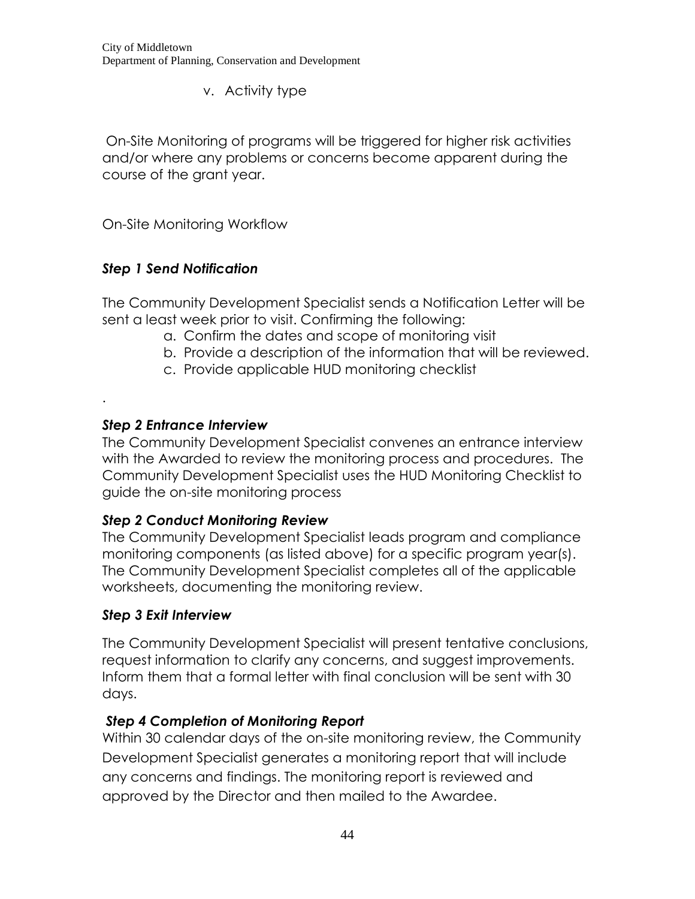v. Activity type

On-Site Monitoring of programs will be triggered for higher risk activities and/or where any problems or concerns become apparent during the course of the grant year.

On-Site Monitoring Workflow

***Step 1 Send Notification***

The Community Development Specialist sends a Notification Letter will be sent a least week prior to visit. Confirming the following:

a. Confirm the dates and scope of monitoring visit
b. Provide a description of the information that will be reviewed.
c. Provide applicable HUD monitoring checklist

.

***Step 2 Entrance Interview***

The Community Development Specialist convenes an entrance interview with the Awarded to review the monitoring process and procedures. The Community Development Specialist uses the HUD Monitoring Checklist to guide the on-site monitoring process

***Step 2 Conduct Monitoring Review***

The Community Development Specialist leads program and compliance monitoring components (as listed above) for a specific program year(s). The Community Development Specialist completes all of the applicable worksheets, documenting the monitoring review.

***Step 3 Exit Interview***

The Community Development Specialist will present tentative conclusions, request information to clarify any concerns, and suggest improvements. Inform them that a formal letter with final conclusion will be sent with 30 days.

***Step 4 Completion of Monitoring Report***

Within 30 calendar days of the on-site monitoring review, the Community Development Specialist generates a monitoring report that will include any concerns and findings. The monitoring report is reviewed and approved by the Director and then mailed to the Awardee.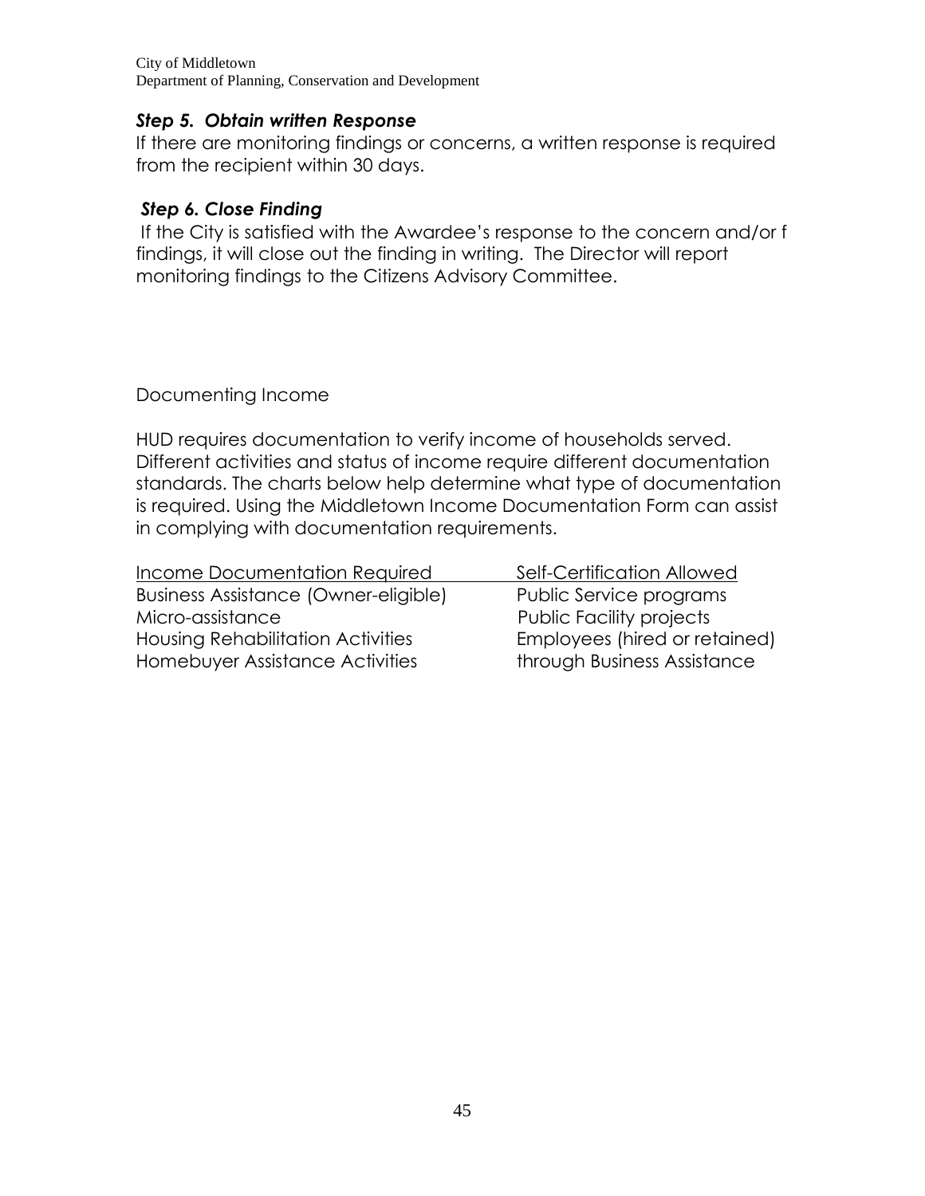### *Step 5. Obtain written Response*

If there are monitoring findings or concerns, a written response is required from the recipient within 30 days.

### *Step 6. Close Finding*

If the City is satisfied with the Awardee's response to the concern and/or f findings, it will close out the finding in writing. The Director will report monitoring findings to the Citizens Advisory Committee.

Documenting Income

HUD requires documentation to verify income of households served. Different activities and status of income require different documentation standards. The charts below help determine what type of documentation is required. Using the Middletown Income Documentation Form can assist in complying with documentation requirements.

| Income Documentation Required | Self-Certification Allowed |
|---|---|
| Business Assistance (Owner-eligible) | Public Service programs |
| Micro-assistance | Public Facility projects |
| Housing Rehabilitation Activities | Employees (hired or retained) through Business Assistance |
| Homebuyer Assistance Activities | |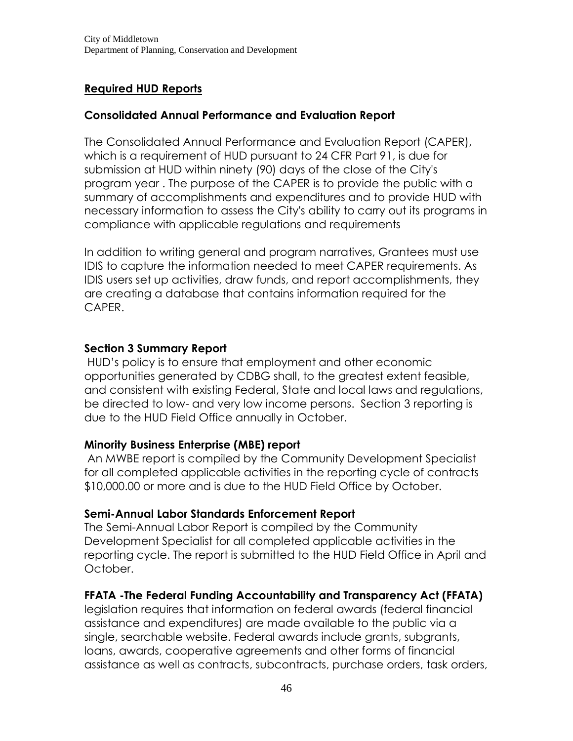## Required HUD Reports

### Consolidated Annual Performance and Evaluation Report

The Consolidated Annual Performance and Evaluation Report (CAPER), which is a requirement of HUD pursuant to 24 CFR Part 91, is due for submission at HUD within ninety (90) days of the close of the City's program year . The purpose of the CAPER is to provide the public with a summary of accomplishments and expenditures and to provide HUD with necessary information to assess the City's ability to carry out its programs in compliance with applicable regulations and requirements

In addition to writing general and program narratives, Grantees must use IDIS to capture the information needed to meet CAPER requirements. As IDIS users set up activities, draw funds, and report accomplishments, they are creating a database that contains information required for the CAPER.

### Section 3 Summary Report

HUD's policy is to ensure that employment and other economic opportunities generated by CDBG shall, to the greatest extent feasible, and consistent with existing Federal, State and local laws and regulations, be directed to low- and very low income persons. Section 3 reporting is due to the HUD Field Office annually in October.

### Minority Business Enterprise (MBE) report

An MWBE report is compiled by the Community Development Specialist for all completed applicable activities in the reporting cycle of contracts $10,000.00 or more and is due to the HUD Field Office by October.

### Semi-Annual Labor Standards Enforcement Report

The Semi-Annual Labor Report is compiled by the Community Development Specialist for all completed applicable activities in the reporting cycle. The report is submitted to the HUD Field Office in April and October.

### FFATA -The Federal Funding Accountability and Transparency Act (FFATA)

legislation requires that information on federal awards (federal financial assistance and expenditures) are made available to the public via a single, searchable website. Federal awards include grants, subgrants, loans, awards, cooperative agreements and other forms of financial assistance as well as contracts, subcontracts, purchase orders, task orders,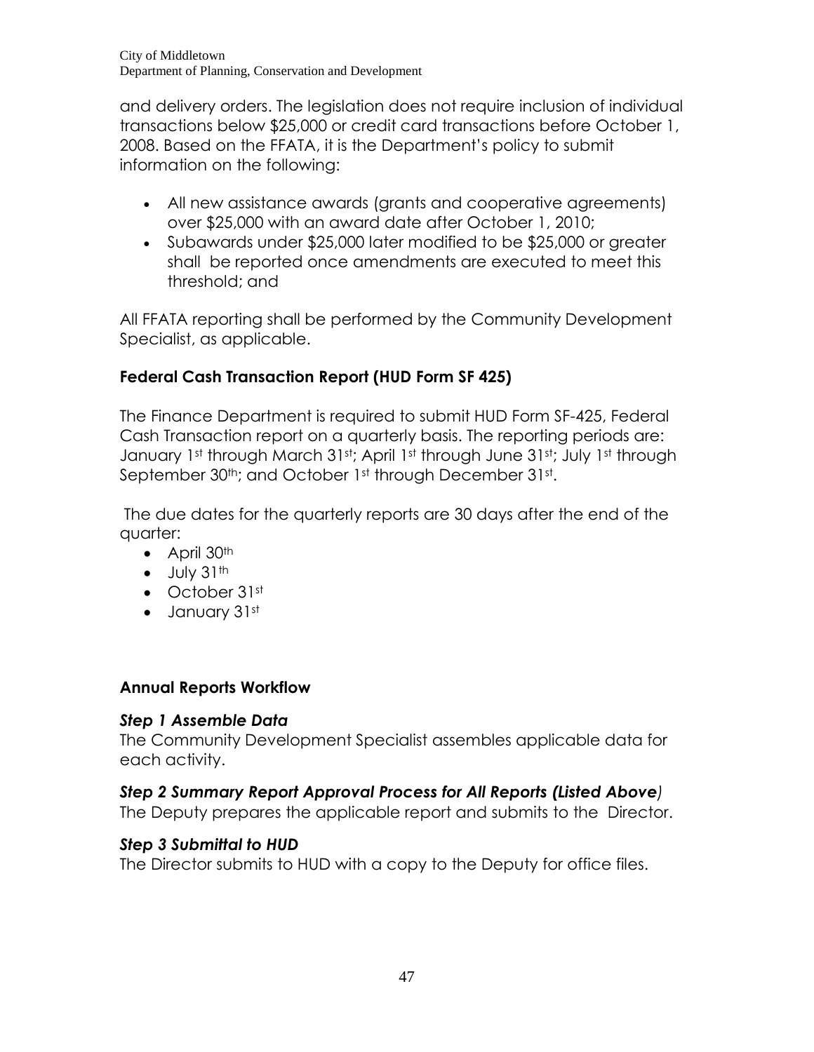and delivery orders. The legislation does not require inclusion of individual transactions below $25,000 or credit card transactions before October 1, 2008. Based on the FFATA, it is the Department's policy to submit information on the following:

- All new assistance awards (grants and cooperative agreements) over $25,000 with an award date after October 1, 2010;
- Subawards under $25,000 later modified to be $25,000 or greater shall be reported once amendments are executed to meet this threshold; and

All FFATA reporting shall be performed by the Community Development Specialist, as applicable.

### Federal Cash Transaction Report (HUD Form SF 425)

The Finance Department is required to submit HUD Form SF-425, Federal Cash Transaction report on a quarterly basis. The reporting periods are: January 1st through March 31st; April 1st through June 31st; July 1st through September 30th; and October 1st through December 31st.

The due dates for the quarterly reports are 30 days after the end of the quarter:

- April 30th
- July 31th
- October 31st
- January 31st

### Annual Reports Workflow

#### *Step 1 Assemble Data*

The Community Development Specialist assembles applicable data for each activity.

#### *Step 2 Summary Report Approval Process for All Reports (Listed Above)*

The Deputy prepares the applicable report and submits to the Director.

#### *Step 3 Submittal to HUD*

The Director submits to HUD with a copy to the Deputy for office files.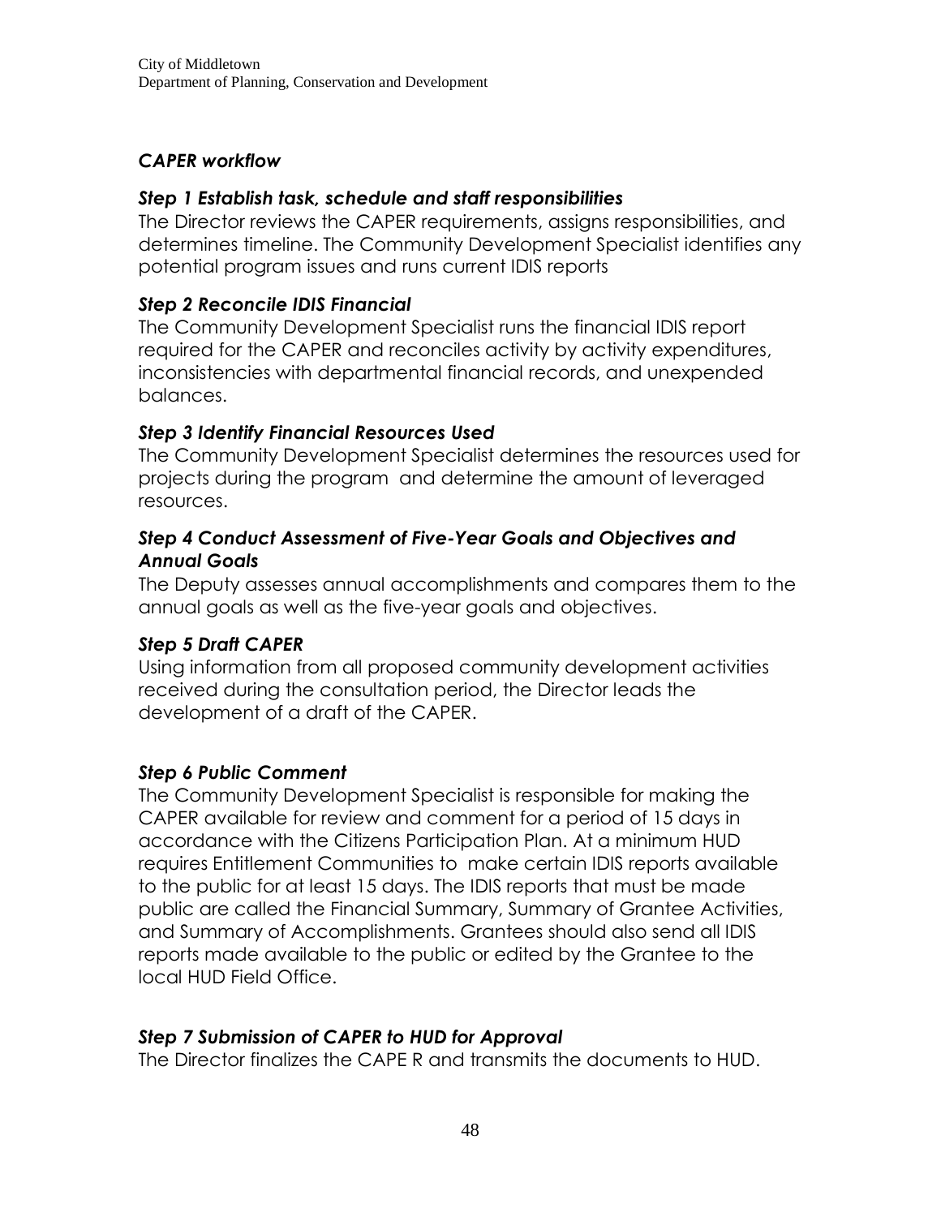### *CAPER workflow*

### *Step 1 Establish task, schedule and staff responsibilities*

The Director reviews the CAPER requirements, assigns responsibilities, and determines timeline. The Community Development Specialist identifies any potential program issues and runs current IDIS reports

### *Step 2 Reconcile IDIS Financial*

The Community Development Specialist runs the financial IDIS report required for the CAPER and reconciles activity by activity expenditures, inconsistencies with departmental financial records, and unexpended balances.

### *Step 3 Identify Financial Resources Used*

The Community Development Specialist determines the resources used for projects during the program and determine the amount of leveraged resources.

### *Step 4 Conduct Assessment of Five-Year Goals and Objectives and Annual Goals*

The Deputy assesses annual accomplishments and compares them to the annual goals as well as the five-year goals and objectives.

### *Step 5 Draft CAPER*

Using information from all proposed community development activities received during the consultation period, the Director leads the development of a draft of the CAPER.

### *Step 6 Public Comment*

The Community Development Specialist is responsible for making the CAPER available for review and comment for a period of 15 days in accordance with the Citizens Participation Plan. At a minimum HUD requires Entitlement Communities to make certain IDIS reports available to the public for at least 15 days. The IDIS reports that must be made public are called the Financial Summary, Summary of Grantee Activities, and Summary of Accomplishments. Grantees should also send all IDIS reports made available to the public or edited by the Grantee to the local HUD Field Office.

### *Step 7 Submission of CAPER to HUD for Approval*

The Director finalizes the CAPE R and transmits the documents to HUD.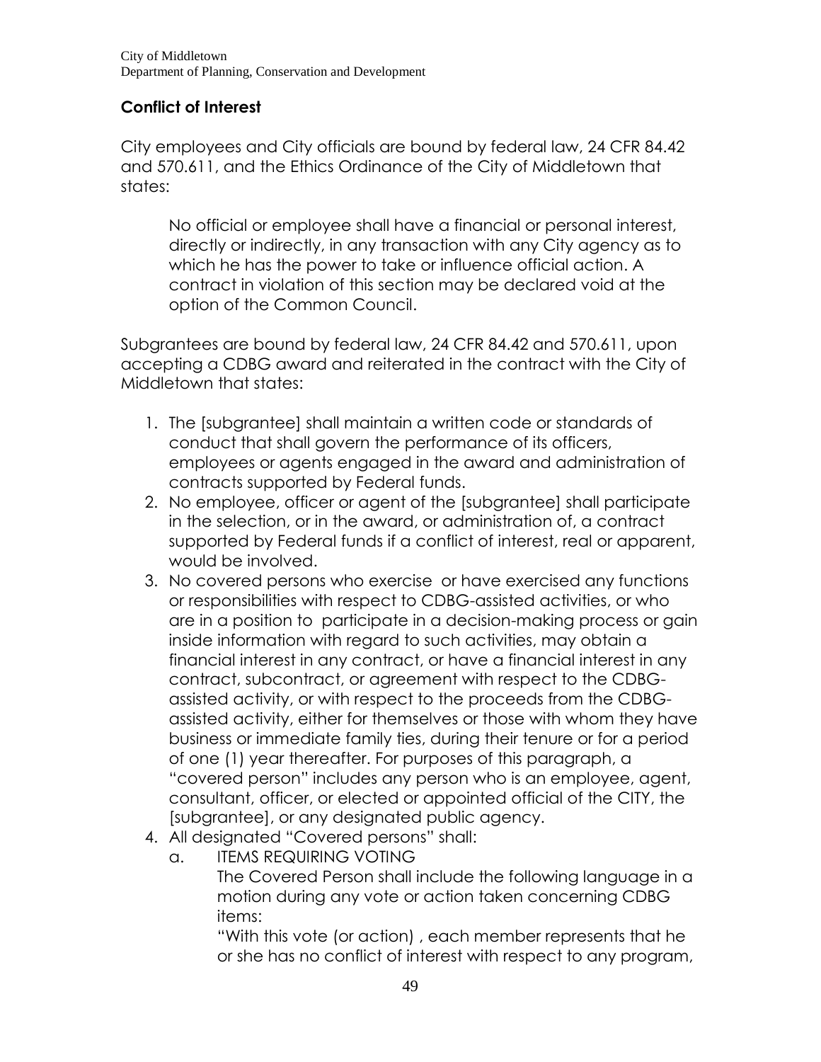## Conflict of Interest

City employees and City officials are bound by federal law, 24 CFR 84.42 and 570.611, and the Ethics Ordinance of the City of Middletown that states:

> No official or employee shall have a financial or personal interest, directly or indirectly, in any transaction with any City agency as to which he has the power to take or influence official action. A contract in violation of this section may be declared void at the option of the Common Council.

Subgrantees are bound by federal law, 24 CFR 84.42 and 570.611, upon accepting a CDBG award and reiterated in the contract with the City of Middletown that states:

1. The [subgrantee] shall maintain a written code or standards of conduct that shall govern the performance of its officers, employees or agents engaged in the award and administration of contracts supported by Federal funds.
2. No employee, officer or agent of the [subgrantee] shall participate in the selection, or in the award, or administration of, a contract supported by Federal funds if a conflict of interest, real or apparent, would be involved.
3. No covered persons who exercise or have exercised any functions or responsibilities with respect to CDBG-assisted activities, or who are in a position to participate in a decision-making process or gain inside information with regard to such activities, may obtain a financial interest in any contract, or have a financial interest in any contract, subcontract, or agreement with respect to the CDBG-assisted activity, or with respect to the proceeds from the CDBG-assisted activity, either for themselves or those with whom they have business or immediate family ties, during their tenure or for a period of one (1) year thereafter. For purposes of this paragraph, a "covered person" includes any person who is an employee, agent, consultant, officer, or elected or appointed official of the CITY, the [subgrantee], or any designated public agency.
4. All designated "Covered persons" shall:
   a. ITEMS REQUIRING VOTING
      The Covered Person shall include the following language in a motion during any vote or action taken concerning CDBG items:
      "With this vote (or action) , each member represents that he or she has no conflict of interest with respect to any program,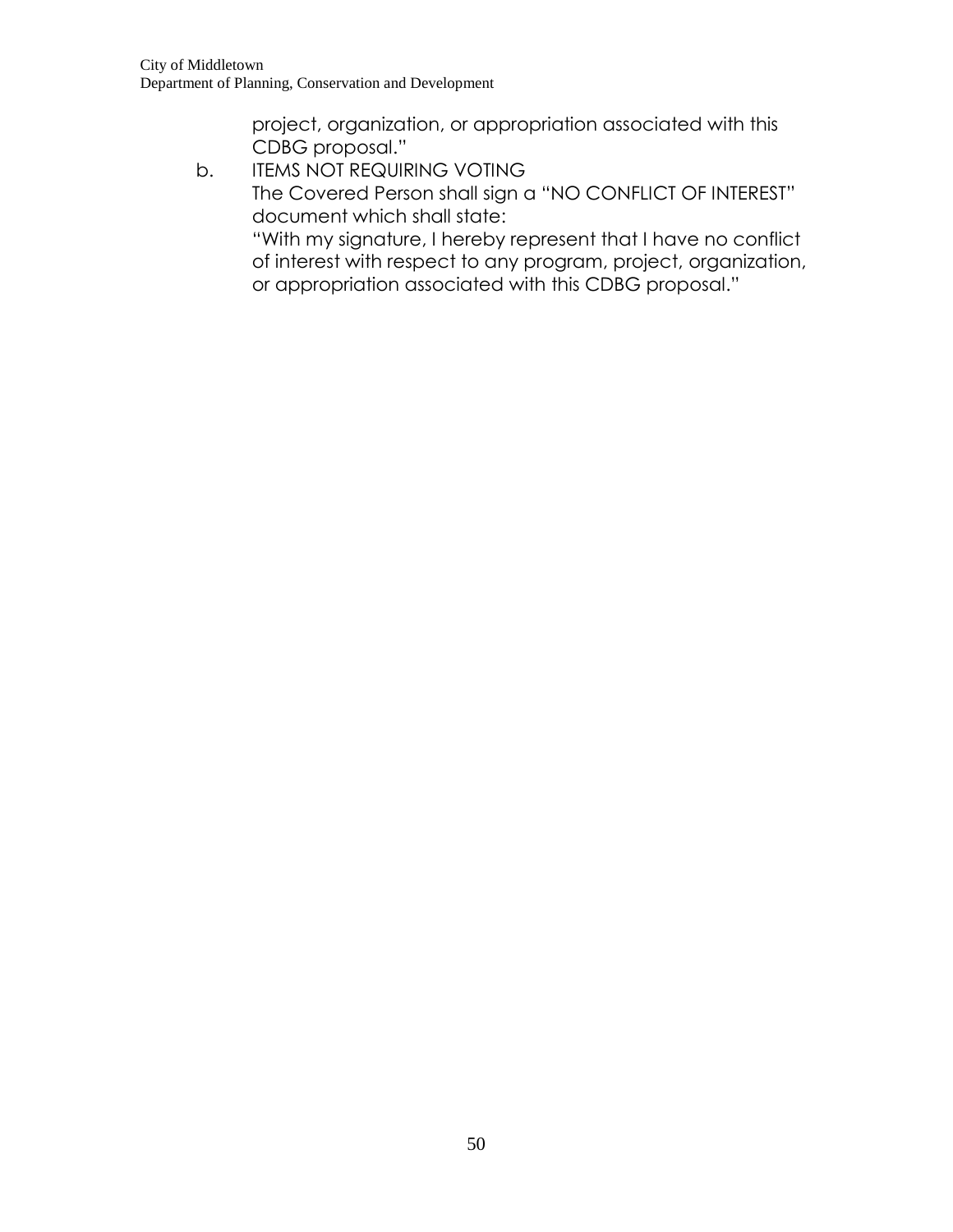project, organization, or appropriation associated with this CDBG proposal."

b. ITEMS NOT REQUIRING VOTING
   The Covered Person shall sign a "NO CONFLICT OF INTEREST" document which shall state:
   "With my signature, I hereby represent that I have no conflict of interest with respect to any program, project, organization, or appropriation associated with this CDBG proposal."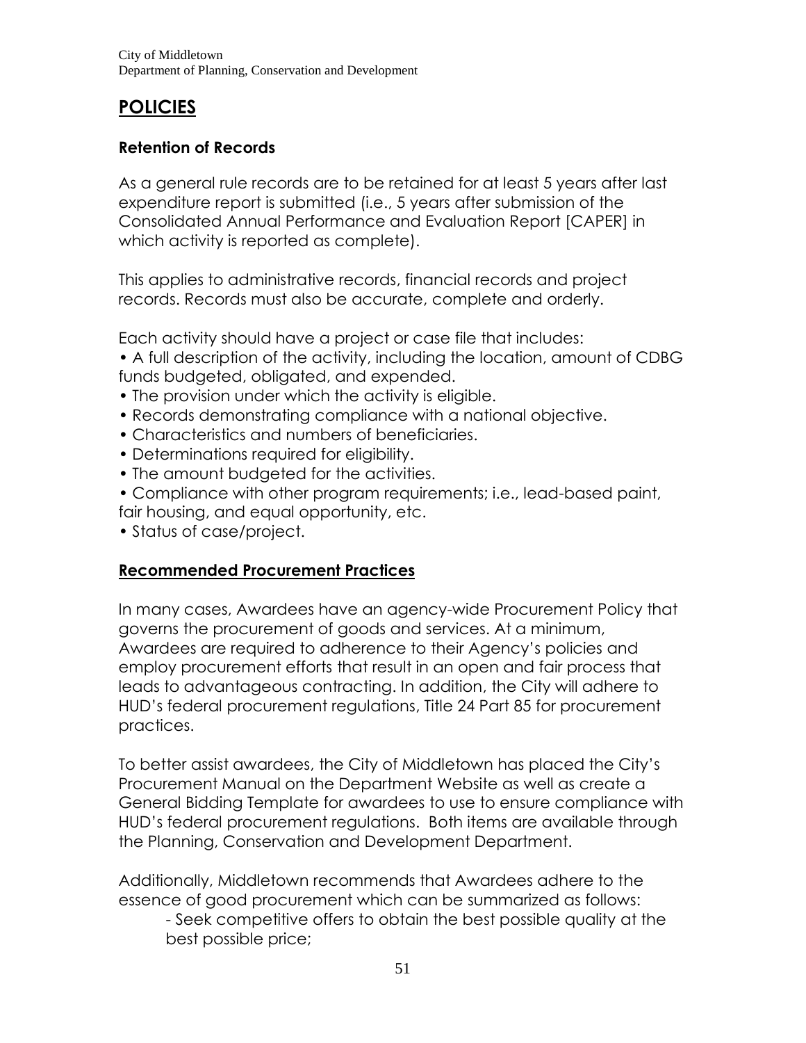# POLICIES

## Retention of Records

As a general rule records are to be retained for at least 5 years after last expenditure report is submitted (i.e., 5 years after submission of the Consolidated Annual Performance and Evaluation Report [CAPER] in which activity is reported as complete).

This applies to administrative records, financial records and project records. Records must also be accurate, complete and orderly.

Each activity should have a project or case file that includes:

- A full description of the activity, including the location, amount of CDBG funds budgeted, obligated, and expended.
- The provision under which the activity is eligible.
- Records demonstrating compliance with a national objective.
- Characteristics and numbers of beneficiaries.
- Determinations required for eligibility.
- The amount budgeted for the activities.
- Compliance with other program requirements; i.e., lead-based paint, fair housing, and equal opportunity, etc.
- Status of case/project.

## Recommended Procurement Practices

In many cases, Awardees have an agency-wide Procurement Policy that governs the procurement of goods and services. At a minimum, Awardees are required to adherence to their Agency's policies and employ procurement efforts that result in an open and fair process that leads to advantageous contracting. In addition, the City will adhere to HUD's federal procurement regulations, Title 24 Part 85 for procurement practices.

To better assist awardees, the City of Middletown has placed the City's Procurement Manual on the Department Website as well as create a General Bidding Template for awardees to use to ensure compliance with HUD's federal procurement regulations. Both items are available through the Planning, Conservation and Development Department.

Additionally, Middletown recommends that Awardees adhere to the essence of good procurement which can be summarized as follows:

- Seek competitive offers to obtain the best possible quality at the best possible price;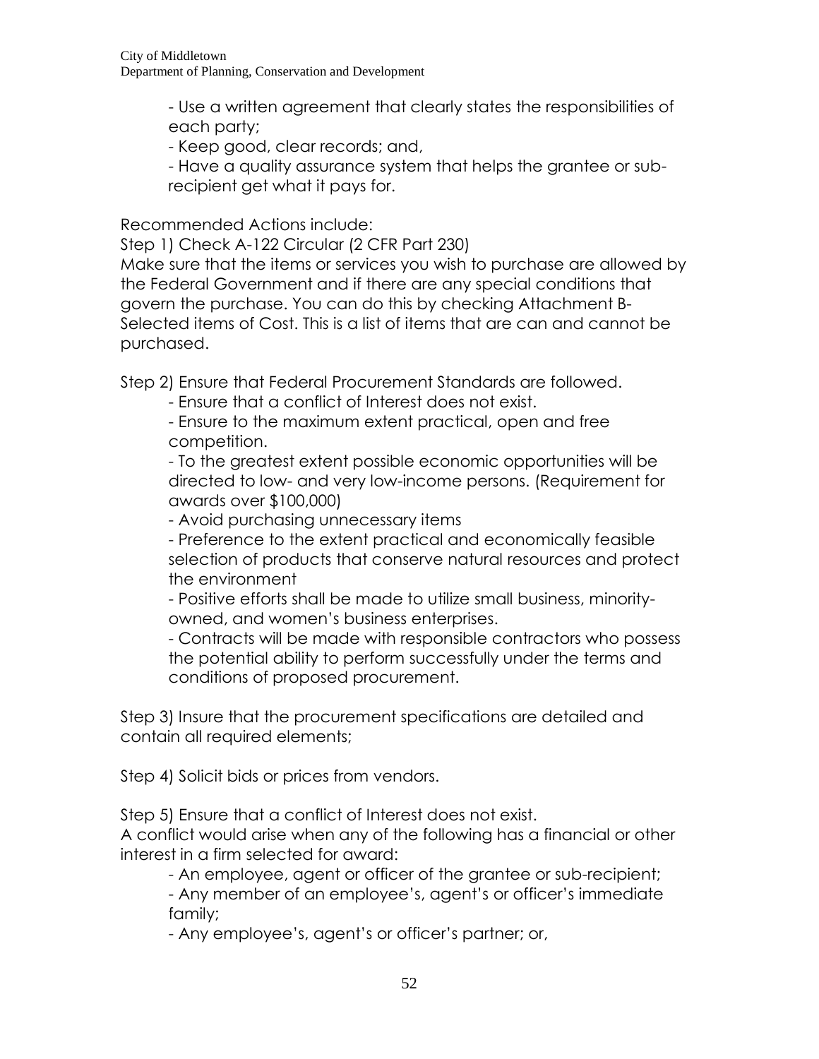- Use a written agreement that clearly states the responsibilities of each party;
- Keep good, clear records; and,
- Have a quality assurance system that helps the grantee or sub-recipient get what it pays for.

Recommended Actions include:

Step 1) Check A-122 Circular (2 CFR Part 230)

Make sure that the items or services you wish to purchase are allowed by the Federal Government and if there are any special conditions that govern the purchase. You can do this by checking Attachment B-Selected items of Cost. This is a list of items that are can and cannot be purchased.

Step 2) Ensure that Federal Procurement Standards are followed.

- Ensure that a conflict of Interest does not exist.
- Ensure to the maximum extent practical, open and free competition.
- To the greatest extent possible economic opportunities will be directed to low- and very low-income persons. (Requirement for awards over $100,000)
- Avoid purchasing unnecessary items
- Preference to the extent practical and economically feasible selection of products that conserve natural resources and protect the environment
- Positive efforts shall be made to utilize small business, minority-owned, and women's business enterprises.
- Contracts will be made with responsible contractors who possess the potential ability to perform successfully under the terms and conditions of proposed procurement.

Step 3) Insure that the procurement specifications are detailed and contain all required elements;

Step 4) Solicit bids or prices from vendors.

Step 5) Ensure that a conflict of Interest does not exist.

A conflict would arise when any of the following has a financial or other interest in a firm selected for award:

- An employee, agent or officer of the grantee or sub-recipient;
- Any member of an employee's, agent's or officer's immediate family;
- Any employee's, agent's or officer's partner; or,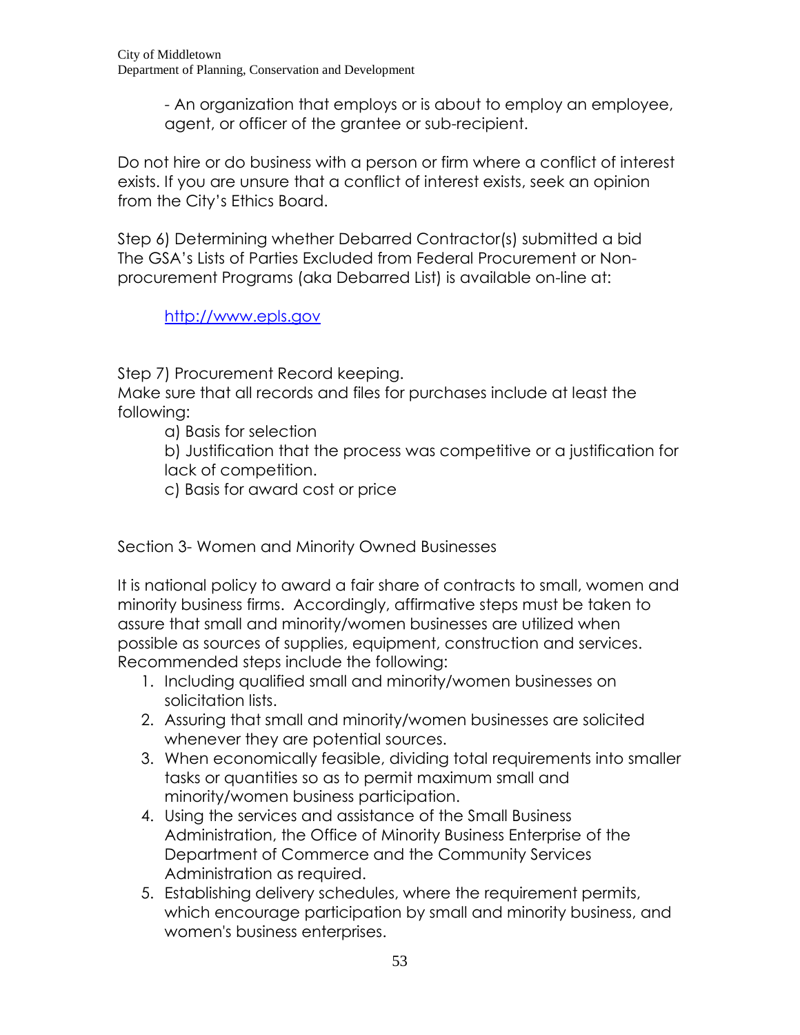- An organization that employs or is about to employ an employee, agent, or officer of the grantee or sub-recipient.

Do not hire or do business with a person or firm where a conflict of interest exists. If you are unsure that a conflict of interest exists, seek an opinion from the City's Ethics Board.

Step 6) Determining whether Debarred Contractor(s) submitted a bid
The GSA's Lists of Parties Excluded from Federal Procurement or Non-procurement Programs (aka Debarred List) is available on-line at:

[http://www.epls.gov](http://www.epls.gov)

Step 7) Procurement Record keeping.
Make sure that all records and files for purchases include at least the following:

a) Basis for selection
b) Justification that the process was competitive or a justification for lack of competition.
c) Basis for award cost or price

Section 3- Women and Minority Owned Businesses

It is national policy to award a fair share of contracts to small, women and minority business firms. Accordingly, affirmative steps must be taken to assure that small and minority/women businesses are utilized when possible as sources of supplies, equipment, construction and services. Recommended steps include the following:

1. Including qualified small and minority/women businesses on solicitation lists.
2. Assuring that small and minority/women businesses are solicited whenever they are potential sources.
3. When economically feasible, dividing total requirements into smaller tasks or quantities so as to permit maximum small and minority/women business participation.
4. Using the services and assistance of the Small Business Administration, the Office of Minority Business Enterprise of the Department of Commerce and the Community Services Administration as required.
5. Establishing delivery schedules, where the requirement permits, which encourage participation by small and minority business, and women's business enterprises.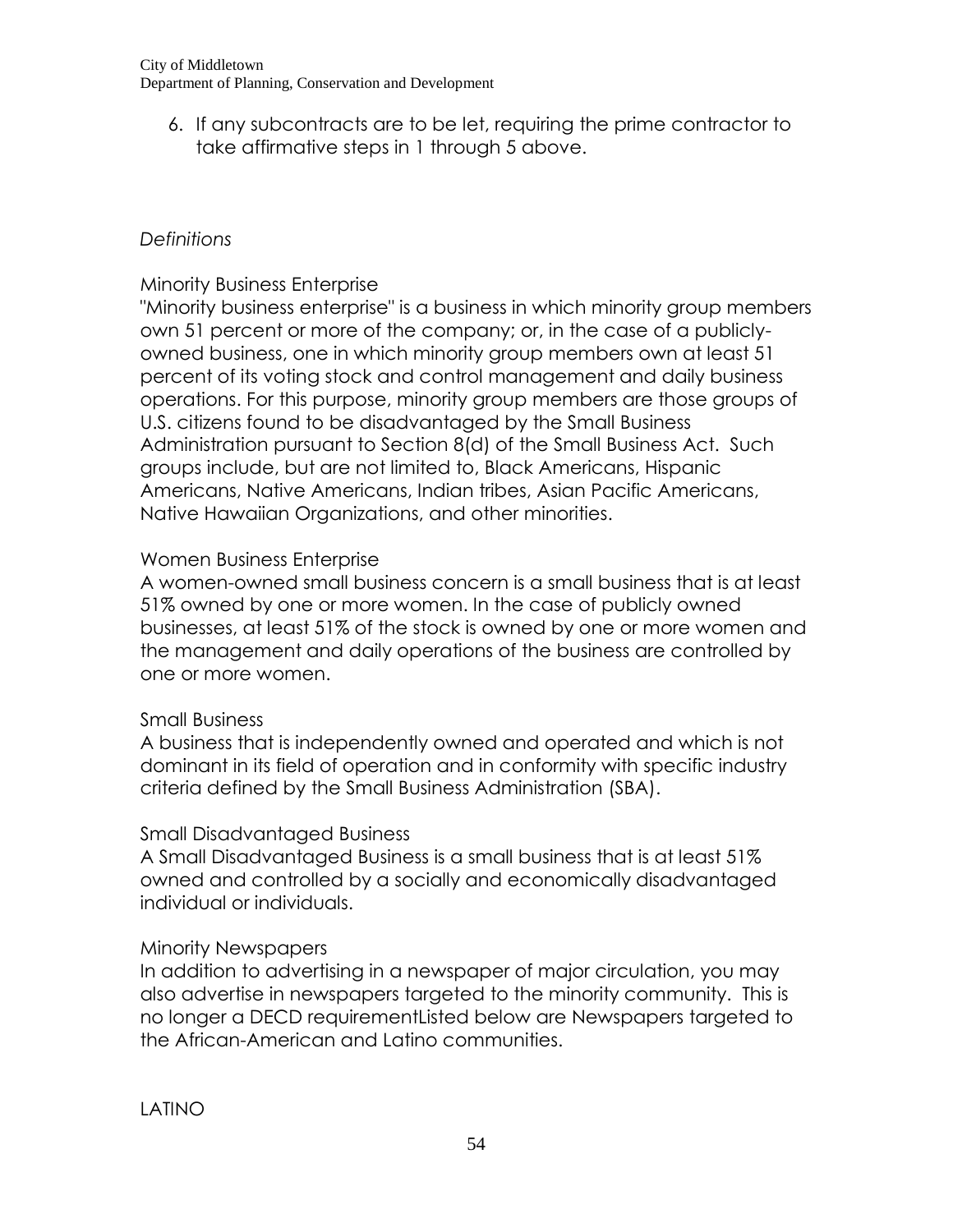6. If any subcontracts are to be let, requiring the prime contractor to take affirmative steps in 1 through 5 above.

*Definitions*

Minority Business Enterprise

"Minority business enterprise" is a business in which minority group members own 51 percent or more of the company; or, in the case of a publicly-owned business, one in which minority group members own at least 51 percent of its voting stock and control management and daily business operations. For this purpose, minority group members are those groups of U.S. citizens found to be disadvantaged by the Small Business Administration pursuant to Section 8(d) of the Small Business Act. Such groups include, but are not limited to, Black Americans, Hispanic Americans, Native Americans, Indian tribes, Asian Pacific Americans, Native Hawaiian Organizations, and other minorities.

Women Business Enterprise

A women-owned small business concern is a small business that is at least 51% owned by one or more women. In the case of publicly owned businesses, at least 51% of the stock is owned by one or more women and the management and daily operations of the business are controlled by one or more women.

Small Business

A business that is independently owned and operated and which is not dominant in its field of operation and in conformity with specific industry criteria defined by the Small Business Administration (SBA).

Small Disadvantaged Business

A Small Disadvantaged Business is a small business that is at least 51% owned and controlled by a socially and economically disadvantaged individual or individuals.

Minority Newspapers

In addition to advertising in a newspaper of major circulation, you may also advertise in newspapers targeted to the minority community. This is no longer a DECD requirementListed below are Newspapers targeted to the African-American and Latino communities.

LATINO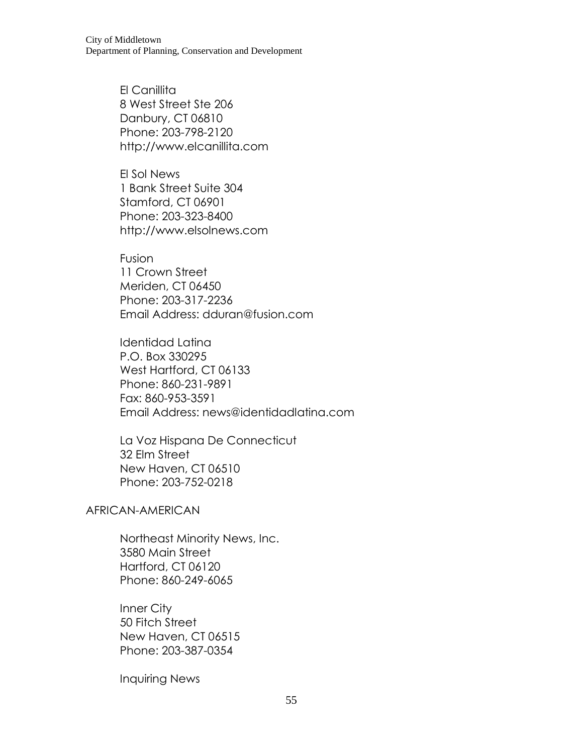El Canillita
8 West Street Ste 206
Danbury, CT 06810
Phone: 203-798-2120
http://www.elcanillita.com

El Sol News
1 Bank Street Suite 304
Stamford, CT 06901
Phone: 203-323-8400
http://www.elsolnews.com

Fusion
11 Crown Street
Meriden, CT 06450
Phone: 203-317-2236
Email Address: dduran@fusion.com

Identidad Latina
P.O. Box 330295
West Hartford, CT 06133
Phone: 860-231-9891
Fax: 860-953-3591
Email Address: news@identidadlatina.com

La Voz Hispana De Connecticut
32 Elm Street
New Haven, CT 06510
Phone: 203-752-0218

AFRICAN-AMERICAN

Northeast Minority News, Inc.
3580 Main Street
Hartford, CT 06120
Phone: 860-249-6065

Inner City
50 Fitch Street
New Haven, CT 06515
Phone: 203-387-0354

Inquiring News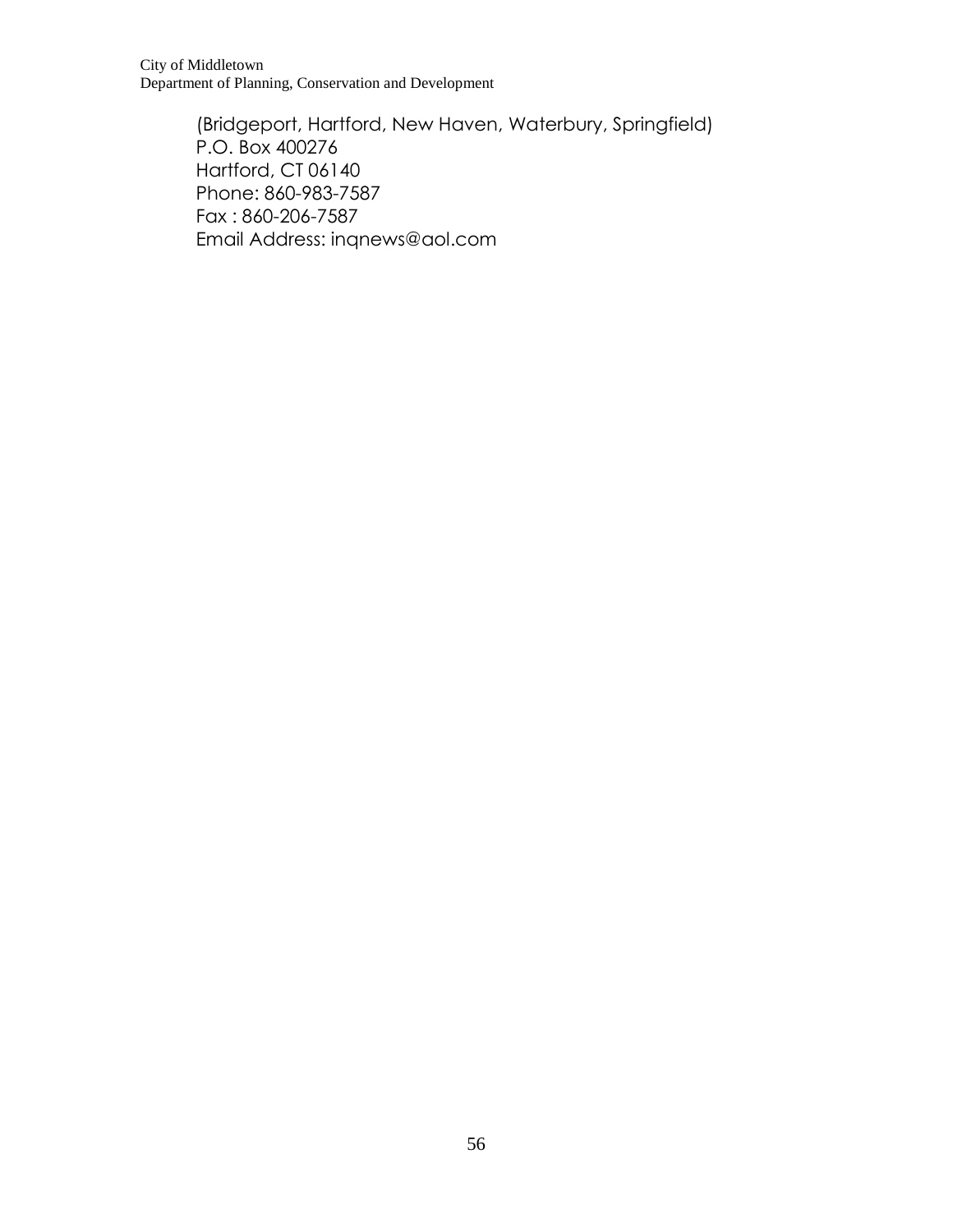(Bridgeport, Hartford, New Haven, Waterbury, Springfield)
P.O. Box 400276
Hartford, CT 06140
Phone: 860-983-7587
Fax : 860-206-7587
Email Address: inqnews@aol.com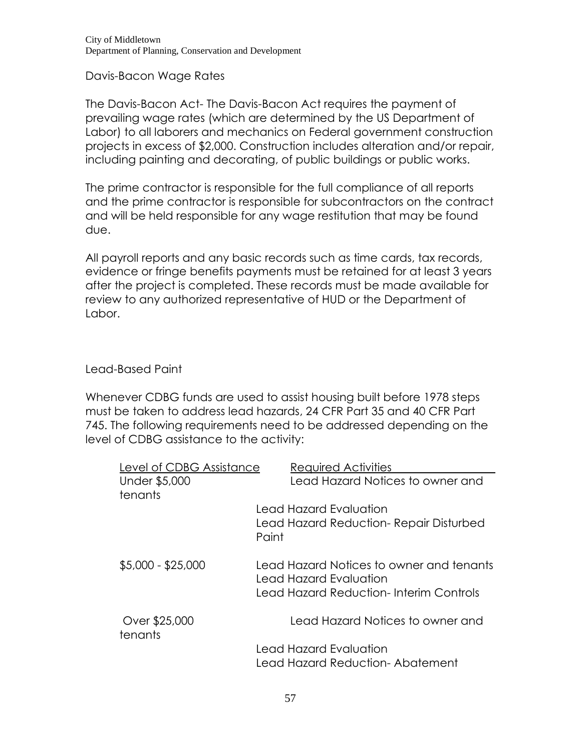## Davis-Bacon Wage Rates

The Davis-Bacon Act- The Davis-Bacon Act requires the payment of prevailing wage rates (which are determined by the US Department of Labor) to all laborers and mechanics on Federal government construction projects in excess of $2,000. Construction includes alteration and/or repair, including painting and decorating, of public buildings or public works.

The prime contractor is responsible for the full compliance of all reports and the prime contractor is responsible for subcontractors on the contract and will be held responsible for any wage restitution that may be found due.

All payroll reports and any basic records such as time cards, tax records, evidence or fringe benefits payments must be retained for at least 3 years after the project is completed. These records must be made available for review to any authorized representative of HUD or the Department of Labor.

## Lead-Based Paint

Whenever CDBG funds are used to assist housing built before 1978 steps must be taken to address lead hazards, 24 CFR Part 35 and 40 CFR Part 745. The following requirements need to be addressed depending on the level of CDBG assistance to the activity:

| Level of CDBG Assistance | Required Activities |
|---|---|
| Under $5,000 | Lead Hazard Notices to owner and tenants<br>Lead Hazard Evaluation<br>Lead Hazard Reduction- Repair Disturbed Paint |
| $5,000 - $25,000 | Lead Hazard Notices to owner and tenants<br>Lead Hazard Evaluation<br>Lead Hazard Reduction- Interim Controls |
| Over $25,000 | Lead Hazard Notices to owner and tenants<br>Lead Hazard Evaluation<br>Lead Hazard Reduction- Abatement |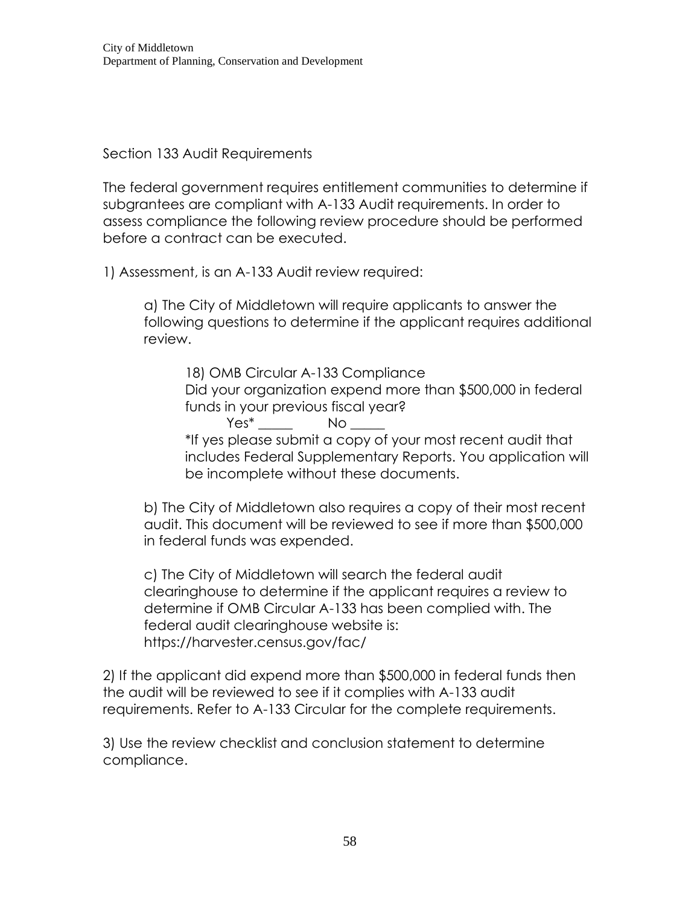City of Middletown
Department of Planning, Conservation and Development

## Section 133 Audit Requirements

The federal government requires entitlement communities to determine if subgrantees are compliant with A-133 Audit requirements. In order to assess compliance the following review procedure should be performed before a contract can be executed.

1) Assessment, is an A-133 Audit review required:

> a) The City of Middletown will require applicants to answer the following questions to determine if the applicant requires additional review.
>
> > 18) OMB Circular A-133 Compliance
> > Did your organization expend more than $500,000 in federal funds in your previous fiscal year?
> > Yes* _____ No _____
> > *If yes please submit a copy of your most recent audit that includes Federal Supplementary Reports. You application will be incomplete without these documents.
>
> b) The City of Middletown also requires a copy of their most recent audit. This document will be reviewed to see if more than $500,000 in federal funds was expended.
>
> c) The City of Middletown will search the federal audit clearinghouse to determine if the applicant requires a review to determine if OMB Circular A-133 has been complied with. The federal audit clearinghouse website is: https://harvester.census.gov/fac/

2) If the applicant did expend more than $500,000 in federal funds then the audit will be reviewed to see if it complies with A-133 audit requirements. Refer to A-133 Circular for the complete requirements.

3) Use the review checklist and conclusion statement to determine compliance.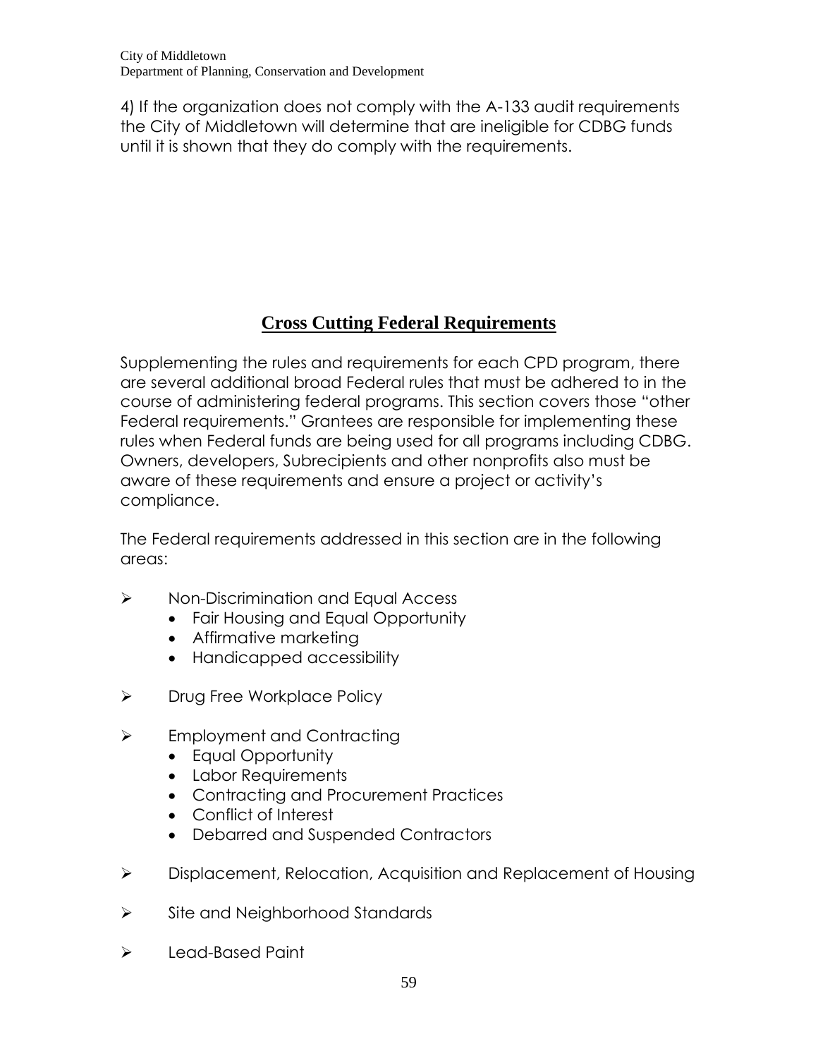4) If the organization does not comply with the A-133 audit requirements the City of Middletown will determine that are ineligible for CDBG funds until it is shown that they do comply with the requirements.

## Cross Cutting Federal Requirements

Supplementing the rules and requirements for each CPD program, there are several additional broad Federal rules that must be adhered to in the course of administering federal programs. This section covers those "other Federal requirements." Grantees are responsible for implementing these rules when Federal funds are being used for all programs including CDBG. Owners, developers, Subrecipients and other nonprofits also must be aware of these requirements and ensure a project or activity's compliance.

The Federal requirements addressed in this section are in the following areas:

- Non-Discrimination and Equal Access
  - Fair Housing and Equal Opportunity
  - Affirmative marketing
  - Handicapped accessibility
- Drug Free Workplace Policy
- Employment and Contracting
  - Equal Opportunity
  - Labor Requirements
  - Contracting and Procurement Practices
  - Conflict of Interest
  - Debarred and Suspended Contractors
- Displacement, Relocation, Acquisition and Replacement of Housing
- Site and Neighborhood Standards
- Lead-Based Paint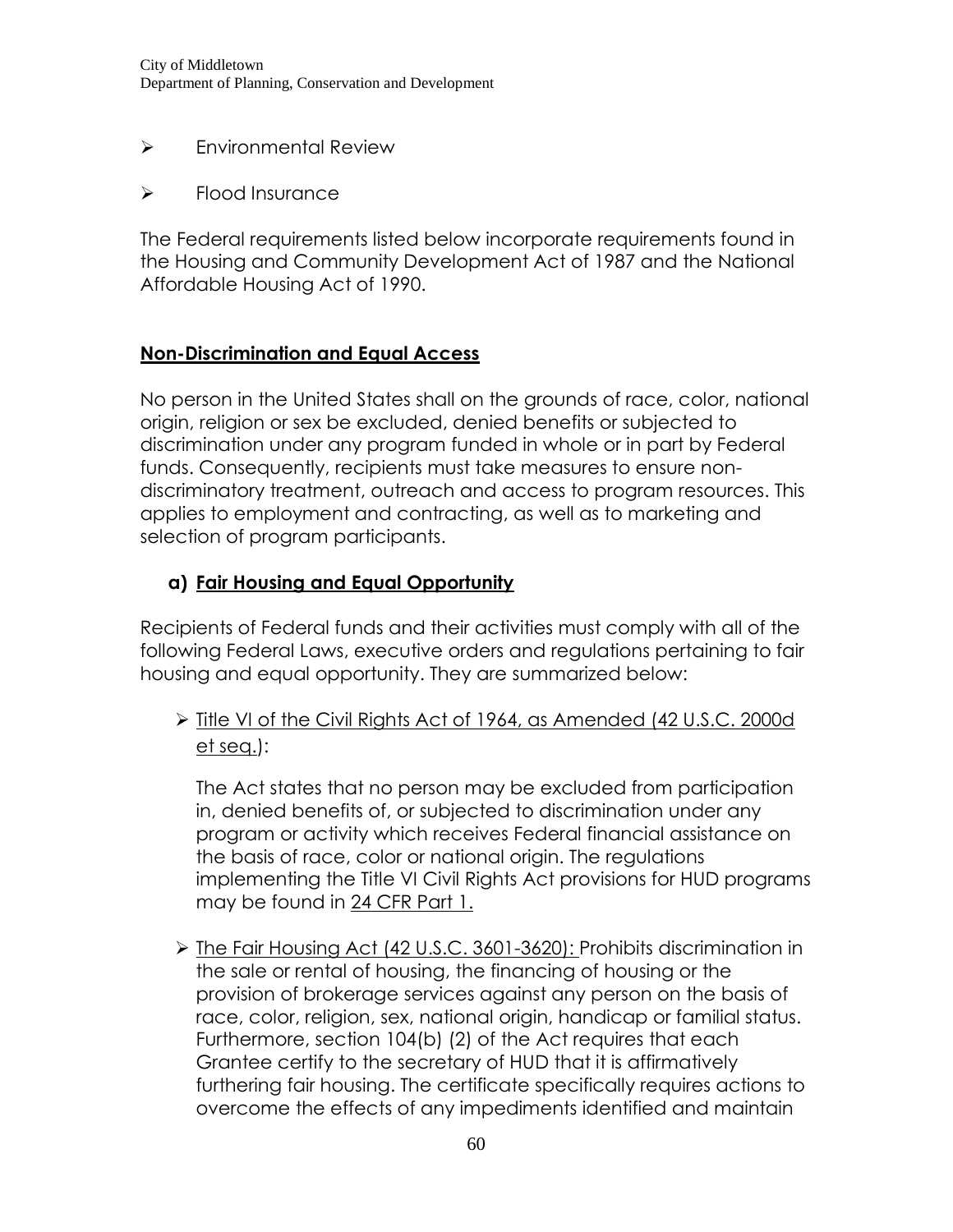- Environmental Review
- Flood Insurance

The Federal requirements listed below incorporate requirements found in the Housing and Community Development Act of 1987 and the National Affordable Housing Act of 1990.

## Non-Discrimination and Equal Access

No person in the United States shall on the grounds of race, color, national origin, religion or sex be excluded, denied benefits or subjected to discrimination under any program funded in whole or in part by Federal funds. Consequently, recipients must take measures to ensure non-discriminatory treatment, outreach and access to program resources. This applies to employment and contracting, as well as to marketing and selection of program participants.

### a) Fair Housing and Equal Opportunity

Recipients of Federal funds and their activities must comply with all of the following Federal Laws, executive orders and regulations pertaining to fair housing and equal opportunity. They are summarized below:

- Title VI of the Civil Rights Act of 1964, as Amended (42 U.S.C. 2000d et seq.):

  The Act states that no person may be excluded from participation in, denied benefits of, or subjected to discrimination under any program or activity which receives Federal financial assistance on the basis of race, color or national origin. The regulations implementing the Title VI Civil Rights Act provisions for HUD programs may be found in 24 CFR Part 1.

- The Fair Housing Act (42 U.S.C. 3601-3620): Prohibits discrimination in the sale or rental of housing, the financing of housing or the provision of brokerage services against any person on the basis of race, color, religion, sex, national origin, handicap or familial status. Furthermore, section 104(b) (2) of the Act requires that each Grantee certify to the secretary of HUD that it is affirmatively furthering fair housing. The certificate specifically requires actions to overcome the effects of any impediments identified and maintain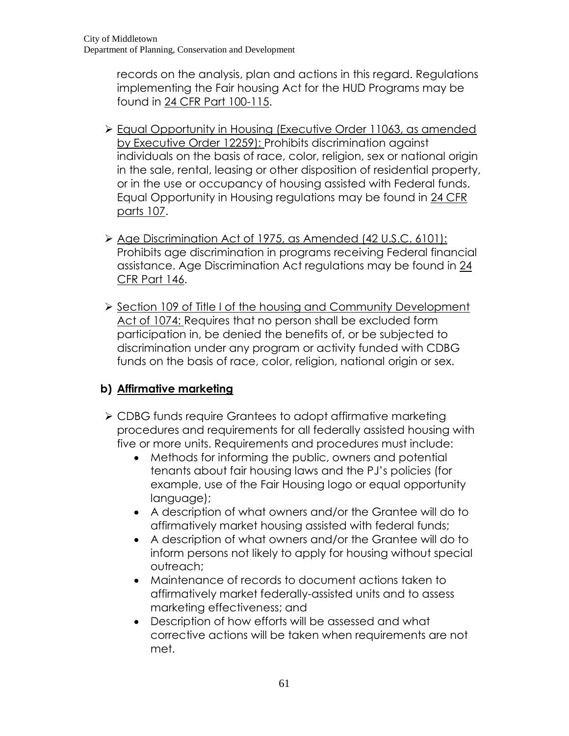records on the analysis, plan and actions in this regard. Regulations implementing the Fair housing Act for the HUD Programs may be found in 24 CFR Part 100-115.

- Equal Opportunity in Housing (Executive Order 11063, as amended by Executive Order 12259): Prohibits discrimination against individuals on the basis of race, color, religion, sex or national origin in the sale, rental, leasing or other disposition of residential property, or in the use or occupancy of housing assisted with Federal funds. Equal Opportunity in Housing regulations may be found in 24 CFR parts 107.
- Age Discrimination Act of 1975, as Amended (42 U.S.C. 6101): Prohibits age discrimination in programs receiving Federal financial assistance. Age Discrimination Act regulations may be found in 24 CFR Part 146.
- Section 109 of Title I of the housing and Community Development Act of 1074: Requires that no person shall be excluded form participation in, be denied the benefits of, or be subjected to discrimination under any program or activity funded with CDBG funds on the basis of race, color, religion, national origin or sex.

### b) Affirmative marketing

- CDBG funds require Grantees to adopt affirmative marketing procedures and requirements for all federally assisted housing with five or more units. Requirements and procedures must include:
  - Methods for informing the public, owners and potential tenants about fair housing laws and the PJ's policies (for example, use of the Fair Housing logo or equal opportunity language);
  - A description of what owners and/or the Grantee will do to affirmatively market housing assisted with federal funds;
  - A description of what owners and/or the Grantee will do to inform persons not likely to apply for housing without special outreach;
  - Maintenance of records to document actions taken to affirmatively market federally-assisted units and to assess marketing effectiveness; and
  - Description of how efforts will be assessed and what corrective actions will be taken when requirements are not met.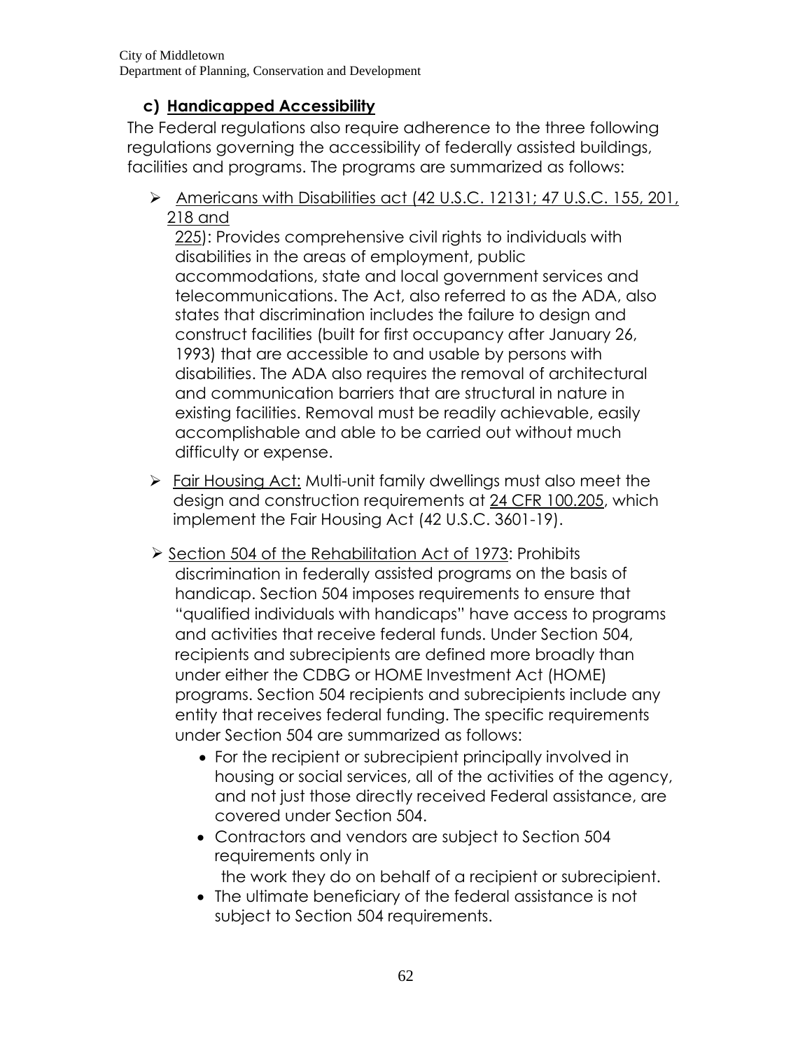### c) Handicapped Accessibility

The Federal regulations also require adherence to the three following regulations governing the accessibility of federally assisted buildings, facilities and programs. The programs are summarized as follows:

- Americans with Disabilities act (42 U.S.C. 12131; 47 U.S.C. 155, 201, 218 and 225): Provides comprehensive civil rights to individuals with disabilities in the areas of employment, public accommodations, state and local government services and telecommunications. The Act, also referred to as the ADA, also states that discrimination includes the failure to design and construct facilities (built for first occupancy after January 26, 1993) that are accessible to and usable by persons with disabilities. The ADA also requires the removal of architectural and communication barriers that are structural in nature in existing facilities. Removal must be readily achievable, easily accomplishable and able to be carried out without much difficulty or expense.
- Fair Housing Act: Multi-unit family dwellings must also meet the design and construction requirements at 24 CFR 100.205, which implement the Fair Housing Act (42 U.S.C. 3601-19).
- Section 504 of the Rehabilitation Act of 1973: Prohibits discrimination in federally assisted programs on the basis of handicap. Section 504 imposes requirements to ensure that "qualified individuals with handicaps" have access to programs and activities that receive federal funds. Under Section 504, recipients and subrecipients are defined more broadly than under either the CDBG or HOME Investment Act (HOME) programs. Section 504 recipients and subrecipients include any entity that receives federal funding. The specific requirements under Section 504 are summarized as follows:
  - For the recipient or subrecipient principally involved in housing or social services, all of the activities of the agency, and not just those directly received Federal assistance, are covered under Section 504.
  - Contractors and vendors are subject to Section 504 requirements only in the work they do on behalf of a recipient or subrecipient.
  - The ultimate beneficiary of the federal assistance is not subject to Section 504 requirements.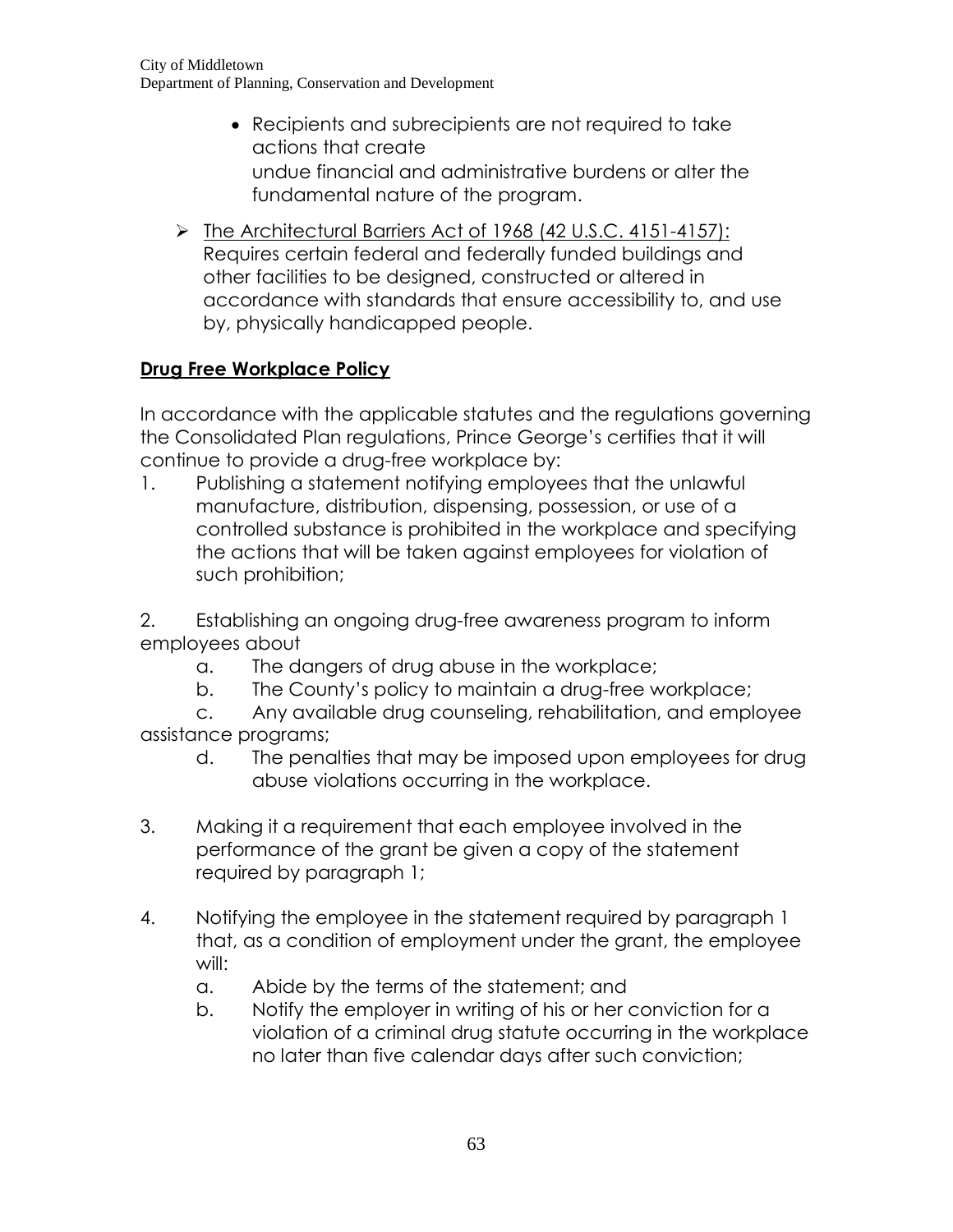- Recipients and subrecipients are not required to take actions that create undue financial and administrative burdens or alter the fundamental nature of the program.

- The Architectural Barriers Act of 1968 (42 U.S.C. 4151-4157): Requires certain federal and federally funded buildings and other facilities to be designed, constructed or altered in accordance with standards that ensure accessibility to, and use by, physically handicapped people.

## **Drug Free Workplace Policy**

In accordance with the applicable statutes and the regulations governing the Consolidated Plan regulations, Prince George's certifies that it will continue to provide a drug-free workplace by:

1. Publishing a statement notifying employees that the unlawful manufacture, distribution, dispensing, possession, or use of a controlled substance is prohibited in the workplace and specifying the actions that will be taken against employees for violation of such prohibition;

2. Establishing an ongoing drug-free awareness program to inform employees about
   a. The dangers of drug abuse in the workplace;
   b. The County's policy to maintain a drug-free workplace;
   c. Any available drug counseling, rehabilitation, and employee assistance programs;
   d. The penalties that may be imposed upon employees for drug abuse violations occurring in the workplace.

3. Making it a requirement that each employee involved in the performance of the grant be given a copy of the statement required by paragraph 1;

4. Notifying the employee in the statement required by paragraph 1 that, as a condition of employment under the grant, the employee will:
   a. Abide by the terms of the statement; and
   b. Notify the employer in writing of his or her conviction for a violation of a criminal drug statute occurring in the workplace no later than five calendar days after such conviction;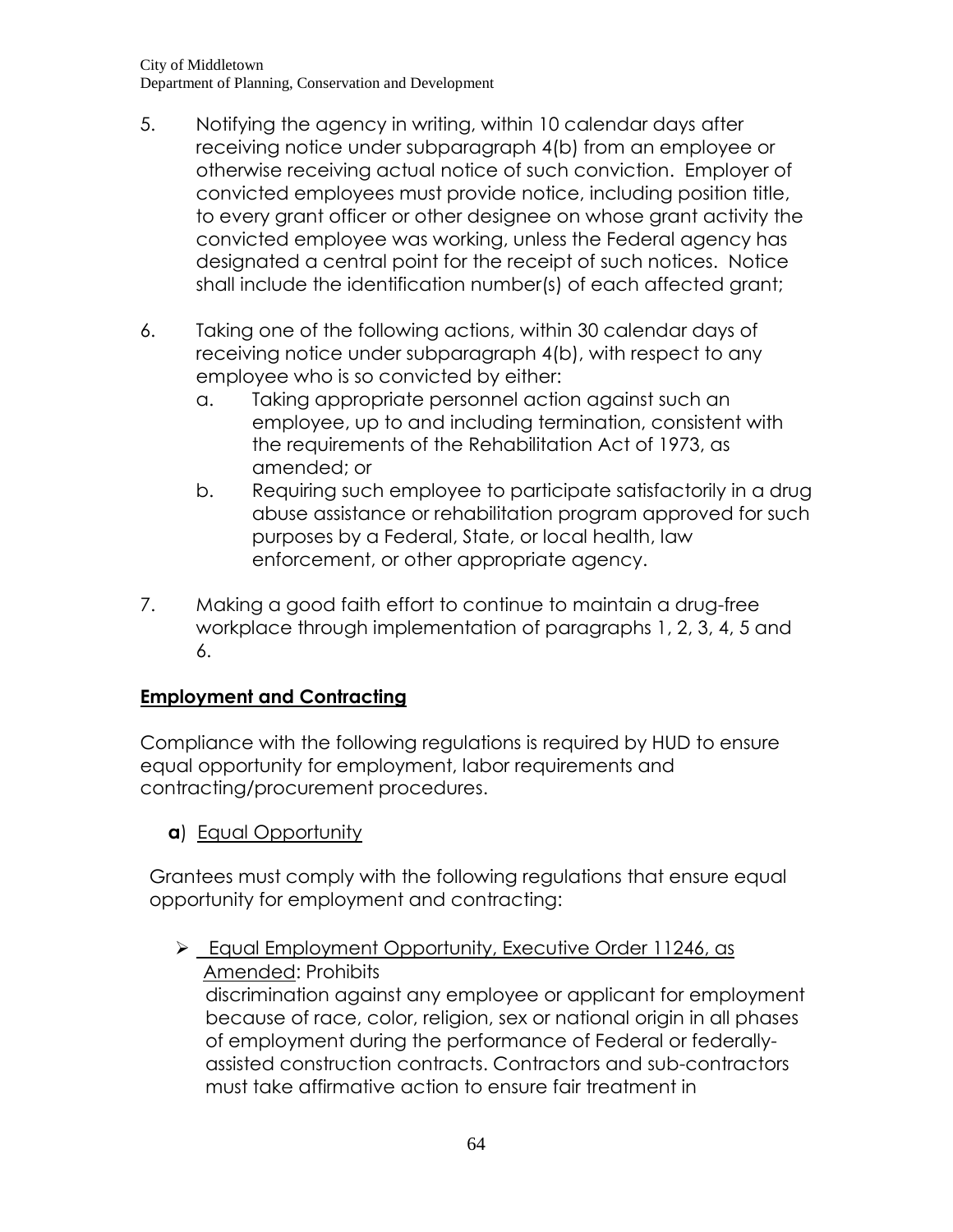5. Notifying the agency in writing, within 10 calendar days after receiving notice under subparagraph 4(b) from an employee or otherwise receiving actual notice of such conviction. Employer of convicted employees must provide notice, including position title, to every grant officer or other designee on whose grant activity the convicted employee was working, unless the Federal agency has designated a central point for the receipt of such notices. Notice shall include the identification number(s) of each affected grant;

6. Taking one of the following actions, within 30 calendar days of receiving notice under subparagraph 4(b), with respect to any employee who is so convicted by either:
   a. Taking appropriate personnel action against such an employee, up to and including termination, consistent with the requirements of the Rehabilitation Act of 1973, as amended; or
   b. Requiring such employee to participate satisfactorily in a drug abuse assistance or rehabilitation program approved for such purposes by a Federal, State, or local health, law enforcement, or other appropriate agency.

7. Making a good faith effort to continue to maintain a drug-free workplace through implementation of paragraphs 1, 2, 3, 4, 5 and 6.

## Employment and Contracting

Compliance with the following regulations is required by HUD to ensure equal opportunity for employment, labor requirements and contracting/procurement procedures.

**a**) Equal Opportunity

Grantees must comply with the following regulations that ensure equal opportunity for employment and contracting:

- Equal Employment Opportunity, Executive Order 11246, as Amended: Prohibits discrimination against any employee or applicant for employment because of race, color, religion, sex or national origin in all phases of employment during the performance of Federal or federally-assisted construction contracts. Contractors and sub-contractors must take affirmative action to ensure fair treatment in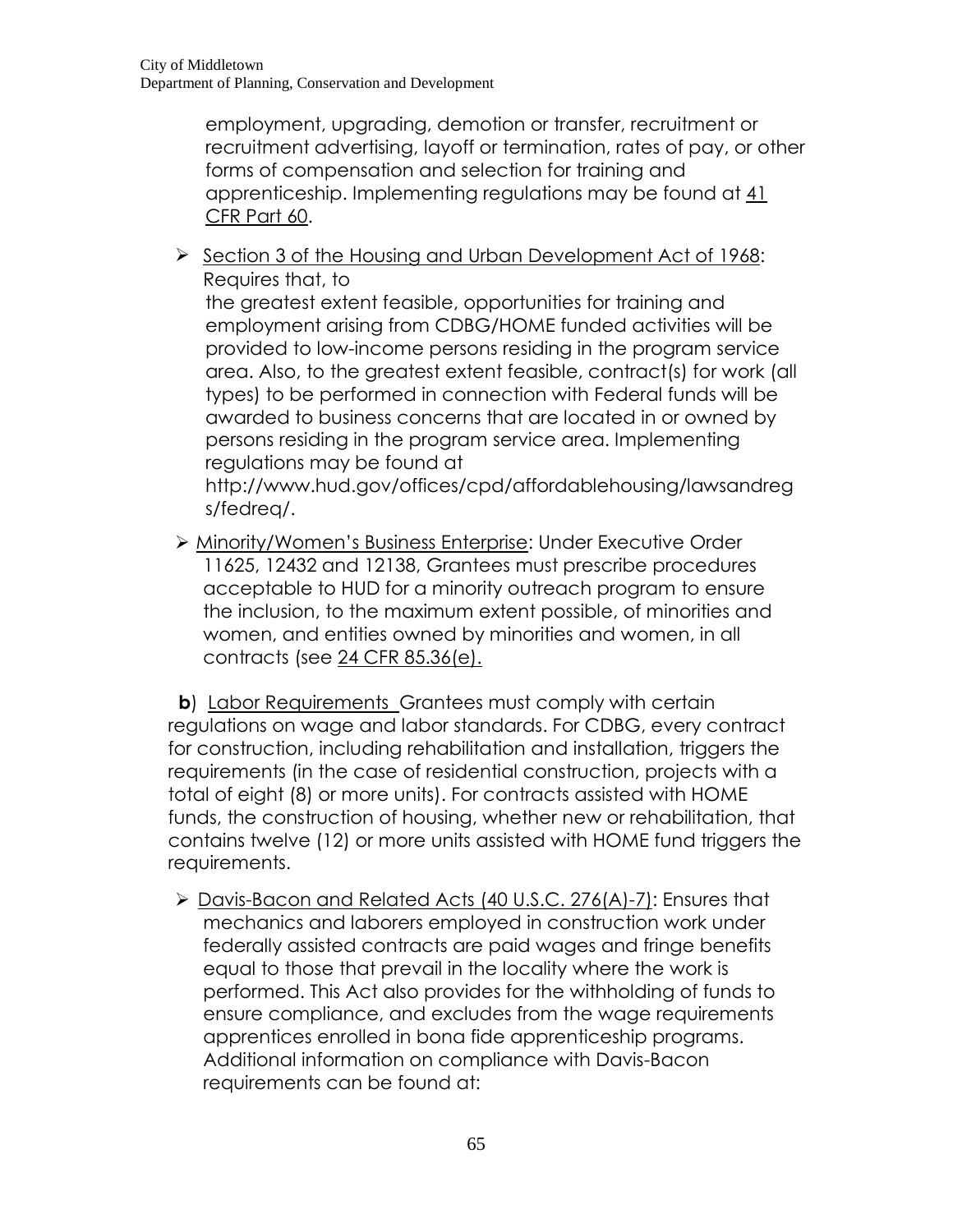employment, upgrading, demotion or transfer, recruitment or recruitment advertising, layoff or termination, rates of pay, or other forms of compensation and selection for training and apprenticeship. Implementing regulations may be found at 41 CFR Part 60.

- Section 3 of the Housing and Urban Development Act of 1968: Requires that, to the greatest extent feasible, opportunities for training and employment arising from CDBG/HOME funded activities will be provided to low-income persons residing in the program service area. Also, to the greatest extent feasible, contract(s) for work (all types) to be performed in connection with Federal funds will be awarded to business concerns that are located in or owned by persons residing in the program service area. Implementing regulations may be found at http://www.hud.gov/offices/cpd/affordablehousing/lawsandregs/fedreq/.
- Minority/Women's Business Enterprise: Under Executive Order 11625, 12432 and 12138, Grantees must prescribe procedures acceptable to HUD for a minority outreach program to ensure the inclusion, to the maximum extent possible, of minorities and women, and entities owned by minorities and women, in all contracts (see 24 CFR 85.36(e).

**b**) Labor Requirements Grantees must comply with certain regulations on wage and labor standards. For CDBG, every contract for construction, including rehabilitation and installation, triggers the requirements (in the case of residential construction, projects with a total of eight (8) or more units). For contracts assisted with HOME funds, the construction of housing, whether new or rehabilitation, that contains twelve (12) or more units assisted with HOME fund triggers the requirements.

- Davis-Bacon and Related Acts (40 U.S.C. 276(A)-7): Ensures that mechanics and laborers employed in construction work under federally assisted contracts are paid wages and fringe benefits equal to those that prevail in the locality where the work is performed. This Act also provides for the withholding of funds to ensure compliance, and excludes from the wage requirements apprentices enrolled in bona fide apprenticeship programs. Additional information on compliance with Davis-Bacon requirements can be found at: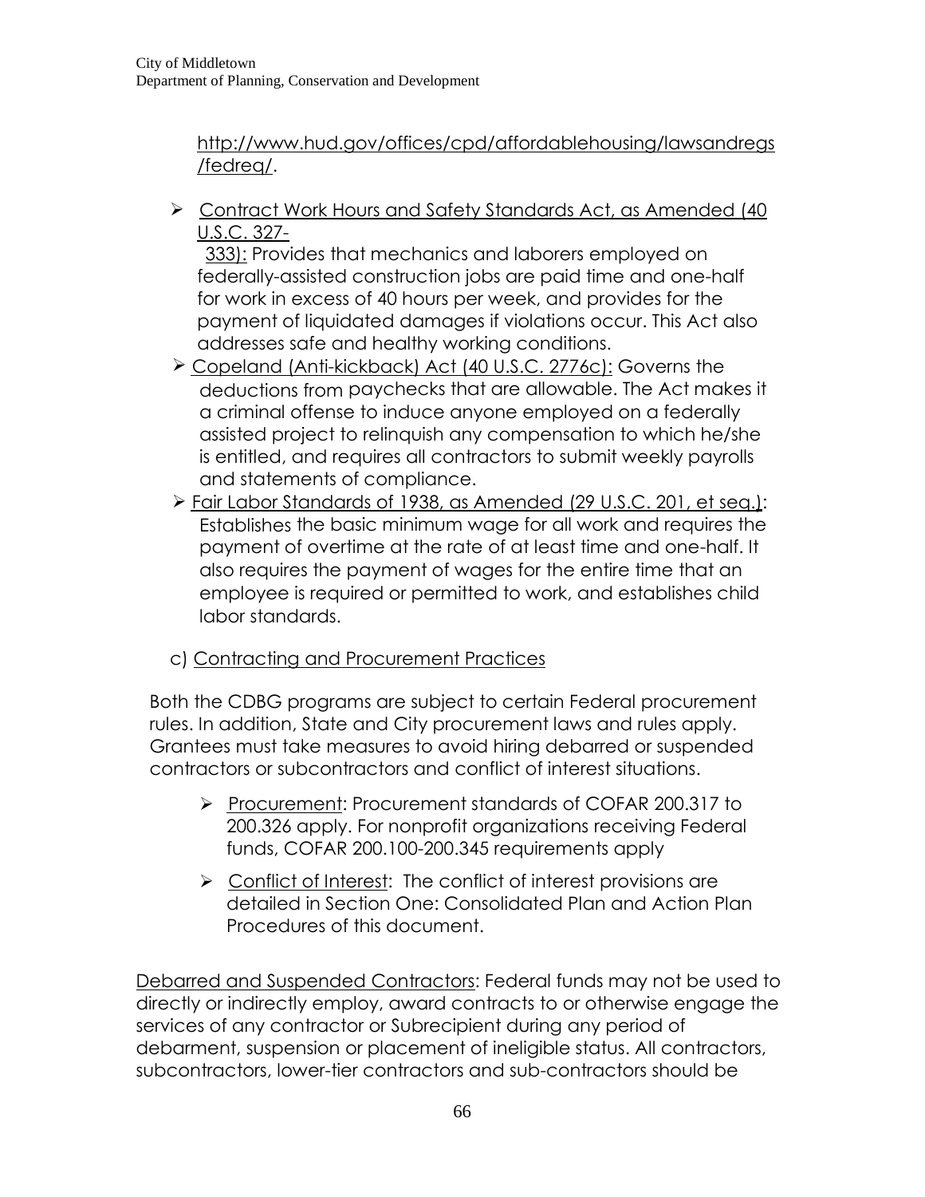http://www.hud.gov/offices/cpd/affordablehousing/lawsandregs/fedreq/.

- Contract Work Hours and Safety Standards Act, as Amended (40 U.S.C. 327-333): Provides that mechanics and laborers employed on federally-assisted construction jobs are paid time and one-half for work in excess of 40 hours per week, and provides for the payment of liquidated damages if violations occur. This Act also addresses safe and healthy working conditions.
- Copeland (Anti-kickback) Act (40 U.S.C. 2776c): Governs the deductions from paychecks that are allowable. The Act makes it a criminal offense to induce anyone employed on a federally assisted project to relinquish any compensation to which he/she is entitled, and requires all contractors to submit weekly payrolls and statements of compliance.
- Fair Labor Standards of 1938, as Amended (29 U.S.C. 201, et seq.): Establishes the basic minimum wage for all work and requires the payment of overtime at the rate of at least time and one-half. It also requires the payment of wages for the entire time that an employee is required or permitted to work, and establishes child labor standards.

c) Contracting and Procurement Practices

Both the CDBG programs are subject to certain Federal procurement rules. In addition, State and City procurement laws and rules apply. Grantees must take measures to avoid hiring debarred or suspended contractors or subcontractors and conflict of interest situations.

- Procurement: Procurement standards of COFAR 200.317 to 200.326 apply. For nonprofit organizations receiving Federal funds, COFAR 200.100-200.345 requirements apply
- Conflict of Interest: The conflict of interest provisions are detailed in Section One: Consolidated Plan and Action Plan Procedures of this document.

Debarred and Suspended Contractors: Federal funds may not be used to directly or indirectly employ, award contracts to or otherwise engage the services of any contractor or Subrecipient during any period of debarment, suspension or placement of ineligible status. All contractors, subcontractors, lower-tier contractors and sub-contractors should be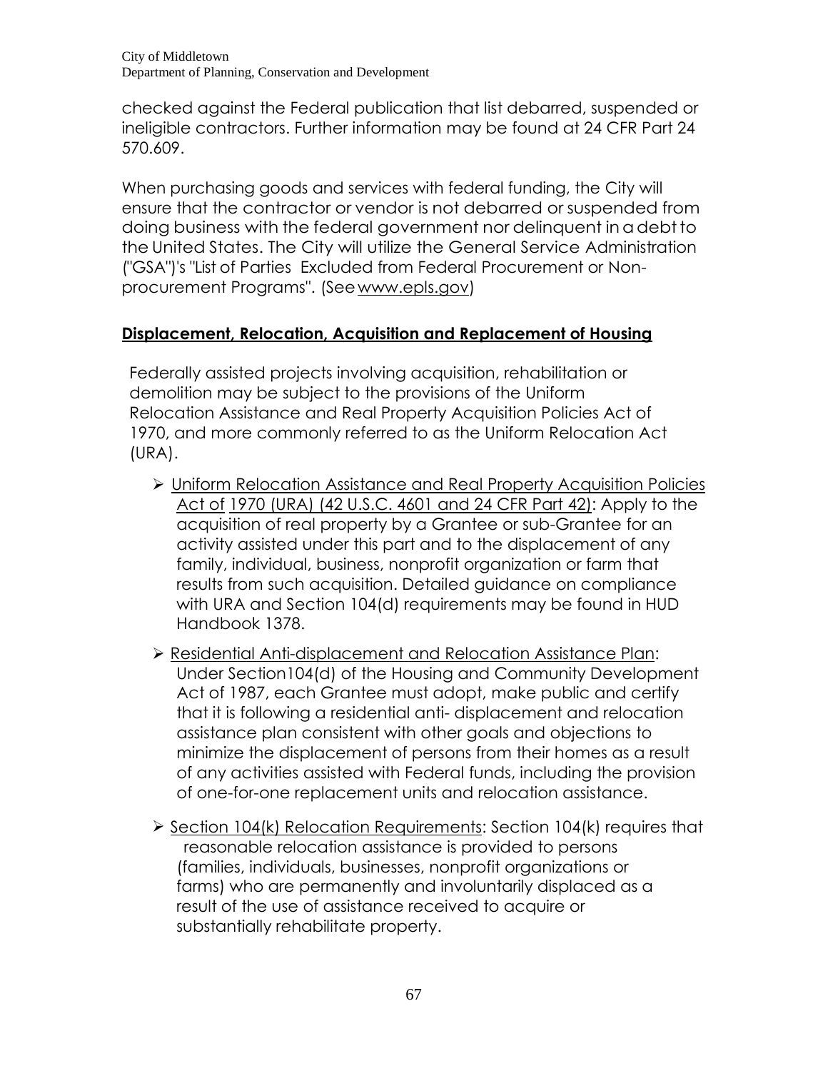checked against the Federal publication that list debarred, suspended or ineligible contractors. Further information may be found at 24 CFR Part 24 570.609.

When purchasing goods and services with federal funding, the City will ensure that the contractor or vendor is not debarred or suspended from doing business with the federal government nor delinquent in a debt to the United States. The City will utilize the General Service Administration ("GSA")'s "List of Parties Excluded from Federal Procurement or Non-procurement Programs". (See www.epls.gov)

## Displacement, Relocation, Acquisition and Replacement of Housing

Federally assisted projects involving acquisition, rehabilitation or demolition may be subject to the provisions of the Uniform Relocation Assistance and Real Property Acquisition Policies Act of 1970, and more commonly referred to as the Uniform Relocation Act (URA).

- Uniform Relocation Assistance and Real Property Acquisition Policies Act of 1970 (URA) (42 U.S.C. 4601 and 24 CFR Part 42): Apply to the acquisition of real property by a Grantee or sub-Grantee for an activity assisted under this part and to the displacement of any family, individual, business, nonprofit organization or farm that results from such acquisition. Detailed guidance on compliance with URA and Section 104(d) requirements may be found in HUD Handbook 1378.
- Residential Anti-displacement and Relocation Assistance Plan: Under Section104(d) of the Housing and Community Development Act of 1987, each Grantee must adopt, make public and certify that it is following a residential anti- displacement and relocation assistance plan consistent with other goals and objections to minimize the displacement of persons from their homes as a result of any activities assisted with Federal funds, including the provision of one-for-one replacement units and relocation assistance.
- Section 104(k) Relocation Requirements: Section 104(k) requires that reasonable relocation assistance is provided to persons (families, individuals, businesses, nonprofit organizations or farms) who are permanently and involuntarily displaced as a result of the use of assistance received to acquire or substantially rehabilitate property.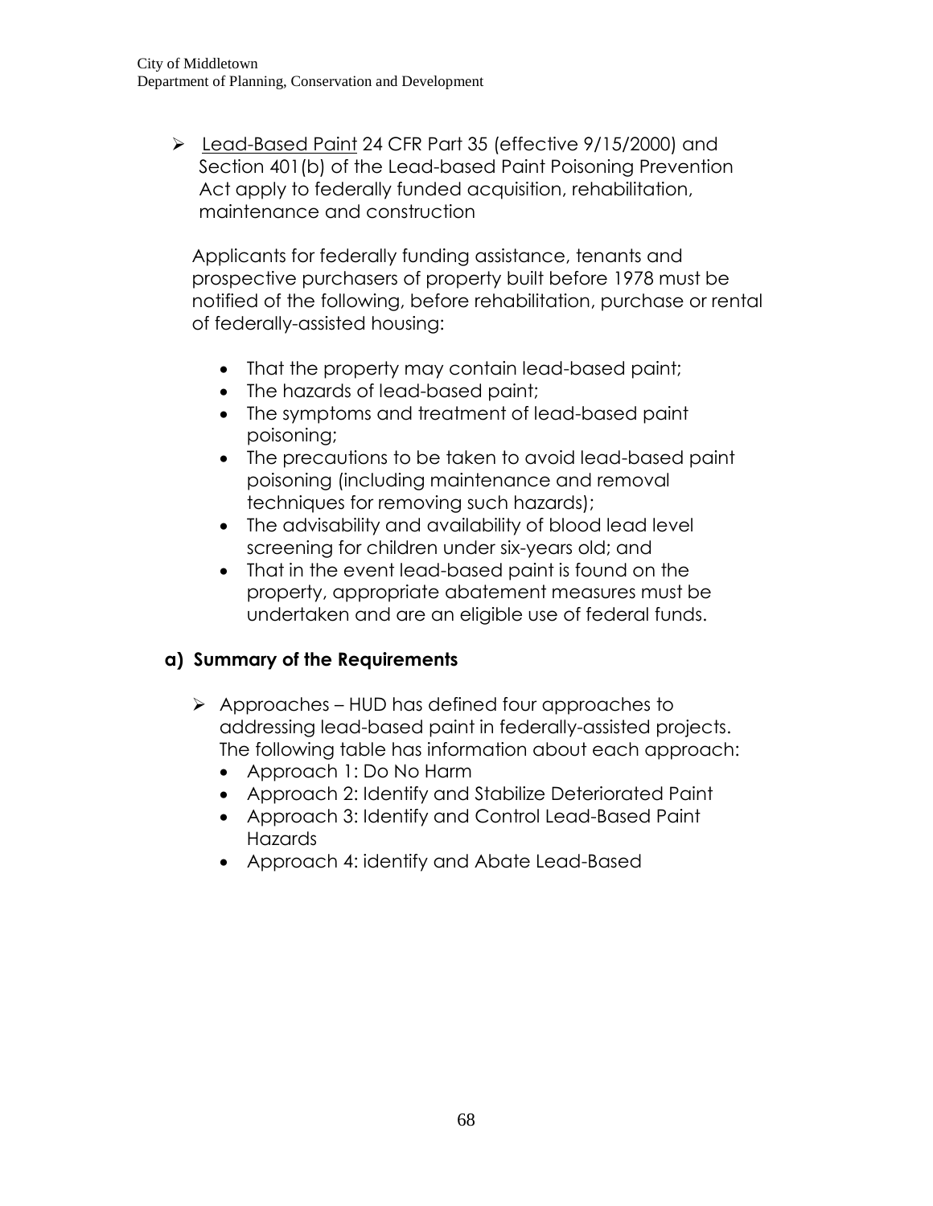- Lead-Based Paint 24 CFR Part 35 (effective 9/15/2000) and Section 401(b) of the Lead-based Paint Poisoning Prevention Act apply to federally funded acquisition, rehabilitation, maintenance and construction

  Applicants for federally funding assistance, tenants and prospective purchasers of property built before 1978 must be notified of the following, before rehabilitation, purchase or rental of federally-assisted housing:

  - That the property may contain lead-based paint;
  - The hazards of lead-based paint;
  - The symptoms and treatment of lead-based paint poisoning;
  - The precautions to be taken to avoid lead-based paint poisoning (including maintenance and removal techniques for removing such hazards);
  - The advisability and availability of blood lead level screening for children under six-years old; and
  - That in the event lead-based paint is found on the property, appropriate abatement measures must be undertaken and are an eligible use of federal funds.

### a) Summary of the Requirements

- Approaches – HUD has defined four approaches to addressing lead-based paint in federally-assisted projects. The following table has information about each approach:
  - Approach 1: Do No Harm
  - Approach 2: Identify and Stabilize Deteriorated Paint
  - Approach 3: Identify and Control Lead-Based Paint Hazards
  - Approach 4: identify and Abate Lead-Based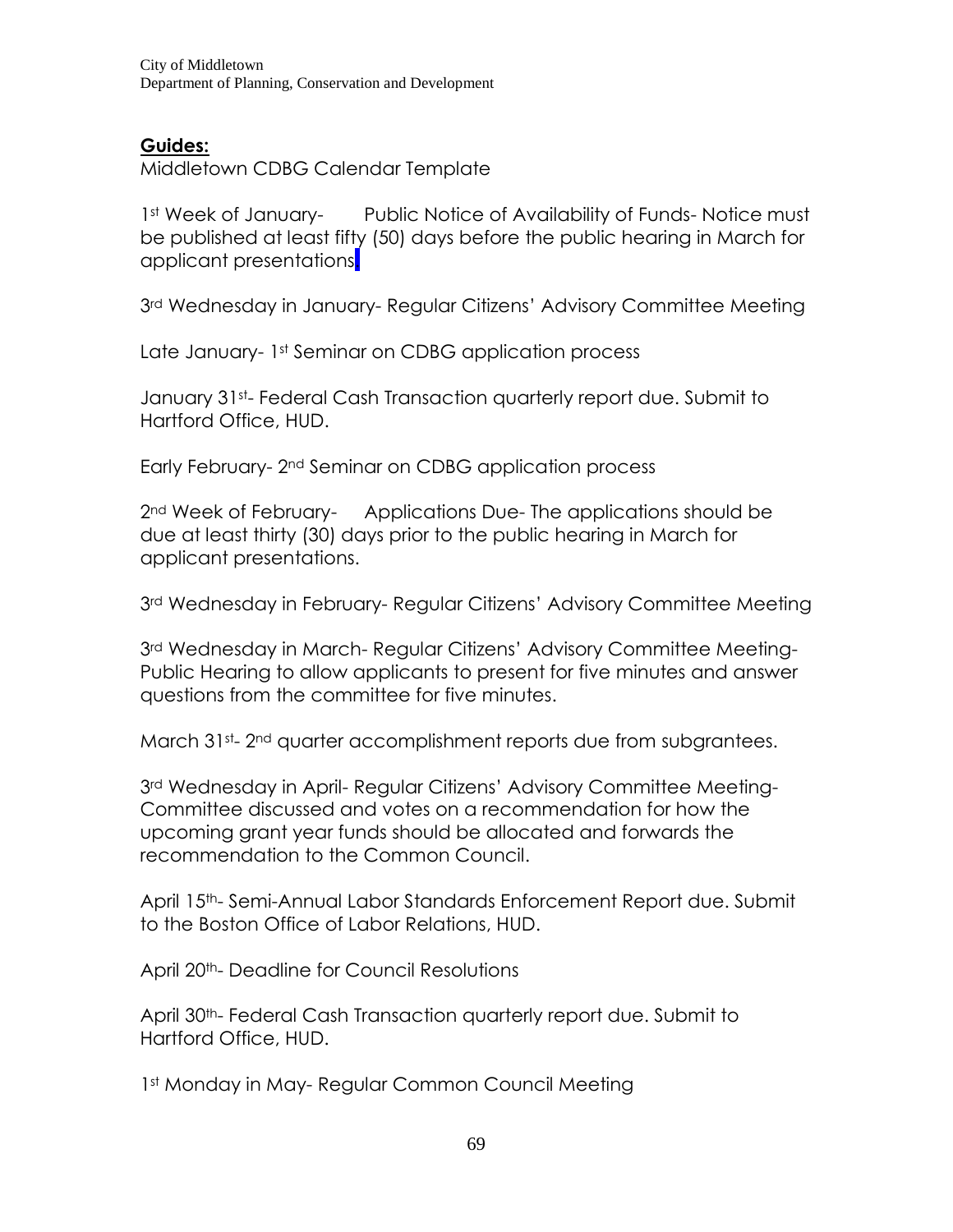**Guides:**

Middletown CDBG Calendar Template

1st Week of January- Public Notice of Availability of Funds- Notice must be published at least fifty (50) days before the public hearing in March for applicant presentations.

3rd Wednesday in January- Regular Citizens' Advisory Committee Meeting

Late January- 1st Seminar on CDBG application process

January 31st- Federal Cash Transaction quarterly report due. Submit to Hartford Office, HUD.

Early February- 2nd Seminar on CDBG application process

2nd Week of February- Applications Due- The applications should be due at least thirty (30) days prior to the public hearing in March for applicant presentations.

3rd Wednesday in February- Regular Citizens' Advisory Committee Meeting

3rd Wednesday in March- Regular Citizens' Advisory Committee Meeting- Public Hearing to allow applicants to present for five minutes and answer questions from the committee for five minutes.

March 31st- 2nd quarter accomplishment reports due from subgrantees.

3rd Wednesday in April- Regular Citizens' Advisory Committee Meeting- Committee discussed and votes on a recommendation for how the upcoming grant year funds should be allocated and forwards the recommendation to the Common Council.

April 15th- Semi-Annual Labor Standards Enforcement Report due. Submit to the Boston Office of Labor Relations, HUD.

April 20th- Deadline for Council Resolutions

April 30th- Federal Cash Transaction quarterly report due. Submit to Hartford Office, HUD.

1st Monday in May- Regular Common Council Meeting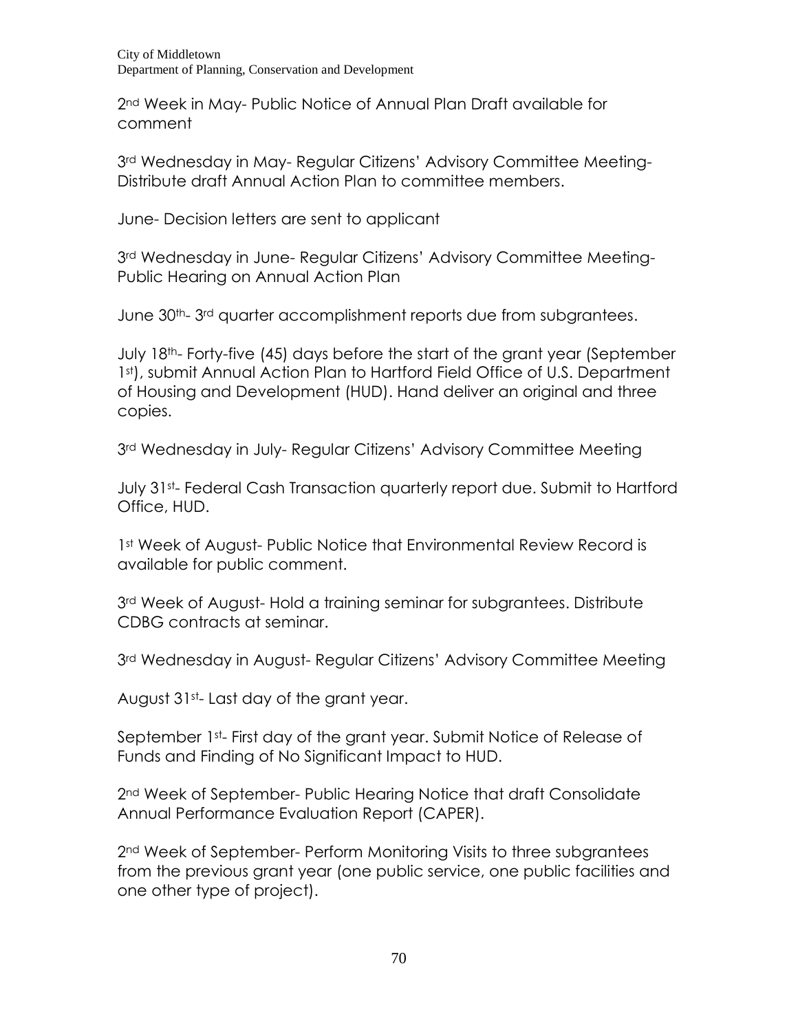2nd Week in May- Public Notice of Annual Plan Draft available for comment

3rd Wednesday in May- Regular Citizens' Advisory Committee Meeting- Distribute draft Annual Action Plan to committee members.

June- Decision letters are sent to applicant

3rd Wednesday in June- Regular Citizens' Advisory Committee Meeting- Public Hearing on Annual Action Plan

June 30th- 3rd quarter accomplishment reports due from subgrantees.

July 18th- Forty-five (45) days before the start of the grant year (September 1st), submit Annual Action Plan to Hartford Field Office of U.S. Department of Housing and Development (HUD). Hand deliver an original and three copies.

3rd Wednesday in July- Regular Citizens' Advisory Committee Meeting

July 31st- Federal Cash Transaction quarterly report due. Submit to Hartford Office, HUD.

1st Week of August- Public Notice that Environmental Review Record is available for public comment.

3rd Week of August- Hold a training seminar for subgrantees. Distribute CDBG contracts at seminar.

3rd Wednesday in August- Regular Citizens' Advisory Committee Meeting

August 31st- Last day of the grant year.

September 1st- First day of the grant year. Submit Notice of Release of Funds and Finding of No Significant Impact to HUD.

2nd Week of September- Public Hearing Notice that draft Consolidate Annual Performance Evaluation Report (CAPER).

2nd Week of September- Perform Monitoring Visits to three subgrantees from the previous grant year (one public service, one public facilities and one other type of project).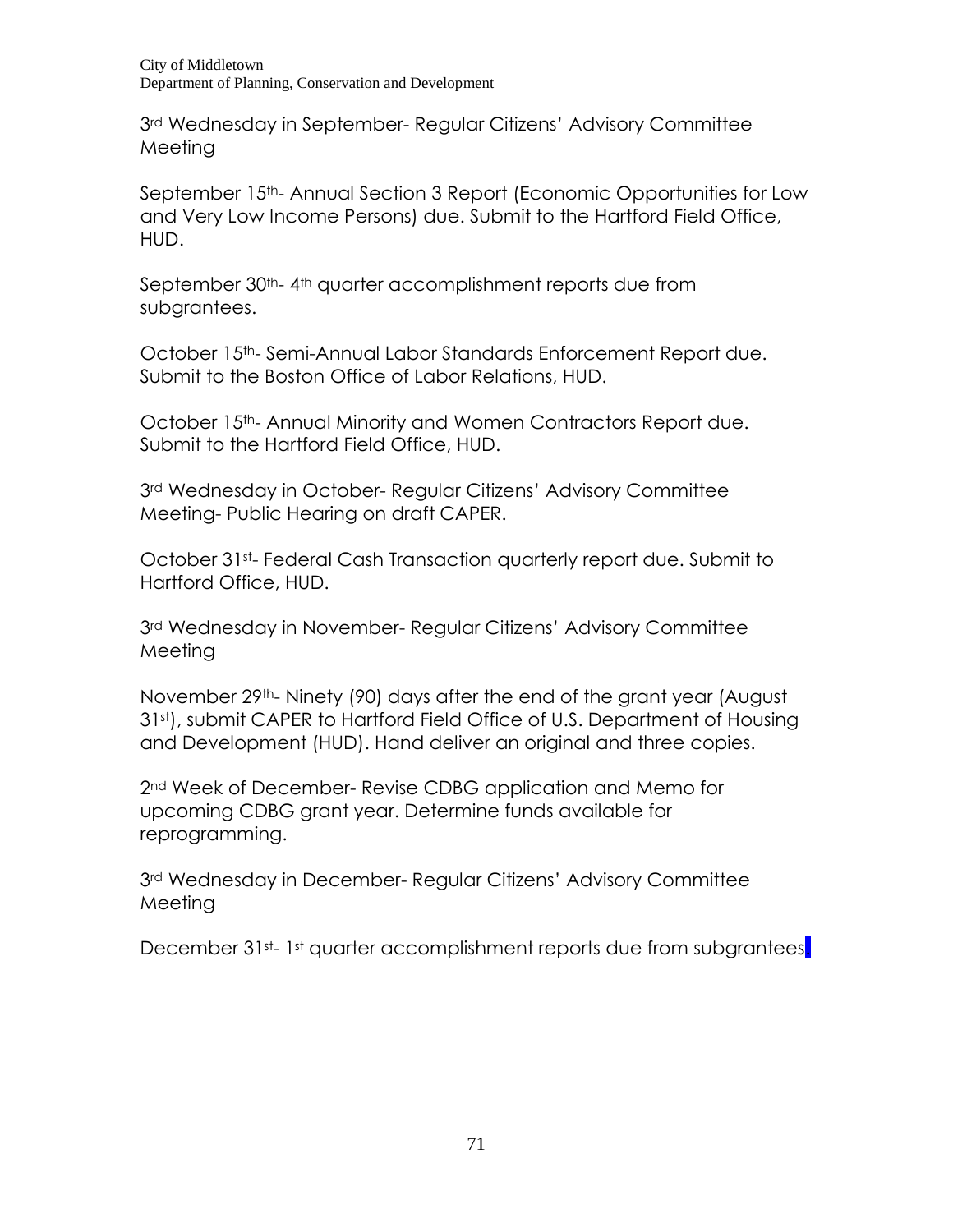3rd Wednesday in September- Regular Citizens' Advisory Committee Meeting

September 15th- Annual Section 3 Report (Economic Opportunities for Low and Very Low Income Persons) due. Submit to the Hartford Field Office, HUD.

September 30th- 4th quarter accomplishment reports due from subgrantees.

October 15th- Semi-Annual Labor Standards Enforcement Report due. Submit to the Boston Office of Labor Relations, HUD.

October 15th- Annual Minority and Women Contractors Report due. Submit to the Hartford Field Office, HUD.

3rd Wednesday in October- Regular Citizens' Advisory Committee Meeting- Public Hearing on draft CAPER.

October 31st- Federal Cash Transaction quarterly report due. Submit to Hartford Office, HUD.

3rd Wednesday in November- Regular Citizens' Advisory Committee Meeting

November 29th- Ninety (90) days after the end of the grant year (August 31st), submit CAPER to Hartford Field Office of U.S. Department of Housing and Development (HUD). Hand deliver an original and three copies.

2nd Week of December- Revise CDBG application and Memo for upcoming CDBG grant year. Determine funds available for reprogramming.

3rd Wednesday in December- Regular Citizens' Advisory Committee Meeting

December 31st- 1st quarter accomplishment reports due from subgrantees.